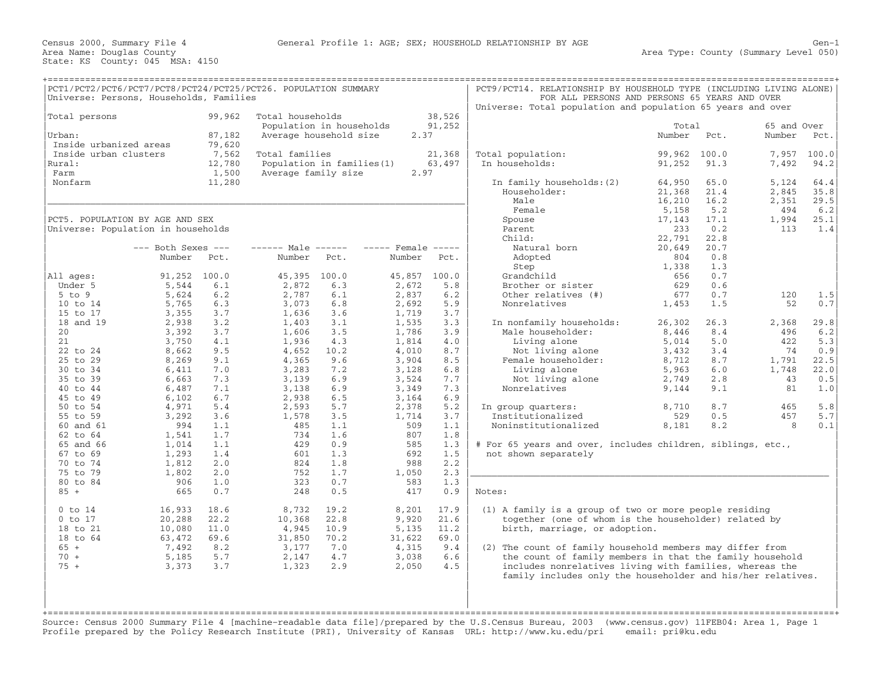Census 2000, Summary File 4 — General Profile 1: AGE; SEX; HOUSEHOLD RELATIONSHIP BY AGE — Gen-1

Area Name: Douglas County — Area Type: County (Summary Level 050)

State: KS County: 045 MSA: 4150

## PCT1/PCT2/PCT6/PCT7/PCT8/PCT24/PCT25/PCT26. POPULATION SUMMARY

Universe: Persons, Households, Families

| | | | |
|---|---|---|---|
| Total persons | 99,962 | Total households | 38,526 |
| | | Population in households | 91,252 |
| Urban: | 87,182 | Average household size | 2.37 |
| Inside urbanized areas | 79,620 | | |
| Inside urban clusters | 7,562 | Total families | 21,368 |
| Rural: | 12,780 | Population in families(1) | 63,497 |
| Farm | 1,500 | Average family size | 2.97 |
| Nonfarm | 11,280 | | |

## PCT5. POPULATION BY AGE AND SEX

Universe: Population in households

| | Both Sexes Number | Both Sexes Pct. | Male Number | Male Pct. | Female Number | Female Pct. |
|---|---|---|---|---|---|---|
| All ages: | 91,252 | 100.0 | 45,395 | 100.0 | 45,857 | 100.0 |
| Under 5 | 5,544 | 6.1 | 2,872 | 6.3 | 2,672 | 5.8 |
| 5 to 9 | 5,624 | 6.2 | 2,787 | 6.1 | 2,837 | 6.2 |
| 10 to 14 | 5,765 | 6.3 | 3,073 | 6.8 | 2,692 | 5.9 |
| 15 to 17 | 3,355 | 3.7 | 1,636 | 3.6 | 1,719 | 3.7 |
| 18 and 19 | 2,938 | 3.2 | 1,403 | 3.1 | 1,535 | 3.3 |
| 20 | 3,392 | 3.7 | 1,606 | 3.5 | 1,786 | 3.9 |
| 21 | 3,750 | 4.1 | 1,936 | 4.3 | 1,814 | 4.0 |
| 22 to 24 | 8,662 | 9.5 | 4,652 | 10.2 | 4,010 | 8.7 |
| 25 to 29 | 8,269 | 9.1 | 4,365 | 9.6 | 3,904 | 8.5 |
| 30 to 34 | 6,411 | 7.0 | 3,283 | 7.2 | 3,128 | 6.8 |
| 35 to 39 | 6,663 | 7.3 | 3,139 | 6.9 | 3,524 | 7.7 |
| 40 to 44 | 6,487 | 7.1 | 3,138 | 6.9 | 3,349 | 7.3 |
| 45 to 49 | 6,102 | 6.7 | 2,938 | 6.5 | 3,164 | 6.9 |
| 50 to 54 | 4,971 | 5.4 | 2,593 | 5.7 | 2,378 | 5.2 |
| 55 to 59 | 3,292 | 3.6 | 1,578 | 3.5 | 1,714 | 3.7 |
| 60 and 61 | 994 | 1.1 | 485 | 1.1 | 509 | 1.1 |
| 62 to 64 | 1,541 | 1.7 | 734 | 1.6 | 807 | 1.8 |
| 65 and 66 | 1,014 | 1.1 | 429 | 0.9 | 585 | 1.3 |
| 67 to 69 | 1,293 | 1.4 | 601 | 1.3 | 692 | 1.5 |
| 70 to 74 | 1,812 | 2.0 | 824 | 1.8 | 988 | 2.2 |
| 75 to 79 | 1,802 | 2.0 | 752 | 1.7 | 1,050 | 2.3 |
| 80 to 84 | 906 | 1.0 | 323 | 0.7 | 583 | 1.3 |
| 85 + | 665 | 0.7 | 248 | 0.5 | 417 | 0.9 |
| 0 to 14 | 16,933 | 18.6 | 8,732 | 19.2 | 8,201 | 17.9 |
| 0 to 17 | 20,288 | 22.2 | 10,368 | 22.8 | 9,920 | 21.6 |
| 18 to 21 | 10,080 | 11.0 | 4,945 | 10.9 | 5,135 | 11.2 |
| 18 to 64 | 63,472 | 69.6 | 31,850 | 70.2 | 31,622 | 69.0 |
| 65 + | 7,492 | 8.2 | 3,177 | 7.0 | 4,315 | 9.4 |
| 70 + | 5,185 | 5.7 | 2,147 | 4.7 | 3,038 | 6.6 |
| 75 + | 3,373 | 3.7 | 1,323 | 2.9 | 2,050 | 4.5 |

## PCT9/PCT14. RELATIONSHIP BY HOUSEHOLD TYPE (INCLUDING LIVING ALONE) FOR ALL PERSONS AND PERSONS 65 YEARS AND OVER

Universe: Total population and population 65 years and over

| | Total Number | Total Pct. | 65 and Over Number | 65 and Over Pct. |
|---|---|---|---|---|
| Total population: | 99,962 | 100.0 | 7,957 | 100.0 |
| In households: | 91,252 | 91.3 | 7,492 | 94.2 |
| In family households:(2) | 64,950 | 65.0 | 5,124 | 64.4 |
| Householder: | 21,368 | 21.4 | 2,845 | 35.8 |
| Male | 16,210 | 16.2 | 2,351 | 29.5 |
| Female | 5,158 | 5.2 | 494 | 6.2 |
| Spouse | 17,143 | 17.1 | 1,994 | 25.1 |
| Parent | 233 | 0.2 | 113 | 1.4 |
| Child: | 22,791 | 22.8 | | |
| Natural born | 20,649 | 20.7 | | |
| Adopted | 804 | 0.8 | | |
| Step | 1,338 | 1.3 | | |
| Grandchild | 656 | 0.7 | | |
| Brother or sister | 629 | 0.6 | | |
| Other relatives (#) | 677 | 0.7 | 120 | 1.5 |
| Nonrelatives | 1,453 | 1.5 | 52 | 0.7 |
| In nonfamily households: | 26,302 | 26.3 | 2,368 | 29.8 |
| Male householder: | 8,446 | 8.4 | 496 | 6.2 |
| Living alone | 5,014 | 5.0 | 422 | 5.3 |
| Not living alone | 3,432 | 3.4 | 74 | 0.9 |
| Female householder: | 8,712 | 8.7 | 1,791 | 22.5 |
| Living alone | 5,963 | 6.0 | 1,748 | 22.0 |
| Not living alone | 2,749 | 2.8 | 43 | 0.5 |
| Nonrelatives | 9,144 | 9.1 | 81 | 1.0 |
| In group quarters: | 8,710 | 8.7 | 465 | 5.8 |
| Institutionalized | 529 | 0.5 | 457 | 5.7 |
| Noninstitutionalized | 8,181 | 8.2 | 8 | 0.1 |

# For 65 years and over, includes children, siblings, etc., not shown separately

Notes:

(1) A family is a group of two or more people residing together (one of whom is the householder) related by birth, marriage, or adoption.

(2) The count of family household members may differ from the count of family members in that the family household includes nonrelatives living with families, whereas the family includes only the householder and his/her relatives.

Source: Census 2000 Summary File 4 [machine-readable data file]/prepared by the U.S.Census Bureau, 2003 (www.census.gov) 11FEB04: Area 1, Page 1
Profile prepared by the Policy Research Institute (PRI), University of Kansas URL: http://www.ku.edu/pri email: pri@ku.edu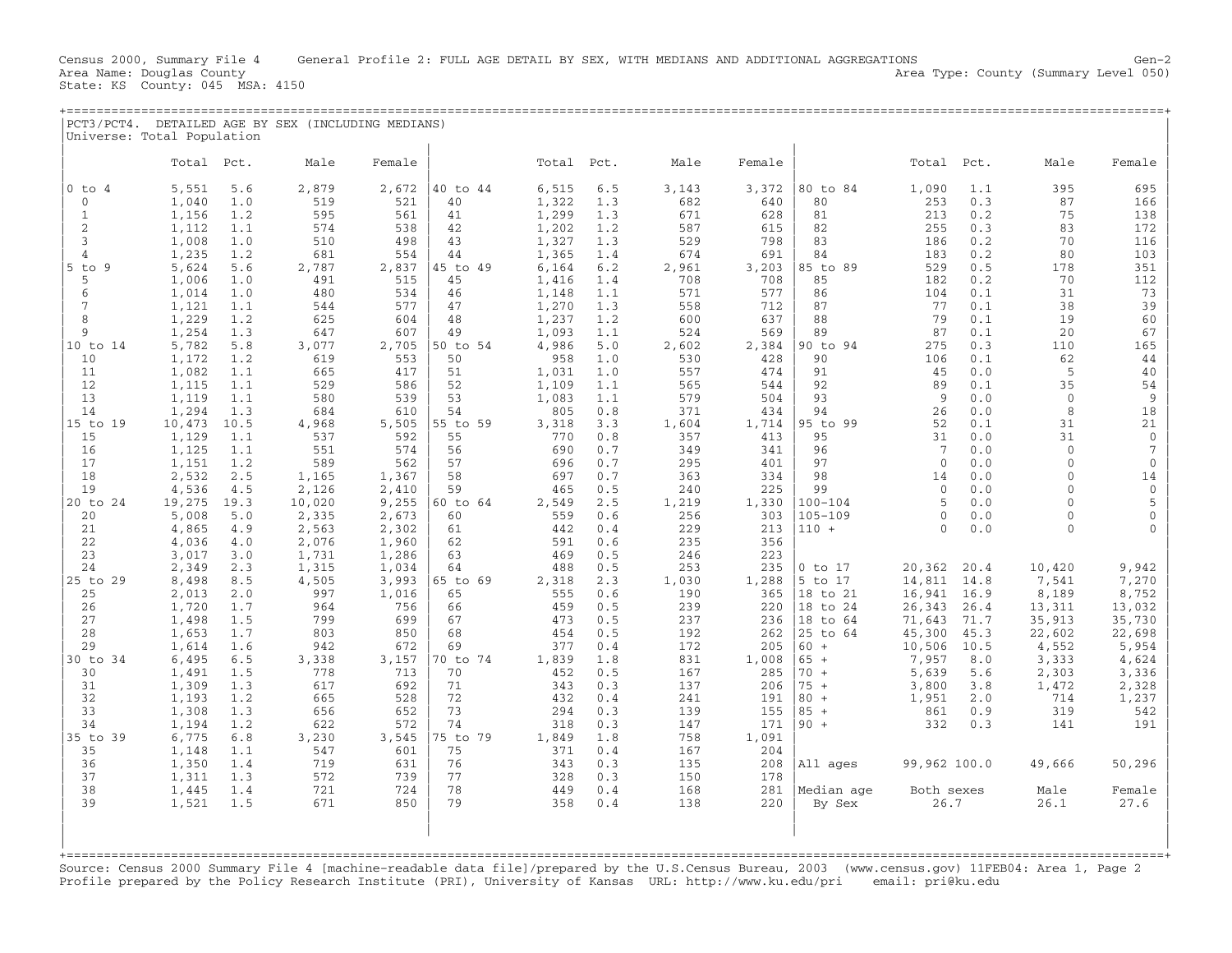Census 2000, Summary File 4 General Profile 2: FULL AGE DETAIL BY SEX, WITH MEDIANS AND ADDITIONAL AGGREGATIONS Gen-2
Area Name: Douglas County Area Type: County (Summary Level 050)
State: KS County: 045 MSA: 4150

## PCT3/PCT4. DETAILED AGE BY SEX (INCLUDING MEDIANS)

Universe: Total Population

| | Total | Pct. | Male | Female | | Total | Pct. | Male | Female | | Total | Pct. | Male | Female |
|---|---|---|---|---|---|---|---|---|---|---|---|---|---|---|
| 0 to 4 | 5,551 | 5.6 | 2,879 | 2,672 | 40 to 44 | 6,515 | 6.5 | 3,143 | 3,372 | 80 to 84 | 1,090 | 1.1 | 395 | 695 |
| 0 | 1,040 | 1.0 | 519 | 521 | 40 | 1,322 | 1.3 | 682 | 640 | 80 | 253 | 0.3 | 87 | 166 |
| 1 | 1,156 | 1.2 | 595 | 561 | 41 | 1,299 | 1.3 | 671 | 628 | 81 | 213 | 0.2 | 75 | 138 |
| 2 | 1,112 | 1.1 | 574 | 538 | 42 | 1,202 | 1.2 | 587 | 615 | 82 | 255 | 0.3 | 83 | 172 |
| 3 | 1,008 | 1.0 | 510 | 498 | 43 | 1,327 | 1.3 | 529 | 798 | 83 | 186 | 0.2 | 70 | 116 |
| 4 | 1,235 | 1.2 | 681 | 554 | 44 | 1,365 | 1.4 | 674 | 691 | 84 | 183 | 0.2 | 80 | 103 |
| 5 to 9 | 5,624 | 5.6 | 2,787 | 2,837 | 45 to 49 | 6,164 | 6.2 | 2,961 | 3,203 | 85 to 89 | 529 | 0.5 | 178 | 351 |
| 5 | 1,006 | 1.0 | 491 | 515 | 45 | 1,416 | 1.4 | 708 | 708 | 85 | 182 | 0.2 | 70 | 112 |
| 6 | 1,014 | 1.0 | 480 | 534 | 46 | 1,148 | 1.1 | 571 | 577 | 86 | 104 | 0.1 | 31 | 73 |
| 7 | 1,121 | 1.1 | 544 | 577 | 47 | 1,270 | 1.3 | 558 | 712 | 87 | 77 | 0.1 | 38 | 39 |
| 8 | 1,229 | 1.2 | 625 | 604 | 48 | 1,237 | 1.2 | 600 | 637 | 88 | 79 | 0.1 | 19 | 60 |
| 9 | 1,254 | 1.3 | 647 | 607 | 49 | 1,093 | 1.1 | 524 | 569 | 89 | 87 | 0.1 | 20 | 67 |
| 10 to 14 | 5,782 | 5.8 | 3,077 | 2,705 | 50 to 54 | 4,986 | 5.0 | 2,602 | 2,384 | 90 to 94 | 275 | 0.3 | 110 | 165 |
| 10 | 1,172 | 1.2 | 619 | 553 | 50 | 958 | 1.0 | 530 | 428 | 90 | 106 | 0.1 | 62 | 44 |
| 11 | 1,082 | 1.1 | 665 | 417 | 51 | 1,031 | 1.0 | 557 | 474 | 91 | 45 | 0.0 | 5 | 40 |
| 12 | 1,115 | 1.1 | 529 | 586 | 52 | 1,109 | 1.1 | 565 | 544 | 92 | 89 | 0.1 | 35 | 54 |
| 13 | 1,119 | 1.1 | 580 | 539 | 53 | 1,083 | 1.1 | 579 | 504 | 93 | 9 | 0.0 | 0 | 9 |
| 14 | 1,294 | 1.3 | 684 | 610 | 54 | 805 | 0.8 | 371 | 434 | 94 | 26 | 0.0 | 8 | 18 |
| 15 to 19 | 10,473 | 10.5 | 4,968 | 5,505 | 55 to 59 | 3,318 | 3.3 | 1,604 | 1,714 | 95 to 99 | 52 | 0.1 | 31 | 21 |
| 15 | 1,129 | 1.1 | 537 | 592 | 55 | 770 | 0.8 | 357 | 413 | 95 | 31 | 0.0 | 31 | 0 |
| 16 | 1,125 | 1.1 | 551 | 574 | 56 | 690 | 0.7 | 349 | 341 | 96 | 7 | 0.0 | 0 | 7 |
| 17 | 1,151 | 1.2 | 589 | 562 | 57 | 696 | 0.7 | 295 | 401 | 97 | 0 | 0.0 | 0 | 0 |
| 18 | 2,532 | 2.5 | 1,165 | 1,367 | 58 | 697 | 0.7 | 363 | 334 | 98 | 14 | 0.0 | 0 | 14 |
| 19 | 4,536 | 4.5 | 2,126 | 2,410 | 59 | 465 | 0.5 | 240 | 225 | 99 | 0 | 0.0 | 0 | 0 |
| 20 to 24 | 19,275 | 19.3 | 10,020 | 9,255 | 60 to 64 | 2,549 | 2.5 | 1,219 | 1,330 | 100-104 | 5 | 0.0 | 0 | 5 |
| 20 | 5,008 | 5.0 | 2,335 | 2,673 | 60 | 559 | 0.6 | 256 | 303 | 105-109 | 0 | 0.0 | 0 | 0 |
| 21 | 4,865 | 4.9 | 2,563 | 2,302 | 61 | 442 | 0.4 | 229 | 213 | 110 + | 0 | 0.0 | 0 | 0 |
| 22 | 4,036 | 4.0 | 2,076 | 1,960 | 62 | 591 | 0.6 | 235 | 356 | | | | | |
| 23 | 3,017 | 3.0 | 1,731 | 1,286 | 63 | 469 | 0.5 | 246 | 223 | | | | | |
| 24 | 2,349 | 2.3 | 1,315 | 1,034 | 64 | 488 | 0.5 | 253 | 235 | 0 to 17 | 20,362 | 20.4 | 10,420 | 9,942 |
| 25 to 29 | 8,498 | 8.5 | 4,505 | 3,993 | 65 to 69 | 2,318 | 2.3 | 1,030 | 1,288 | 5 to 17 | 14,811 | 14.8 | 7,541 | 7,270 |
| 25 | 2,013 | 2.0 | 997 | 1,016 | 65 | 555 | 0.6 | 190 | 365 | 18 to 21 | 16,941 | 16.9 | 8,189 | 8,752 |
| 26 | 1,720 | 1.7 | 964 | 756 | 66 | 459 | 0.5 | 239 | 220 | 18 to 24 | 26,343 | 26.4 | 13,311 | 13,032 |
| 27 | 1,498 | 1.5 | 799 | 699 | 67 | 473 | 0.5 | 237 | 236 | 18 to 64 | 71,643 | 71.7 | 35,913 | 35,730 |
| 28 | 1,653 | 1.7 | 803 | 850 | 68 | 454 | 0.5 | 192 | 262 | 25 to 64 | 45,300 | 45.3 | 22,602 | 22,698 |
| 29 | 1,614 | 1.6 | 942 | 672 | 69 | 377 | 0.4 | 172 | 205 | 60 + | 10,506 | 10.5 | 4,552 | 5,954 |
| 30 to 34 | 6,495 | 6.5 | 3,338 | 3,157 | 70 to 74 | 1,839 | 1.8 | 831 | 1,008 | 65 + | 7,957 | 8.0 | 3,333 | 4,624 |
| 30 | 1,491 | 1.5 | 778 | 713 | 70 | 452 | 0.5 | 167 | 285 | 70 + | 5,639 | 5.6 | 2,303 | 3,336 |
| 31 | 1,309 | 1.3 | 617 | 692 | 71 | 343 | 0.3 | 137 | 206 | 75 + | 3,800 | 3.8 | 1,472 | 2,328 |
| 32 | 1,193 | 1.2 | 665 | 528 | 72 | 432 | 0.4 | 241 | 191 | 80 + | 1,951 | 2.0 | 714 | 1,237 |
| 33 | 1,308 | 1.3 | 656 | 652 | 73 | 294 | 0.3 | 139 | 155 | 85 + | 861 | 0.9 | 319 | 542 |
| 34 | 1,194 | 1.2 | 622 | 572 | 74 | 318 | 0.3 | 147 | 171 | 90 + | 332 | 0.3 | 141 | 191 |
| 35 to 39 | 6,775 | 6.8 | 3,230 | 3,545 | 75 to 79 | 1,849 | 1.8 | 758 | 1,091 | | | | | |
| 35 | 1,148 | 1.1 | 547 | 601 | 75 | 371 | 0.4 | 167 | 204 | | | | | |
| 36 | 1,350 | 1.4 | 719 | 631 | 76 | 343 | 0.3 | 135 | 208 | All ages | 99,962 | 100.0 | 49,666 | 50,296 |
| 37 | 1,311 | 1.3 | 572 | 739 | 77 | 328 | 0.3 | 150 | 178 | | | | | |
| 38 | 1,445 | 1.4 | 721 | 724 | 78 | 449 | 0.4 | 168 | 281 | Median age | Both sexes | | Male | Female |
| 39 | 1,521 | 1.5 | 671 | 850 | 79 | 358 | 0.4 | 138 | 220 | By Sex | 26.7 | | 26.1 | 27.6 |

Source: Census 2000 Summary File 4 [machine-readable data file]/prepared by the U.S.Census Bureau, 2003 (www.census.gov) 11FEB04: Area 1, Page 2
Profile prepared by the Policy Research Institute (PRI), University of Kansas URL: http://www.ku.edu/pri email: pri@ku.edu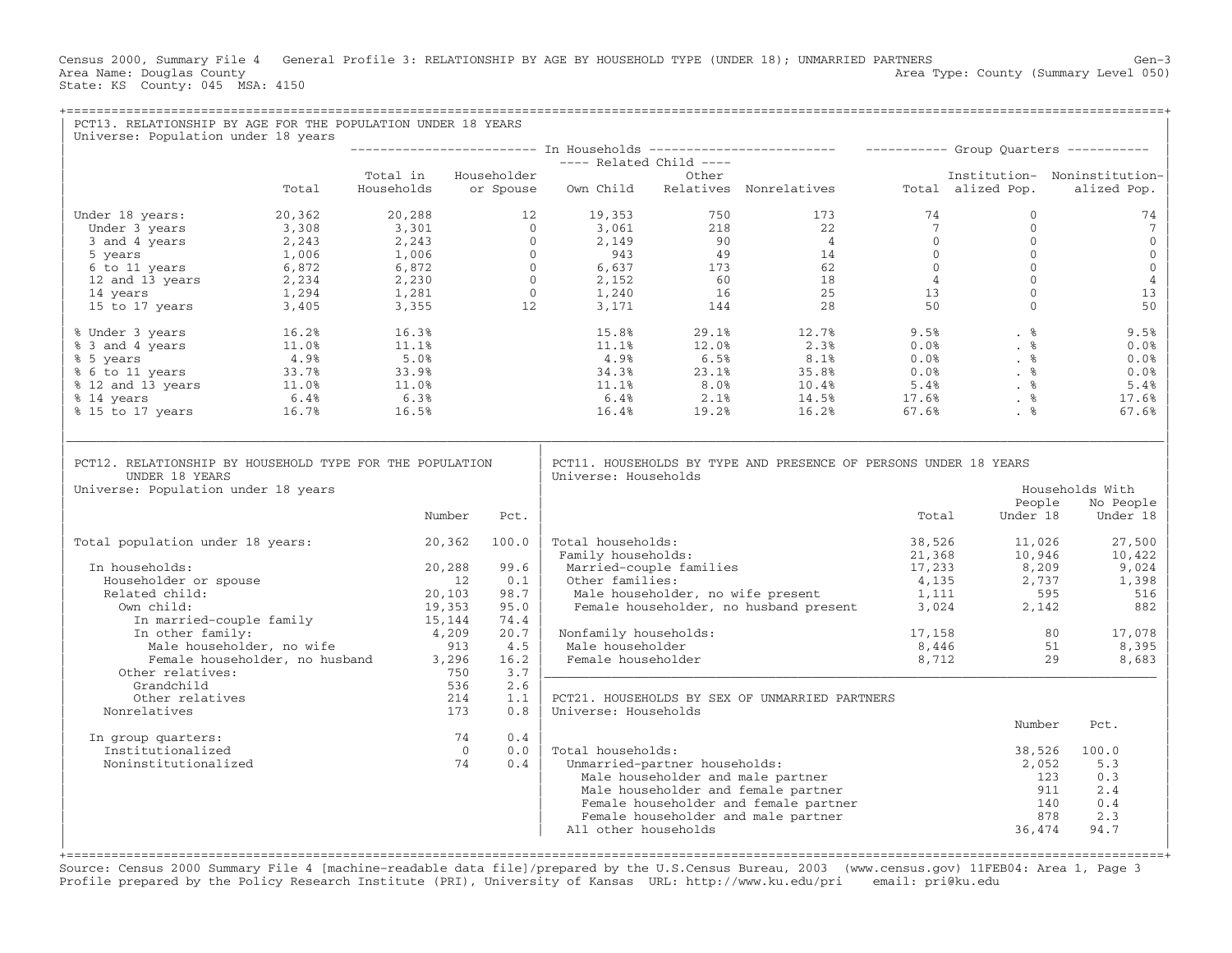Census 2000, Summary File 4 General Profile 3: RELATIONSHIP BY AGE BY HOUSEHOLD TYPE (UNDER 18); UNMARRIED PARTNERS Gen-3
Area Name: Douglas County Area Type: County (Summary Level 050)
State: KS County: 045 MSA: 4150

## PCT13. RELATIONSHIP BY AGE FOR THE POPULATION UNDER 18 YEARS

Universe: Population under 18 years

| | | In Households | | | | | Group Quarters | | |
|---|---|---|---|---|---|---|---|---|---|
| | | | | Related Child | | | | | |
| | Total | Total in Households | Householder or Spouse | Own Child | Other Relatives | Nonrelatives | Total | Institutionalized Pop. | Noninstitutionalized Pop. |
| Under 18 years: | 20,362 | 20,288 | 12 | 19,353 | 750 | 173 | 74 | 0 | 74 |
| Under 3 years | 3,308 | 3,301 | 0 | 3,061 | 218 | 22 | 7 | 0 | 7 |
| 3 and 4 years | 2,243 | 2,243 | 0 | 2,149 | 90 | 4 | 0 | 0 | 0 |
| 5 years | 1,006 | 1,006 | 0 | 943 | 49 | 14 | 0 | 0 | 0 |
| 6 to 11 years | 6,872 | 6,872 | 0 | 6,637 | 173 | 62 | 0 | 0 | 0 |
| 12 and 13 years | 2,234 | 2,230 | 0 | 2,152 | 60 | 18 | 4 | 0 | 4 |
| 14 years | 1,294 | 1,281 | 0 | 1,240 | 16 | 25 | 13 | 0 | 13 |
| 15 to 17 years | 3,405 | 3,355 | 12 | 3,171 | 144 | 28 | 50 | 0 | 50 |
| % Under 3 years | 16.2% | 16.3% | | 15.8% | 29.1% | 12.7% | 9.5% | . % | 9.5% |
| % 3 and 4 years | 11.0% | 11.1% | | 11.1% | 12.0% | 2.3% | 0.0% | . % | 0.0% |
| % 5 years | 4.9% | 5.0% | | 4.9% | 6.5% | 8.1% | 0.0% | . % | 0.0% |
| % 6 to 11 years | 33.7% | 33.9% | | 34.3% | 23.1% | 35.8% | 0.0% | . % | 0.0% |
| % 12 and 13 years | 11.0% | 11.0% | | 11.1% | 8.0% | 10.4% | 5.4% | . % | 5.4% |
| % 14 years | 6.4% | 6.3% | | 6.4% | 2.1% | 14.5% | 17.6% | . % | 17.6% |
| % 15 to 17 years | 16.7% | 16.5% | | 16.4% | 19.2% | 16.2% | 67.6% | . % | 67.6% |

## PCT12. RELATIONSHIP BY HOUSEHOLD TYPE FOR THE POPULATION UNDER 18 YEARS

Universe: Population under 18 years

| | Number | Pct. |
|---|---|---|
| Total population under 18 years: | 20,362 | 100.0 |
| In households: | 20,288 | 99.6 |
| Householder or spouse | 12 | 0.1 |
| Related child: | 20,103 | 98.7 |
| Own child: | 19,353 | 95.0 |
| In married-couple family | 15,144 | 74.4 |
| In other family: | 4,209 | 20.7 |
| Male householder, no wife | 913 | 4.5 |
| Female householder, no husband | 3,296 | 16.2 |
| Other relatives: | 750 | 3.7 |
| Grandchild | 536 | 2.6 |
| Other relatives | 214 | 1.1 |
| Nonrelatives | 173 | 0.8 |
| In group quarters: | 74 | 0.4 |
| Institutionalized | 0 | 0.0 |
| Noninstitutionalized | 74 | 0.4 |

## PCT11. HOUSEHOLDS BY TYPE AND PRESENCE OF PERSONS UNDER 18 YEARS

Universe: Households

| | Total | Households With People Under 18 | Households With No People Under 18 |
|---|---|---|---|
| Total households: | 38,526 | 11,026 | 27,500 |
| Family households: | 21,368 | 10,946 | 10,422 |
| Married-couple families | 17,233 | 8,209 | 9,024 |
| Other families: | 4,135 | 2,737 | 1,398 |
| Male householder, no wife present | 1,111 | 595 | 516 |
| Female householder, no husband present | 3,024 | 2,142 | 882 |
| Nonfamily households: | 17,158 | 80 | 17,078 |
| Male householder | 8,446 | 51 | 8,395 |
| Female householder | 8,712 | 29 | 8,683 |

## PCT21. HOUSEHOLDS BY SEX OF UNMARRIED PARTNERS

Universe: Households

| | Number | Pct. |
|---|---|---|
| Total households: | 38,526 | 100.0 |
| Unmarried-partner households: | 2,052 | 5.3 |
| Male householder and male partner | 123 | 0.3 |
| Male householder and female partner | 911 | 2.4 |
| Female householder and female partner | 140 | 0.4 |
| Female householder and male partner | 878 | 2.3 |
| All other households | 36,474 | 94.7 |

Source: Census 2000 Summary File 4 [machine-readable data file]/prepared by the U.S.Census Bureau, 2003 (www.census.gov) 11FEB04: Area 1, Page 3
Profile prepared by the Policy Research Institute (PRI), University of Kansas URL: http://www.ku.edu/pri email: pri@ku.edu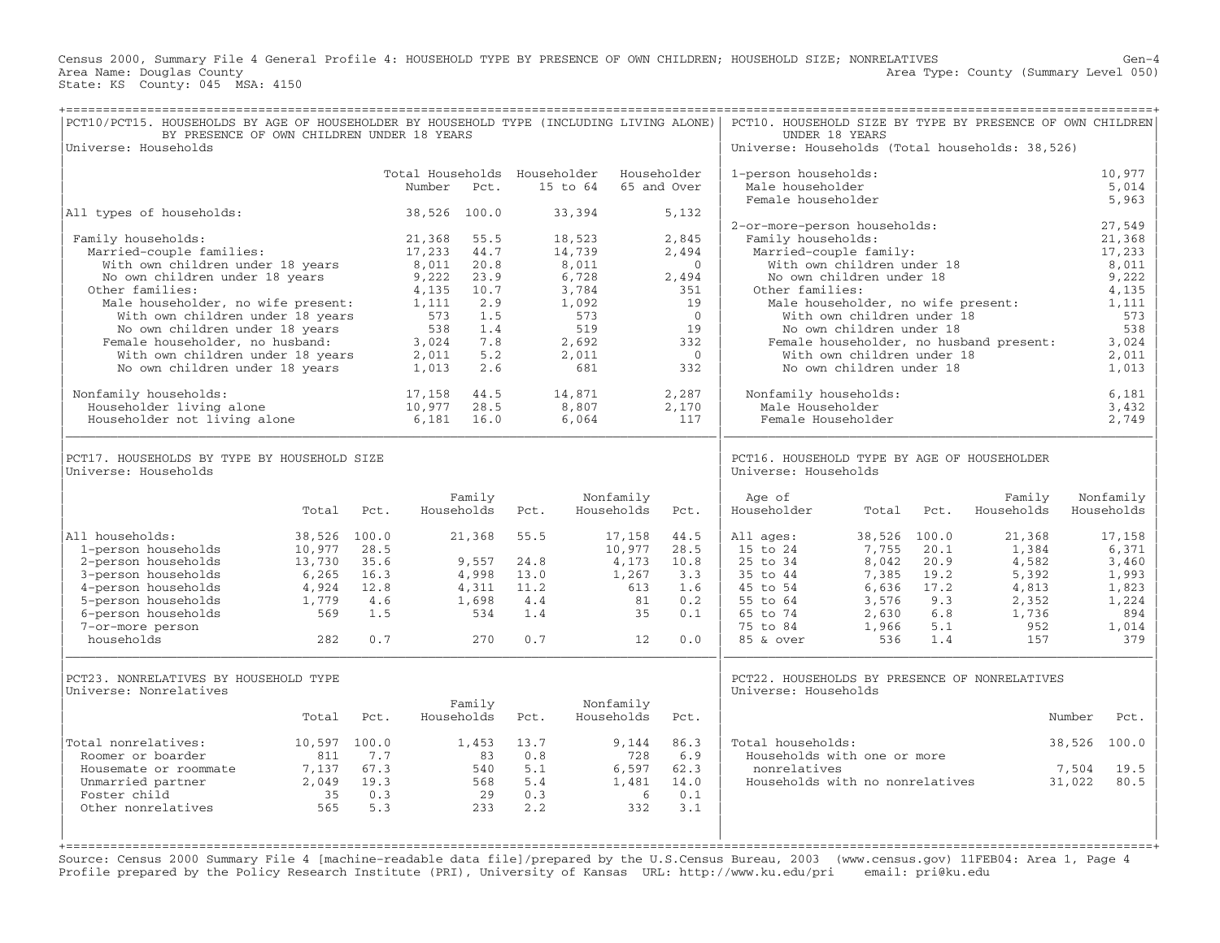Census 2000, Summary File 4 General Profile 4: HOUSEHOLD TYPE BY PRESENCE OF OWN CHILDREN; HOUSEHOLD SIZE; NONRELATIVES Gen-4
Area Name: Douglas County Area Type: County (Summary Level 050)
State: KS County: 045 MSA: 4150

## PCT10/PCT15. HOUSEHOLDS BY AGE OF HOUSEHOLDER BY HOUSEHOLD TYPE (INCLUDING LIVING ALONE) BY PRESENCE OF OWN CHILDREN UNDER 18 YEARS

Universe: Households

| | Total Households Number | Pct. | Householder 15 to 64 | Householder 65 and Over |
|---|---|---|---|---|
| All types of households: | 38,526 | 100.0 | 33,394 | 5,132 |
| Family households: | 21,368 | 55.5 | 18,523 | 2,845 |
| Married-couple families: | 17,233 | 44.7 | 14,739 | 2,494 |
| With own children under 18 years | 8,011 | 20.8 | 8,011 | 0 |
| No own children under 18 years | 9,222 | 23.9 | 6,728 | 2,494 |
| Other families: | 4,135 | 10.7 | 3,784 | 351 |
| Male householder, no wife present: | 1,111 | 2.9 | 1,092 | 19 |
| With own children under 18 years | 573 | 1.5 | 573 | 0 |
| No own children under 18 years | 538 | 1.4 | 519 | 19 |
| Female householder, no husband: | 3,024 | 7.8 | 2,692 | 332 |
| With own children under 18 years | 2,011 | 5.2 | 2,011 | 0 |
| No own children under 18 years | 1,013 | 2.6 | 681 | 332 |
| Nonfamily households: | 17,158 | 44.5 | 14,871 | 2,287 |
| Householder living alone | 10,977 | 28.5 | 8,807 | 2,170 |
| Householder not living alone | 6,181 | 16.0 | 6,064 | 117 |

## PCT10. HOUSEHOLD SIZE BY TYPE BY PRESENCE OF OWN CHILDREN UNDER 18 YEARS

Universe: Households (Total households: 38,526)

| | |
|---|---|
| 1-person households: | 10,977 |
| Male householder | 5,014 |
| Female householder | 5,963 |
| 2-or-more-person households: | 27,549 |
| Family households: | 21,368 |
| Married-couple family: | 17,233 |
| With own children under 18 | 8,011 |
| No own children under 18 | 9,222 |
| Other families: | 4,135 |
| Male householder, no wife present: | 1,111 |
| With own children under 18 | 573 |
| No own children under 18 | 538 |
| Female householder, no husband present: | 3,024 |
| With own children under 18 | 2,011 |
| No own children under 18 | 1,013 |
| Nonfamily households: | 6,181 |
| Male Householder | 3,432 |
| Female Householder | 2,749 |

## PCT17. HOUSEHOLDS BY TYPE BY HOUSEHOLD SIZE

Universe: Households

| | Total | Pct. | Family Households | Pct. | Nonfamily Households | Pct. |
|---|---|---|---|---|---|---|
| All households: | 38,526 | 100.0 | 21,368 | 55.5 | 17,158 | 44.5 |
| 1-person households | 10,977 | 28.5 | | | 10,977 | 28.5 |
| 2-person households | 13,730 | 35.6 | 9,557 | 24.8 | 4,173 | 10.8 |
| 3-person households | 6,265 | 16.3 | 4,998 | 13.0 | 1,267 | 3.3 |
| 4-person households | 4,924 | 12.8 | 4,311 | 11.2 | 613 | 1.6 |
| 5-person households | 1,779 | 4.6 | 1,698 | 4.4 | 81 | 0.2 |
| 6-person households | 569 | 1.5 | 534 | 1.4 | 35 | 0.1 |
| 7-or-more person households | 282 | 0.7 | 270 | 0.7 | 12 | 0.0 |

## PCT16. HOUSEHOLD TYPE BY AGE OF HOUSEHOLDER

Universe: Households

| Age of Householder | Total | Pct. | Family Households | Nonfamily Households |
|---|---|---|---|---|
| All ages: | 38,526 | 100.0 | 21,368 | 17,158 |
| 15 to 24 | 7,755 | 20.1 | 1,384 | 6,371 |
| 25 to 34 | 8,042 | 20.9 | 4,582 | 3,460 |
| 35 to 44 | 7,385 | 19.2 | 5,392 | 1,993 |
| 45 to 54 | 6,636 | 17.2 | 4,813 | 1,823 |
| 55 to 64 | 3,576 | 9.3 | 2,352 | 1,224 |
| 65 to 74 | 2,630 | 6.8 | 1,736 | 894 |
| 75 to 84 | 1,966 | 5.1 | 952 | 1,014 |
| 85 & over | 536 | 1.4 | 157 | 379 |

## PCT23. NONRELATIVES BY HOUSEHOLD TYPE

Universe: Nonrelatives

| | Total | Pct. | Family Households | Pct. | Nonfamily Households | Pct. |
|---|---|---|---|---|---|---|
| Total nonrelatives: | 10,597 | 100.0 | 1,453 | 13.7 | 9,144 | 86.3 |
| Roomer or boarder | 811 | 7.7 | 83 | 0.8 | 728 | 6.9 |
| Housemate or roommate | 7,137 | 67.3 | 540 | 5.1 | 6,597 | 62.3 |
| Unmarried partner | 2,049 | 19.3 | 568 | 5.4 | 1,481 | 14.0 |
| Foster child | 35 | 0.3 | 29 | 0.3 | 6 | 0.1 |
| Other nonrelatives | 565 | 5.3 | 233 | 2.2 | 332 | 3.1 |

## PCT22. HOUSEHOLDS BY PRESENCE OF NONRELATIVES

Universe: Households

| | Number | Pct. |
|---|---|---|
| Total households: | 38,526 | 100.0 |
| Households with one or more nonrelatives | 7,504 | 19.5 |
| Households with no nonrelatives | 31,022 | 80.5 |

Source: Census 2000 Summary File 4 [machine-readable data file]/prepared by the U.S.Census Bureau, 2003 (www.census.gov) 11FEB04: Area 1, Page 4
Profile prepared by the Policy Research Institute (PRI), University of Kansas URL: http://www.ku.edu/pri email: pri@ku.edu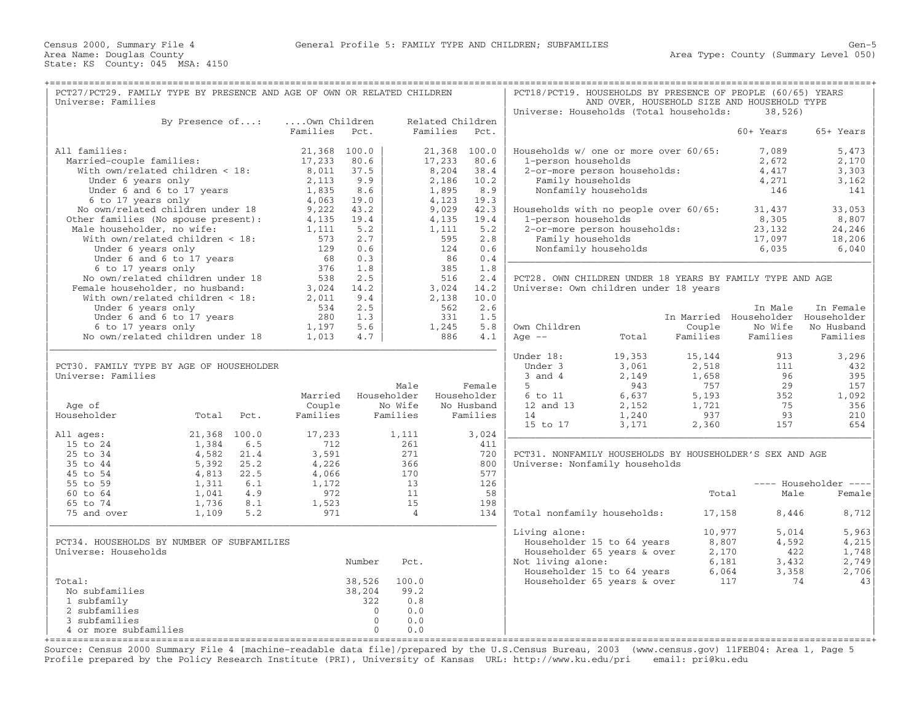Census 2000, Summary File 4 — General Profile 5: FAMILY TYPE AND CHILDREN; SUBFAMILIES — Gen-5

Area Name: Douglas County — Area Type: County (Summary Level 050)

State: KS County: 045 MSA: 4150

## PCT27/PCT29. FAMILY TYPE BY PRESENCE AND AGE OF OWN OR RELATED CHILDREN

Universe: Families

| By Presence of...: | Own Children Families | Own Children Pct. | Related Children Families | Related Children Pct. |
|---|---|---|---|---|
| All families: | 21,368 | 100.0 | 21,368 | 100.0 |
| Married-couple families: | 17,233 | 80.6 | 17,233 | 80.6 |
| With own/related children < 18: | 8,011 | 37.5 | 8,204 | 38.4 |
| Under 6 years only | 2,113 | 9.9 | 2,186 | 10.2 |
| Under 6 and 6 to 17 years | 1,835 | 8.6 | 1,895 | 8.9 |
| 6 to 17 years only | 4,063 | 19.0 | 4,123 | 19.3 |
| No own/related children under 18 | 9,222 | 43.2 | 9,029 | 42.3 |
| Other families (No spouse present): | 4,135 | 19.4 | 4,135 | 19.4 |
| Male householder, no wife: | 1,111 | 5.2 | 1,111 | 5.2 |
| With own/related children < 18: | 573 | 2.7 | 595 | 2.8 |
| Under 6 years only | 129 | 0.6 | 124 | 0.6 |
| Under 6 and 6 to 17 years | 68 | 0.3 | 86 | 0.4 |
| 6 to 17 years only | 376 | 1.8 | 385 | 1.8 |
| No own/related children under 18 | 538 | 2.5 | 516 | 2.4 |
| Female householder, no husband: | 3,024 | 14.2 | 3,024 | 14.2 |
| With own/related children < 18: | 2,011 | 9.4 | 2,138 | 10.0 |
| Under 6 years only | 534 | 2.5 | 562 | 2.6 |
| Under 6 and 6 to 17 years | 280 | 1.3 | 331 | 1.5 |
| 6 to 17 years only | 1,197 | 5.6 | 1,245 | 5.8 |
| No own/related children under 18 | 1,013 | 4.7 | 886 | 4.1 |

## PCT30. FAMILY TYPE BY AGE OF HOUSEHOLDER

Universe: Families

| Age of Householder | Total | Pct. | Married Couple Families | Male Householder No Wife Families | Female Householder No Husband Families |
|---|---|---|---|---|---|
| All ages: | 21,368 | 100.0 | 17,233 | 1,111 | 3,024 |
| 15 to 24 | 1,384 | 6.5 | 712 | 261 | 411 |
| 25 to 34 | 4,582 | 21.4 | 3,591 | 271 | 720 |
| 35 to 44 | 5,392 | 25.2 | 4,226 | 366 | 800 |
| 45 to 54 | 4,813 | 22.5 | 4,066 | 170 | 577 |
| 55 to 59 | 1,311 | 6.1 | 1,172 | 13 | 126 |
| 60 to 64 | 1,041 | 4.9 | 972 | 11 | 58 |
| 65 to 74 | 1,736 | 8.1 | 1,523 | 15 | 198 |
| 75 and over | 1,109 | 5.2 | 971 | 4 | 134 |

## PCT34. HOUSEHOLDS BY NUMBER OF SUBFAMILIES

Universe: Households

| | Number | Pct. |
|---|---|---|
| Total: | 38,526 | 100.0 |
| No subfamilies | 38,204 | 99.2 |
| 1 subfamily | 322 | 0.8 |
| 2 subfamilies | 0 | 0.0 |
| 3 subfamilies | 0 | 0.0 |
| 4 or more subfamilies | 0 | 0.0 |

## PCT18/PCT19. HOUSEHOLDS BY PRESENCE OF PEOPLE (60/65) YEARS AND OVER, HOUSEHOLD SIZE AND HOUSEHOLD TYPE

Universe: Households (Total households: 38,526)

| | 60+ Years | 65+ Years |
|---|---|---|
| Households w/ one or more over 60/65: | 7,089 | 5,473 |
| 1-person households | 2,672 | 2,170 |
| 2-or-more person households: | 4,417 | 3,303 |
| Family households | 4,271 | 3,162 |
| Nonfamily households | 146 | 141 |
| Households with no people over 60/65: | 31,437 | 33,053 |
| 1-person households | 8,305 | 8,807 |
| 2-or-more person households: | 23,132 | 24,246 |
| Family households | 17,097 | 18,206 |
| Nonfamily households | 6,035 | 6,040 |

## PCT28. OWN CHILDREN UNDER 18 YEARS BY FAMILY TYPE AND AGE

Universe: Own children under 18 years

| Own Children Age -- | Total | In Married Couple Families | In Male Householder No Wife Families | In Female Householder No Husband Families |
|---|---|---|---|---|
| Under 18: | 19,353 | 15,144 | 913 | 3,296 |
| Under 3 | 3,061 | 2,518 | 111 | 432 |
| 3 and 4 | 2,149 | 1,658 | 96 | 395 |
| 5 | 943 | 757 | 29 | 157 |
| 6 to 11 | 6,637 | 5,193 | 352 | 1,092 |
| 12 and 13 | 2,152 | 1,721 | 75 | 356 |
| 14 | 1,240 | 937 | 93 | 210 |
| 15 to 17 | 3,171 | 2,360 | 157 | 654 |

## PCT31. NONFAMILY HOUSEHOLDS BY HOUSEHOLDER'S SEX AND AGE

Universe: Nonfamily households

| | Total | Householder Male | Householder Female |
|---|---|---|---|
| Total nonfamily households: | 17,158 | 8,446 | 8,712 |
| Living alone: | 10,977 | 5,014 | 5,963 |
| Householder 15 to 64 years | 8,807 | 4,592 | 4,215 |
| Householder 65 years & over | 2,170 | 422 | 1,748 |
| Not living alone: | 6,181 | 3,432 | 2,749 |
| Householder 15 to 64 years | 6,064 | 3,358 | 2,706 |
| Householder 65 years & over | 117 | 74 | 43 |

Source: Census 2000 Summary File 4 [machine-readable data file]/prepared by the U.S.Census Bureau, 2003 (www.census.gov) 11FEB04: Area 1, Page 5
Profile prepared by the Policy Research Institute (PRI), University of Kansas URL: http://www.ku.edu/pri email: pri@ku.edu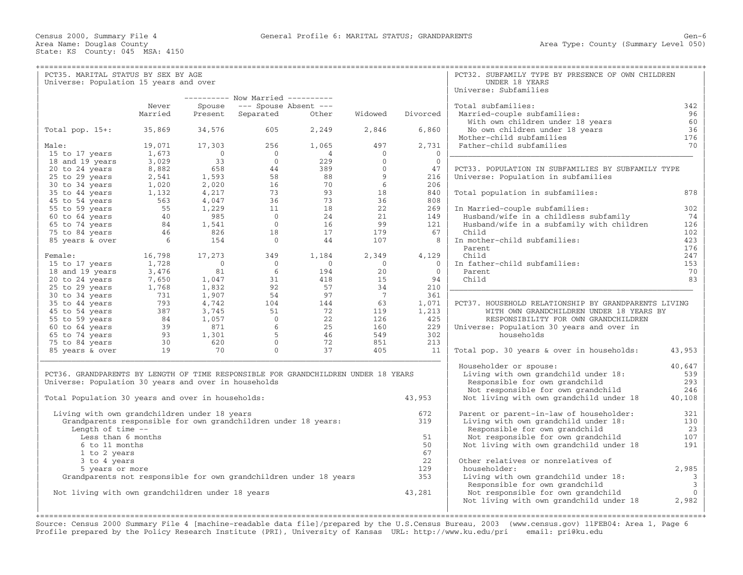Census 2000, Summary File 4 — General Profile 6: MARITAL STATUS; GRANDPARENTS — Gen-6

Area Name: Douglas County — Area Type: County (Summary Level 050)

State: KS County: 045 MSA: 4150

## PCT35. MARITAL STATUS BY SEX BY AGE

Universe: Population 15 years and over

| | Never Married | Now Married: Spouse Present | Now Married: Spouse Absent: Separated | Now Married: Spouse Absent: Other | Widowed | Divorced |
|---|---|---|---|---|---|---|
| Total pop. 15+: | 35,869 | 34,576 | 605 | 2,249 | 2,846 | 6,860 |
| Male: | 19,071 | 17,303 | 256 | 1,065 | 497 | 2,731 |
| 15 to 17 years | 1,673 | 0 | 0 | 4 | 0 | 0 |
| 18 and 19 years | 3,029 | 33 | 0 | 229 | 0 | 0 |
| 20 to 24 years | 8,882 | 658 | 44 | 389 | 0 | 47 |
| 25 to 29 years | 2,541 | 1,593 | 58 | 88 | 9 | 216 |
| 30 to 34 years | 1,020 | 2,020 | 16 | 70 | 6 | 206 |
| 35 to 44 years | 1,132 | 4,217 | 73 | 93 | 18 | 840 |
| 45 to 54 years | 563 | 4,047 | 36 | 73 | 36 | 808 |
| 55 to 59 years | 55 | 1,229 | 11 | 18 | 22 | 269 |
| 60 to 64 years | 40 | 985 | 0 | 24 | 21 | 149 |
| 65 to 74 years | 84 | 1,541 | 0 | 16 | 99 | 121 |
| 75 to 84 years | 46 | 826 | 18 | 17 | 179 | 67 |
| 85 years & over | 6 | 154 | 0 | 44 | 107 | 8 |
| Female: | 16,798 | 17,273 | 349 | 1,184 | 2,349 | 4,129 |
| 15 to 17 years | 1,728 | 0 | 0 | 0 | 0 | 0 |
| 18 and 19 years | 3,476 | 81 | 6 | 194 | 20 | 0 |
| 20 to 24 years | 7,650 | 1,047 | 31 | 418 | 15 | 94 |
| 25 to 29 years | 1,768 | 1,832 | 92 | 57 | 34 | 210 |
| 30 to 34 years | 731 | 1,907 | 54 | 97 | 7 | 361 |
| 35 to 44 years | 793 | 4,742 | 104 | 144 | 63 | 1,071 |
| 45 to 54 years | 387 | 3,745 | 51 | 72 | 119 | 1,213 |
| 55 to 59 years | 84 | 1,057 | 0 | 22 | 126 | 425 |
| 60 to 64 years | 39 | 871 | 6 | 25 | 160 | 229 |
| 65 to 74 years | 93 | 1,301 | 5 | 46 | 549 | 302 |
| 75 to 84 years | 30 | 620 | 0 | 72 | 851 | 213 |
| 85 years & over | 19 | 70 | 0 | 37 | 405 | 11 |

## PCT36. GRANDPARENTS BY LENGTH OF TIME RESPONSIBLE FOR GRANDCHILDREN UNDER 18 YEARS

Universe: Population 30 years and over in households

| | |
|---|---|
| Total Population 30 years and over in households: | 43,953 |
| Living with own grandchildren under 18 years | 672 |
| Grandparents responsible for own grandchildren under 18 years: | 319 |
| Length of time -- | |
| Less than 6 months | 51 |
| 6 to 11 months | 50 |
| 1 to 2 years | 67 |
| 3 to 4 years | 22 |
| 5 years or more | 129 |
| Grandparents not responsible for own grandchildren under 18 years | 353 |
| Not living with own grandchildren under 18 years | 43,281 |

## PCT32. SUBFAMILY TYPE BY PRESENCE OF OWN CHILDREN UNDER 18 YEARS

Universe: Subfamilies

| | |
|---|---|
| Total subfamilies: | 342 |
| Married-couple subfamilies: | 96 |
| With own children under 18 years | 60 |
| No own children under 18 years | 36 |
| Mother-child subfamilies | 176 |
| Father-child subfamilies | 70 |

## PCT33. POPULATION IN SUBFAMILIES BY SUBFAMILY TYPE

Universe: Population in subfamilies

| | |
|---|---|
| Total population in subfamilies: | 878 |
| In Married-couple subfamilies: | 302 |
| Husband/wife in a childless subfamily | 74 |
| Husband/wife in a subfamily with children | 126 |
| Child | 102 |
| In mother-child subfamilies: | 423 |
| Parent | 176 |
| Child | 247 |
| In father-child subfamilies: | 153 |
| Parent | 70 |
| Child | 83 |

## PCT37. HOUSEHOLD RELATIONSHIP BY GRANDPARENTS LIVING WITH OWN GRANDCHILDREN UNDER 18 YEARS BY RESPONSIBILITY FOR OWN GRANDCHILDREN

Universe: Population 30 years and over in households

| | |
|---|---|
| Total pop. 30 years & over in households: | 43,953 |
| Householder or spouse: | 40,647 |
| Living with own grandchild under 18: | 539 |
| Responsible for own grandchild | 293 |
| Not responsible for own grandchild | 246 |
| Not living with own grandchild under 18 | 40,108 |
| Parent or parent-in-law of householder: | 321 |
| Living with own grandchild under 18: | 130 |
| Responsible for own grandchild | 23 |
| Not responsible for own grandchild | 107 |
| Not living with own grandchild under 18 | 191 |
| Other relatives or nonrelatives of householder: | 2,985 |
| Living with own grandchild under 18: | 3 |
| Responsible for own grandchild | 3 |
| Not responsible for own grandchild | 0 |
| Not living with own grandchild under 18 | 2,982 |

Source: Census 2000 Summary File 4 [machine-readable data file]/prepared by the U.S.Census Bureau, 2003 (www.census.gov) 11FEB04: Area 1, Page 6
Profile prepared by the Policy Research Institute (PRI), University of Kansas URL: http://www.ku.edu/pri email: pri@ku.edu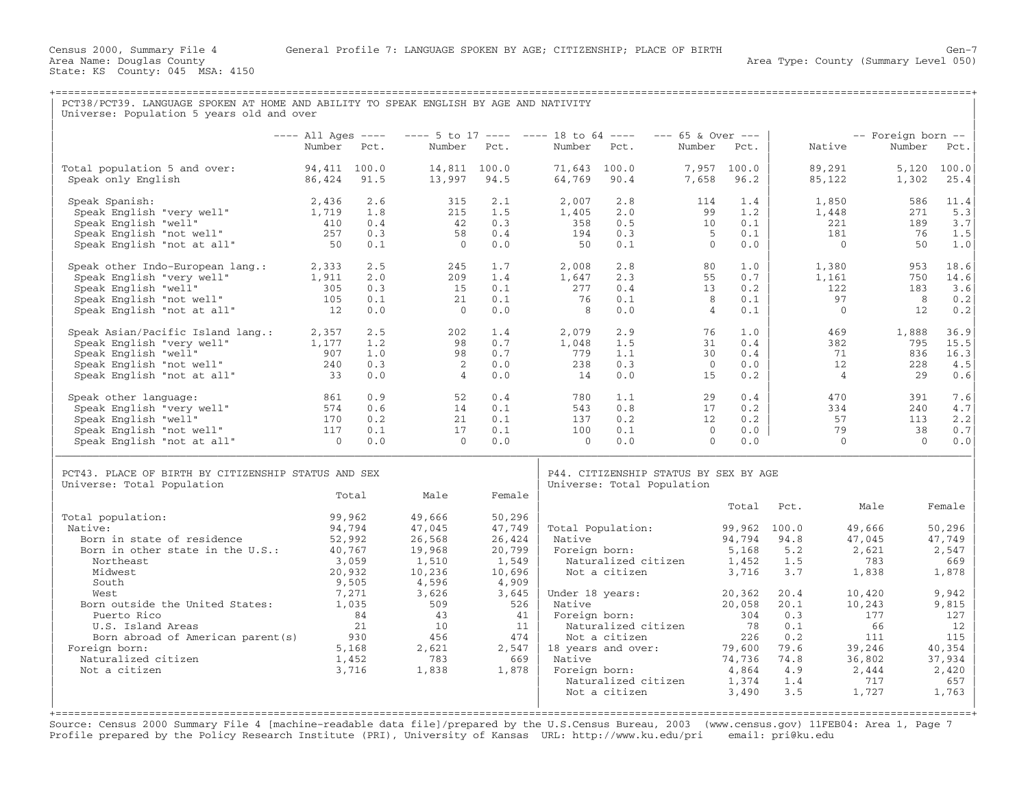Census 2000, Summary File 4 General Profile 7: LANGUAGE SPOKEN BY AGE; CITIZENSHIP; PLACE OF BIRTH Gen-7
Area Name: Douglas County Area Type: County (Summary Level 050)
State: KS County: 045 MSA: 4150

## PCT38/PCT39. LANGUAGE SPOKEN AT HOME AND ABILITY TO SPEAK ENGLISH BY AGE AND NATIVITY

Universe: Population 5 years old and over

| | All Ages | | 5 to 17 | | 18 to 64 | | 65 & Over | | | Foreign born | |
|---|---|---|---|---|---|---|---|---|---|---|---|
| | Number | Pct. | Number | Pct. | Number | Pct. | Number | Pct. | Native | Number | Pct. |
| Total population 5 and over: | 94,411 | 100.0 | 14,811 | 100.0 | 71,643 | 100.0 | 7,957 | 100.0 | 89,291 | 5,120 | 100.0 |
| Speak only English | 86,424 | 91.5 | 13,997 | 94.5 | 64,769 | 90.4 | 7,658 | 96.2 | 85,122 | 1,302 | 25.4 |
| Speak Spanish: | 2,436 | 2.6 | 315 | 2.1 | 2,007 | 2.8 | 114 | 1.4 | 1,850 | 586 | 11.4 |
| Speak English "very well" | 1,719 | 1.8 | 215 | 1.5 | 1,405 | 2.0 | 99 | 1.2 | 1,448 | 271 | 5.3 |
| Speak English "well" | 410 | 0.4 | 42 | 0.3 | 358 | 0.5 | 10 | 0.1 | 221 | 189 | 3.7 |
| Speak English "not well" | 257 | 0.3 | 58 | 0.4 | 194 | 0.3 | 5 | 0.1 | 181 | 76 | 1.5 |
| Speak English "not at all" | 50 | 0.1 | 0 | 0.0 | 50 | 0.1 | 0 | 0.0 | 0 | 50 | 1.0 |
| Speak other Indo-European lang.: | 2,333 | 2.5 | 245 | 1.7 | 2,008 | 2.8 | 80 | 1.0 | 1,380 | 953 | 18.6 |
| Speak English "very well" | 1,911 | 2.0 | 209 | 1.4 | 1,647 | 2.3 | 55 | 0.7 | 1,161 | 750 | 14.6 |
| Speak English "well" | 305 | 0.3 | 15 | 0.1 | 277 | 0.4 | 13 | 0.2 | 122 | 183 | 3.6 |
| Speak English "not well" | 105 | 0.1 | 21 | 0.1 | 76 | 0.1 | 8 | 0.1 | 97 | 8 | 0.2 |
| Speak English "not at all" | 12 | 0.0 | 0 | 0.0 | 8 | 0.0 | 4 | 0.1 | 0 | 12 | 0.2 |
| Speak Asian/Pacific Island lang.: | 2,357 | 2.5 | 202 | 1.4 | 2,079 | 2.9 | 76 | 1.0 | 469 | 1,888 | 36.9 |
| Speak English "very well" | 1,177 | 1.2 | 98 | 0.7 | 1,048 | 1.5 | 31 | 0.4 | 382 | 795 | 15.5 |
| Speak English "well" | 907 | 1.0 | 98 | 0.7 | 779 | 1.1 | 30 | 0.4 | 71 | 836 | 16.3 |
| Speak English "not well" | 240 | 0.3 | 2 | 0.0 | 238 | 0.3 | 0 | 0.0 | 12 | 228 | 4.5 |
| Speak English "not at all" | 33 | 0.0 | 4 | 0.0 | 14 | 0.0 | 15 | 0.2 | 4 | 29 | 0.6 |
| Speak other language: | 861 | 0.9 | 52 | 0.4 | 780 | 1.1 | 29 | 0.4 | 470 | 391 | 7.6 |
| Speak English "very well" | 574 | 0.6 | 14 | 0.1 | 543 | 0.8 | 17 | 0.2 | 334 | 240 | 4.7 |
| Speak English "well" | 170 | 0.2 | 21 | 0.1 | 137 | 0.2 | 12 | 0.2 | 57 | 113 | 2.2 |
| Speak English "not well" | 117 | 0.1 | 17 | 0.1 | 100 | 0.1 | 0 | 0.0 | 79 | 38 | 0.7 |
| Speak English "not at all" | 0 | 0.0 | 0 | 0.0 | 0 | 0.0 | 0 | 0.0 | 0 | 0 | 0.0 |

## PCT43. PLACE OF BIRTH BY CITIZENSHIP STATUS AND SEX

Universe: Total Population

| | Total | Male | Female |
|---|---|---|---|
| Total population: | 99,962 | 49,666 | 50,296 |
| Native: | 94,794 | 47,045 | 47,749 |
| Born in state of residence | 52,992 | 26,568 | 26,424 |
| Born in other state in the U.S.: | 40,767 | 19,968 | 20,799 |
| Northeast | 3,059 | 1,510 | 1,549 |
| Midwest | 20,932 | 10,236 | 10,696 |
| South | 9,505 | 4,596 | 4,909 |
| West | 7,271 | 3,626 | 3,645 |
| Born outside the United States: | 1,035 | 509 | 526 |
| Puerto Rico | 84 | 43 | 41 |
| U.S. Island Areas | 21 | 10 | 11 |
| Born abroad of American parent(s) | 930 | 456 | 474 |
| Foreign born: | 5,168 | 2,621 | 2,547 |
| Naturalized citizen | 1,452 | 783 | 669 |
| Not a citizen | 3,716 | 1,838 | 1,878 |

## P44. CITIZENSHIP STATUS BY SEX BY AGE

Universe: Total Population

| | Total | Pct. | Male | Female |
|---|---|---|---|---|
| Total Population: | 99,962 | 100.0 | 49,666 | 50,296 |
| Native | 94,794 | 94.8 | 47,045 | 47,749 |
| Foreign born: | 5,168 | 5.2 | 2,621 | 2,547 |
| Naturalized citizen | 1,452 | 1.5 | 783 | 669 |
| Not a citizen | 3,716 | 3.7 | 1,838 | 1,878 |
| Under 18 years: | 20,362 | 20.4 | 10,420 | 9,942 |
| Native | 20,058 | 20.1 | 10,243 | 9,815 |
| Foreign born: | 304 | 0.3 | 177 | 127 |
| Naturalized citizen | 78 | 0.1 | 66 | 12 |
| Not a citizen | 226 | 0.2 | 111 | 115 |
| 18 years and over: | 79,600 | 79.6 | 39,246 | 40,354 |
| Native | 74,736 | 74.8 | 36,802 | 37,934 |
| Foreign born: | 4,864 | 4.9 | 2,444 | 2,420 |
| Naturalized citizen | 1,374 | 1.4 | 717 | 657 |
| Not a citizen | 3,490 | 3.5 | 1,727 | 1,763 |

Source: Census 2000 Summary File 4 [machine-readable data file]/prepared by the U.S.Census Bureau, 2003 (www.census.gov) 11FEB04: Area 1, Page 7
Profile prepared by the Policy Research Institute (PRI), University of Kansas URL: http://www.ku.edu/pri email: pri@ku.edu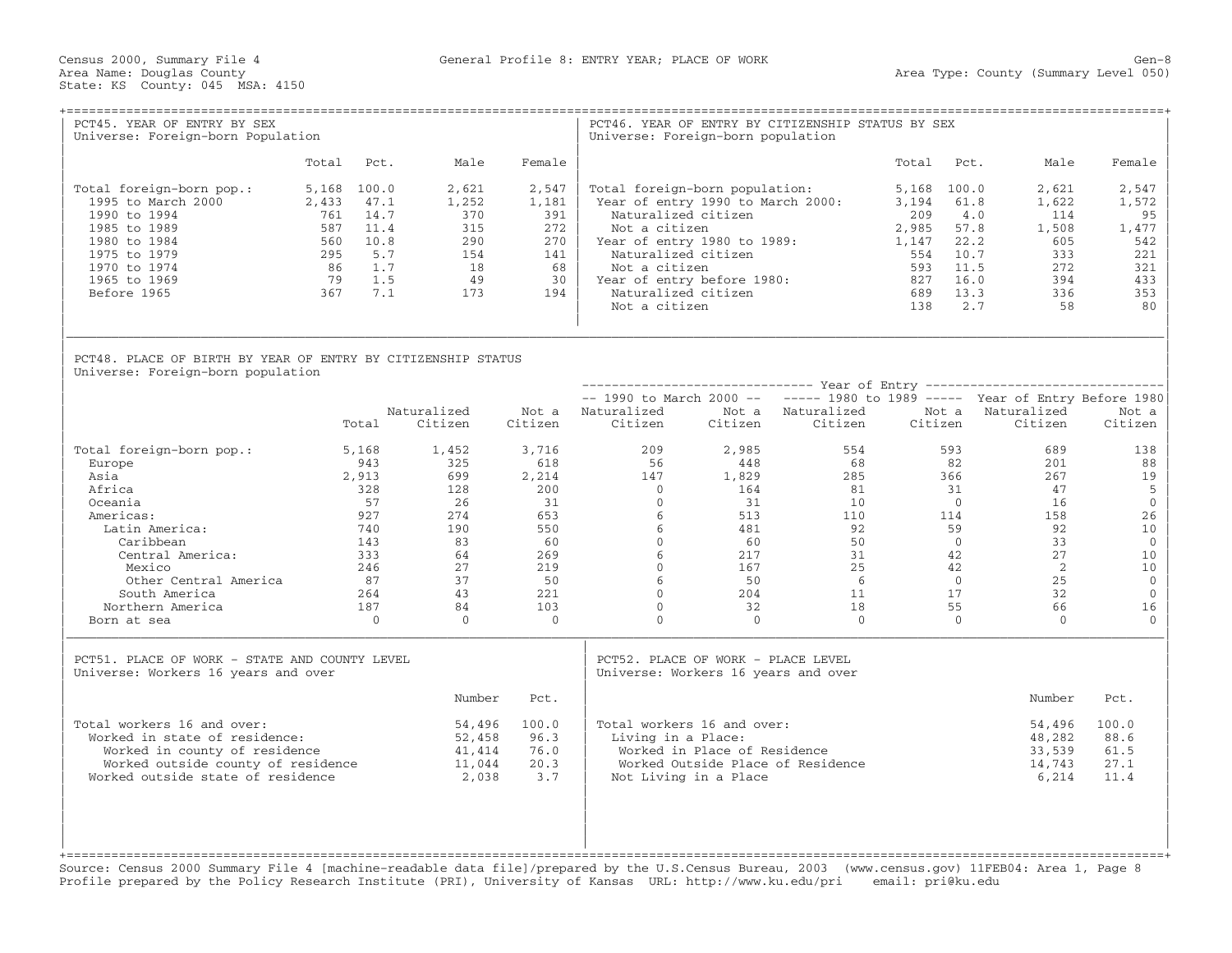Census 2000, Summary File 4 — General Profile 8: ENTRY YEAR; PLACE OF WORK — Gen-8

Area Name: Douglas County — Area Type: County (Summary Level 050)

State: KS County: 045 MSA: 4150

## PCT45. YEAR OF ENTRY BY SEX

Universe: Foreign-born Population

| | Total | Pct. | Male | Female |
|---|---|---|---|---|
| Total foreign-born pop.: | 5,168 | 100.0 | 2,621 | 2,547 |
| 1995 to March 2000 | 2,433 | 47.1 | 1,252 | 1,181 |
| 1990 to 1994 | 761 | 14.7 | 370 | 391 |
| 1985 to 1989 | 587 | 11.4 | 315 | 272 |
| 1980 to 1984 | 560 | 10.8 | 290 | 270 |
| 1975 to 1979 | 295 | 5.7 | 154 | 141 |
| 1970 to 1974 | 86 | 1.7 | 18 | 68 |
| 1965 to 1969 | 79 | 1.5 | 49 | 30 |
| Before 1965 | 367 | 7.1 | 173 | 194 |

## PCT46. YEAR OF ENTRY BY CITIZENSHIP STATUS BY SEX

Universe: Foreign-born population

| | Total | Pct. | Male | Female |
|---|---|---|---|---|
| Total foreign-born population: | 5,168 | 100.0 | 2,621 | 2,547 |
| Year of entry 1990 to March 2000: | 3,194 | 61.8 | 1,622 | 1,572 |
| Naturalized citizen | 209 | 4.0 | 114 | 95 |
| Not a citizen | 2,985 | 57.8 | 1,508 | 1,477 |
| Year of entry 1980 to 1989: | 1,147 | 22.2 | 605 | 542 |
| Naturalized citizen | 554 | 10.7 | 333 | 221 |
| Not a citizen | 593 | 11.5 | 272 | 321 |
| Year of entry before 1980: | 827 | 16.0 | 394 | 433 |
| Naturalized citizen | 689 | 13.3 | 336 | 353 |
| Not a citizen | 138 | 2.7 | 58 | 80 |

## PCT48. PLACE OF BIRTH BY YEAR OF ENTRY BY CITIZENSHIP STATUS

Universe: Foreign-born population

| | | | | Year of Entry: 1990 to March 2000 | | 1980 to 1989 | | Year of Entry Before 1980 | |
|---|---|---|---|---|---|---|---|---|---|
| | Total | Naturalized Citizen | Not a Citizen | Naturalized Citizen | Not a Citizen | Naturalized Citizen | Not a Citizen | Naturalized Citizen | Not a Citizen |
| Total foreign-born pop.: | 5,168 | 1,452 | 3,716 | 209 | 2,985 | 554 | 593 | 689 | 138 |
| Europe | 943 | 325 | 618 | 56 | 448 | 68 | 82 | 201 | 88 |
| Asia | 2,913 | 699 | 2,214 | 147 | 1,829 | 285 | 366 | 267 | 19 |
| Africa | 328 | 128 | 200 | 0 | 164 | 81 | 31 | 47 | 5 |
| Oceania | 57 | 26 | 31 | 0 | 31 | 10 | 0 | 16 | 0 |
| Americas: | 927 | 274 | 653 | 6 | 513 | 110 | 114 | 158 | 26 |
| Latin America: | 740 | 190 | 550 | 6 | 481 | 92 | 59 | 92 | 10 |
| Caribbean | 143 | 83 | 60 | 0 | 60 | 50 | 0 | 33 | 0 |
| Central America: | 333 | 64 | 269 | 6 | 217 | 31 | 42 | 27 | 10 |
| Mexico | 246 | 27 | 219 | 0 | 167 | 25 | 42 | 2 | 10 |
| Other Central America | 87 | 37 | 50 | 6 | 50 | 6 | 0 | 25 | 0 |
| South America | 264 | 43 | 221 | 0 | 204 | 11 | 17 | 32 | 0 |
| Northern America | 187 | 84 | 103 | 0 | 32 | 18 | 55 | 66 | 16 |
| Born at sea | 0 | 0 | 0 | 0 | 0 | 0 | 0 | 0 | 0 |

## PCT51. PLACE OF WORK - STATE AND COUNTY LEVEL

Universe: Workers 16 years and over

| | Number | Pct. |
|---|---|---|
| Total workers 16 and over: | 54,496 | 100.0 |
| Worked in state of residence: | 52,458 | 96.3 |
| Worked in county of residence | 41,414 | 76.0 |
| Worked outside county of residence | 11,044 | 20.3 |
| Worked outside state of residence | 2,038 | 3.7 |

## PCT52. PLACE OF WORK - PLACE LEVEL

Universe: Workers 16 years and over

| | Number | Pct. |
|---|---|---|
| Total workers 16 and over: | 54,496 | 100.0 |
| Living in a Place: | 48,282 | 88.6 |
| Worked in Place of Residence | 33,539 | 61.5 |
| Worked Outside Place of Residence | 14,743 | 27.1 |
| Not Living in a Place | 6,214 | 11.4 |

Source: Census 2000 Summary File 4 [machine-readable data file]/prepared by the U.S.Census Bureau, 2003 (www.census.gov) 11FEB04: Area 1, Page 8
Profile prepared by the Policy Research Institute (PRI), University of Kansas URL: http://www.ku.edu/pri email: pri@ku.edu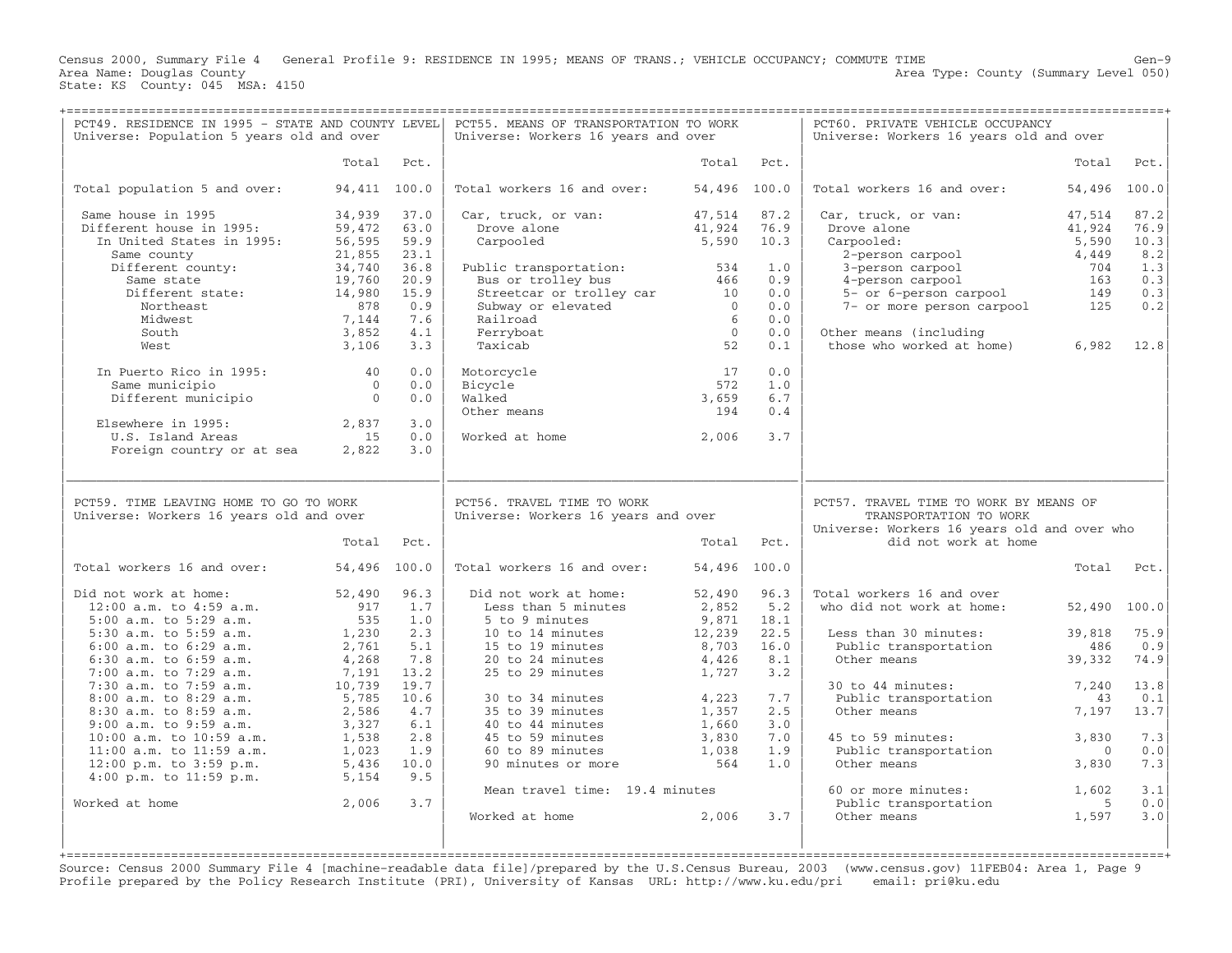Census 2000, Summary File 4 General Profile 9: RESIDENCE IN 1995; MEANS OF TRANS.; VEHICLE OCCUPANCY; COMMUTE TIME Gen-9
Area Name: Douglas County Area Type: County (Summary Level 050)
State: KS County: 045 MSA: 4150

## PCT49. RESIDENCE IN 1995 - STATE AND COUNTY LEVEL
Universe: Population 5 years old and over

| | Total | Pct. |
|---|---|---|
| Total population 5 and over: | 94,411 | 100.0 |
| Same house in 1995 | 34,939 | 37.0 |
| Different house in 1995: | 59,472 | 63.0 |
| In United States in 1995: | 56,595 | 59.9 |
| Same county | 21,855 | 23.1 |
| Different county: | 34,740 | 36.8 |
| Same state | 19,760 | 20.9 |
| Different state: | 14,980 | 15.9 |
| Northeast | 878 | 0.9 |
| Midwest | 7,144 | 7.6 |
| South | 3,852 | 4.1 |
| West | 3,106 | 3.3 |
| In Puerto Rico in 1995: | 40 | 0.0 |
| Same municipio | 0 | 0.0 |
| Different municipio | 0 | 0.0 |
| Elsewhere in 1995: | 2,837 | 3.0 |
| U.S. Island Areas | 15 | 0.0 |
| Foreign country or at sea | 2,822 | 3.0 |

## PCT55. MEANS OF TRANSPORTATION TO WORK
Universe: Workers 16 years and over

| | Total | Pct. |
|---|---|---|
| Total workers 16 and over: | 54,496 | 100.0 |
| Car, truck, or van: | 47,514 | 87.2 |
| Drove alone | 41,924 | 76.9 |
| Carpooled | 5,590 | 10.3 |
| Public transportation: | 534 | 1.0 |
| Bus or trolley bus | 466 | 0.9 |
| Streetcar or trolley car | 10 | 0.0 |
| Subway or elevated | 0 | 0.0 |
| Railroad | 6 | 0.0 |
| Ferryboat | 0 | 0.0 |
| Taxicab | 52 | 0.1 |
| Motorcycle | 17 | 0.0 |
| Bicycle | 572 | 1.0 |
| Walked | 3,659 | 6.7 |
| Other means | 194 | 0.4 |
| Worked at home | 2,006 | 3.7 |

## PCT60. PRIVATE VEHICLE OCCUPANCY
Universe: Workers 16 years old and over

| | Total | Pct. |
|---|---|---|
| Total workers 16 and over: | 54,496 | 100.0 |
| Car, truck, or van: | 47,514 | 87.2 |
| Drove alone | 41,924 | 76.9 |
| Carpooled: | 5,590 | 10.3 |
| 2-person carpool | 4,449 | 8.2 |
| 3-person carpool | 704 | 1.3 |
| 4-person carpool | 163 | 0.3 |
| 5- or 6-person carpool | 149 | 0.3 |
| 7- or more person carpool | 125 | 0.2 |
| Other means (including those who worked at home) | 6,982 | 12.8 |

## PCT59. TIME LEAVING HOME TO GO TO WORK
Universe: Workers 16 years old and over

| | Total | Pct. |
|---|---|---|
| Total workers 16 and over: | 54,496 | 100.0 |
| Did not work at home: | 52,490 | 96.3 |
| 12:00 a.m. to 4:59 a.m. | 917 | 1.7 |
| 5:00 a.m. to 5:29 a.m. | 535 | 1.0 |
| 5:30 a.m. to 5:59 a.m. | 1,230 | 2.3 |
| 6:00 a.m. to 6:29 a.m. | 2,761 | 5.1 |
| 6:30 a.m. to 6:59 a.m. | 4,268 | 7.8 |
| 7:00 a.m. to 7:29 a.m. | 7,191 | 13.2 |
| 7:30 a.m. to 7:59 a.m. | 10,739 | 19.7 |
| 8:00 a.m. to 8:29 a.m. | 5,785 | 10.6 |
| 8:30 a.m. to 8:59 a.m. | 2,586 | 4.7 |
| 9:00 a.m. to 9:59 a.m. | 3,327 | 6.1 |
| 10:00 a.m. to 10:59 a.m. | 1,538 | 2.8 |
| 11:00 a.m. to 11:59 a.m. | 1,023 | 1.9 |
| 12:00 p.m. to 3:59 p.m. | 5,436 | 10.0 |
| 4:00 p.m. to 11:59 p.m. | 5,154 | 9.5 |
| Worked at home | 2,006 | 3.7 |

## PCT56. TRAVEL TIME TO WORK
Universe: Workers 16 years and over

| | Total | Pct. |
|---|---|---|
| Total workers 16 and over: | 54,496 | 100.0 |
| Did not work at home: | 52,490 | 96.3 |
| Less than 5 minutes | 2,852 | 5.2 |
| 5 to 9 minutes | 9,871 | 18.1 |
| 10 to 14 minutes | 12,239 | 22.5 |
| 15 to 19 minutes | 8,703 | 16.0 |
| 20 to 24 minutes | 4,426 | 8.1 |
| 25 to 29 minutes | 1,727 | 3.2 |
| 30 to 34 minutes | 4,223 | 7.7 |
| 35 to 39 minutes | 1,357 | 2.5 |
| 40 to 44 minutes | 1,660 | 3.0 |
| 45 to 59 minutes | 3,830 | 7.0 |
| 60 to 89 minutes | 1,038 | 1.9 |
| 90 minutes or more | 564 | 1.0 |
| Mean travel time: 19.4 minutes | | |
| Worked at home | 2,006 | 3.7 |

## PCT57. TRAVEL TIME TO WORK BY MEANS OF TRANSPORTATION TO WORK
Universe: Workers 16 years old and over who did not work at home

| | Total | Pct. |
|---|---|---|
| Total workers 16 and over who did not work at home: | 52,490 | 100.0 |
| Less than 30 minutes: | 39,818 | 75.9 |
| Public transportation | 486 | 0.9 |
| Other means | 39,332 | 74.9 |
| 30 to 44 minutes: | 7,240 | 13.8 |
| Public transportation | 43 | 0.1 |
| Other means | 7,197 | 13.7 |
| 45 to 59 minutes: | 3,830 | 7.3 |
| Public transportation | 0 | 0.0 |
| Other means | 3,830 | 7.3 |
| 60 or more minutes: | 1,602 | 3.1 |
| Public transportation | 5 | 0.0 |
| Other means | 1,597 | 3.0 |

Source: Census 2000 Summary File 4 [machine-readable data file]/prepared by the U.S.Census Bureau, 2003 (www.census.gov) 11FEB04: Area 1, Page 9
Profile prepared by the Policy Research Institute (PRI), University of Kansas URL: http://www.ku.edu/pri email: pri@ku.edu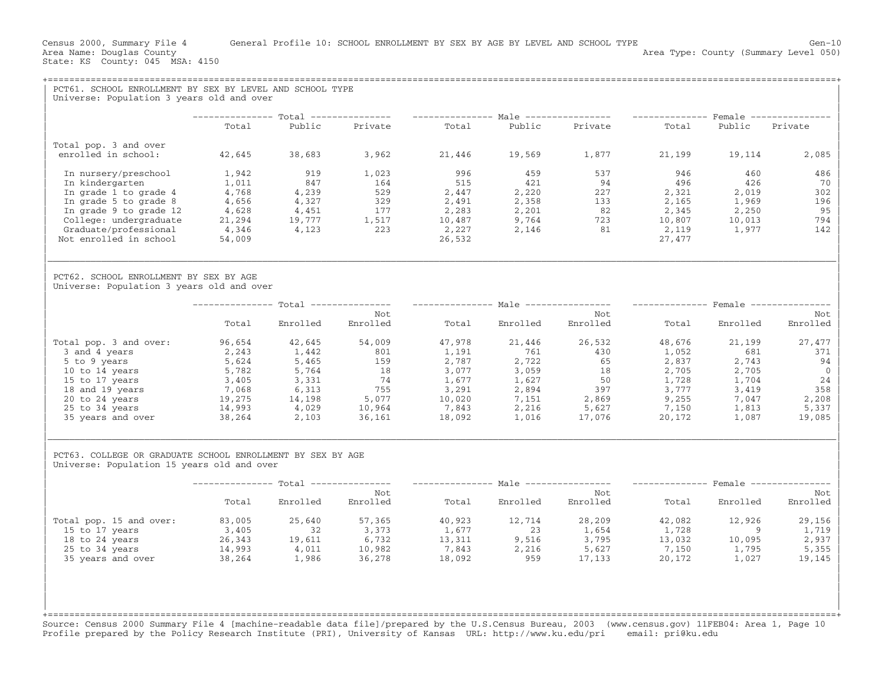Census 2000, Summary File 4 General Profile 10: SCHOOL ENROLLMENT BY SEX BY AGE BY LEVEL AND SCHOOL TYPE Gen-10
Area Name: Douglas County Area Type: County (Summary Level 050)
State: KS County: 045 MSA: 4150

## PCT61. SCHOOL ENROLLMENT BY SEX BY LEVEL AND SCHOOL TYPE

Universe: Population 3 years old and over

| | Total | | | Male | | | Female | | |
|---|---|---|---|---|---|---|---|---|---|
| | Total | Public | Private | Total | Public | Private | Total | Public | Private |
| Total pop. 3 and over enrolled in school: | 42,645 | 38,683 | 3,962 | 21,446 | 19,569 | 1,877 | 21,199 | 19,114 | 2,085 |
| In nursery/preschool | 1,942 | 919 | 1,023 | 996 | 459 | 537 | 946 | 460 | 486 |
| In kindergarten | 1,011 | 847 | 164 | 515 | 421 | 94 | 496 | 426 | 70 |
| In grade 1 to grade 4 | 4,768 | 4,239 | 529 | 2,447 | 2,220 | 227 | 2,321 | 2,019 | 302 |
| In grade 5 to grade 8 | 4,656 | 4,327 | 329 | 2,491 | 2,358 | 133 | 2,165 | 1,969 | 196 |
| In grade 9 to grade 12 | 4,628 | 4,451 | 177 | 2,283 | 2,201 | 82 | 2,345 | 2,250 | 95 |
| College: undergraduate | 21,294 | 19,777 | 1,517 | 10,487 | 9,764 | 723 | 10,807 | 10,013 | 794 |
| Graduate/professional | 4,346 | 4,123 | 223 | 2,227 | 2,146 | 81 | 2,119 | 1,977 | 142 |
| Not enrolled in school | 54,009 | | | 26,532 | | | 27,477 | | |

## PCT62. SCHOOL ENROLLMENT BY SEX BY AGE

Universe: Population 3 years old and over

| | Total | | | Male | | | Female | | |
|---|---|---|---|---|---|---|---|---|---|
| | Total | Enrolled | Not Enrolled | Total | Enrolled | Not Enrolled | Total | Enrolled | Not Enrolled |
| Total pop. 3 and over: | 96,654 | 42,645 | 54,009 | 47,978 | 21,446 | 26,532 | 48,676 | 21,199 | 27,477 |
| 3 and 4 years | 2,243 | 1,442 | 801 | 1,191 | 761 | 430 | 1,052 | 681 | 371 |
| 5 to 9 years | 5,624 | 5,465 | 159 | 2,787 | 2,722 | 65 | 2,837 | 2,743 | 94 |
| 10 to 14 years | 5,782 | 5,764 | 18 | 3,077 | 3,059 | 18 | 2,705 | 2,705 | 0 |
| 15 to 17 years | 3,405 | 3,331 | 74 | 1,677 | 1,627 | 50 | 1,728 | 1,704 | 24 |
| 18 and 19 years | 7,068 | 6,313 | 755 | 3,291 | 2,894 | 397 | 3,777 | 3,419 | 358 |
| 20 to 24 years | 19,275 | 14,198 | 5,077 | 10,020 | 7,151 | 2,869 | 9,255 | 7,047 | 2,208 |
| 25 to 34 years | 14,993 | 4,029 | 10,964 | 7,843 | 2,216 | 5,627 | 7,150 | 1,813 | 5,337 |
| 35 years and over | 38,264 | 2,103 | 36,161 | 18,092 | 1,016 | 17,076 | 20,172 | 1,087 | 19,085 |

## PCT63. COLLEGE OR GRADUATE SCHOOL ENROLLMENT BY SEX BY AGE

Universe: Population 15 years old and over

| | Total | | | Male | | | Female | | |
|---|---|---|---|---|---|---|---|---|---|
| | Total | Enrolled | Not Enrolled | Total | Enrolled | Not Enrolled | Total | Enrolled | Not Enrolled |
| Total pop. 15 and over: | 83,005 | 25,640 | 57,365 | 40,923 | 12,714 | 28,209 | 42,082 | 12,926 | 29,156 |
| 15 to 17 years | 3,405 | 32 | 3,373 | 1,677 | 23 | 1,654 | 1,728 | 9 | 1,719 |
| 18 to 24 years | 26,343 | 19,611 | 6,732 | 13,311 | 9,516 | 3,795 | 13,032 | 10,095 | 2,937 |
| 25 to 34 years | 14,993 | 4,011 | 10,982 | 7,843 | 2,216 | 5,627 | 7,150 | 1,795 | 5,355 |
| 35 years and over | 38,264 | 1,986 | 36,278 | 18,092 | 959 | 17,133 | 20,172 | 1,027 | 19,145 |

Source: Census 2000 Summary File 4 [machine-readable data file]/prepared by the U.S.Census Bureau, 2003 (www.census.gov) 11FEB04: Area 1, Page 10
Profile prepared by the Policy Research Institute (PRI), University of Kansas URL: http://www.ku.edu/pri email: pri@ku.edu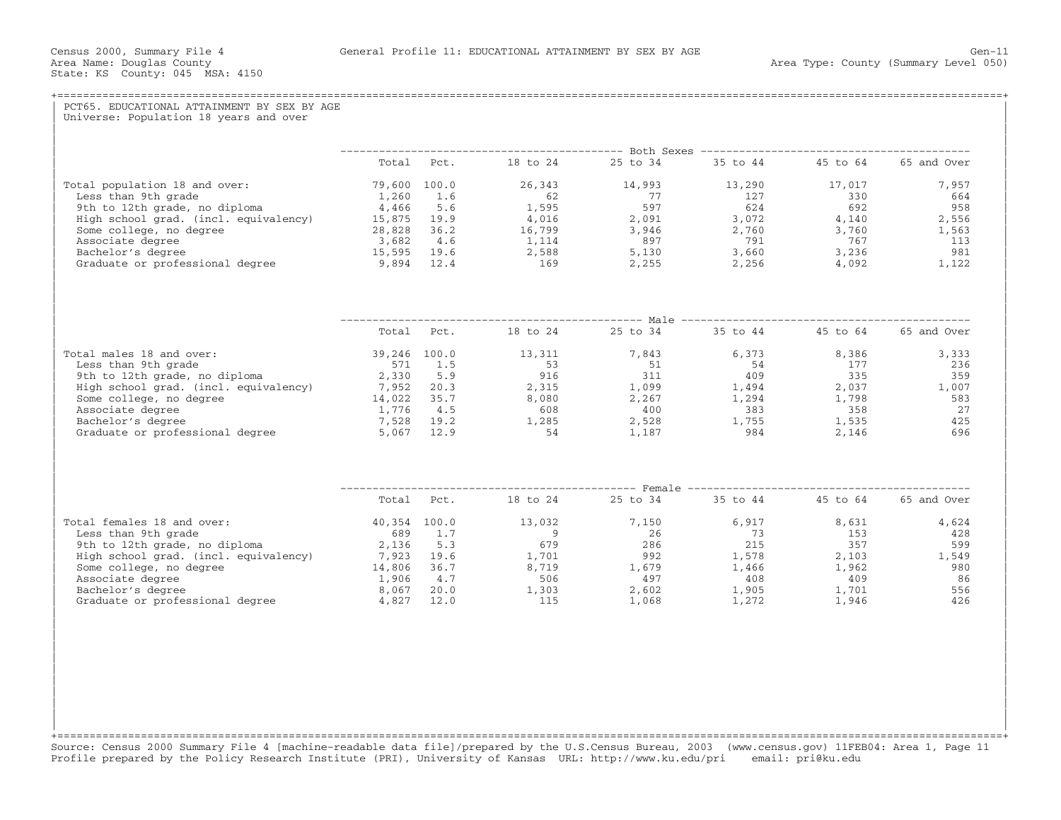Census 2000, Summary File 4 — General Profile 11: EDUCATIONAL ATTAINMENT BY SEX BY AGE — Gen-11

Area Name: Douglas County — Area Type: County (Summary Level 050)

State: KS County: 045 MSA: 4150

## PCT65. EDUCATIONAL ATTAINMENT BY SEX BY AGE

Universe: Population 18 years and over

| Both Sexes | Total | Pct. | 18 to 24 | 25 to 34 | 35 to 44 | 45 to 64 | 65 and Over |
|---|---|---|---|---|---|---|---|
| Total population 18 and over: | 79,600 | 100.0 | 26,343 | 14,993 | 13,290 | 17,017 | 7,957 |
| Less than 9th grade | 1,260 | 1.6 | 62 | 77 | 127 | 330 | 664 |
| 9th to 12th grade, no diploma | 4,466 | 5.6 | 1,595 | 597 | 624 | 692 | 958 |
| High school grad. (incl. equivalency) | 15,875 | 19.9 | 4,016 | 2,091 | 3,072 | 4,140 | 2,556 |
| Some college, no degree | 28,828 | 36.2 | 16,799 | 3,946 | 2,760 | 3,760 | 1,563 |
| Associate degree | 3,682 | 4.6 | 1,114 | 897 | 791 | 767 | 113 |
| Bachelor's degree | 15,595 | 19.6 | 2,588 | 5,130 | 3,660 | 3,236 | 981 |
| Graduate or professional degree | 9,894 | 12.4 | 169 | 2,255 | 2,256 | 4,092 | 1,122 |

| Male | Total | Pct. | 18 to 24 | 25 to 34 | 35 to 44 | 45 to 64 | 65 and Over |
|---|---|---|---|---|---|---|---|
| Total males 18 and over: | 39,246 | 100.0 | 13,311 | 7,843 | 6,373 | 8,386 | 3,333 |
| Less than 9th grade | 571 | 1.5 | 53 | 51 | 54 | 177 | 236 |
| 9th to 12th grade, no diploma | 2,330 | 5.9 | 916 | 311 | 409 | 335 | 359 |
| High school grad. (incl. equivalency) | 7,952 | 20.3 | 2,315 | 1,099 | 1,494 | 2,037 | 1,007 |
| Some college, no degree | 14,022 | 35.7 | 8,080 | 2,267 | 1,294 | 1,798 | 583 |
| Associate degree | 1,776 | 4.5 | 608 | 400 | 383 | 358 | 27 |
| Bachelor's degree | 7,528 | 19.2 | 1,285 | 2,528 | 1,755 | 1,535 | 425 |
| Graduate or professional degree | 5,067 | 12.9 | 54 | 1,187 | 984 | 2,146 | 696 |

| Female | Total | Pct. | 18 to 24 | 25 to 34 | 35 to 44 | 45 to 64 | 65 and Over |
|---|---|---|---|---|---|---|---|
| Total females 18 and over: | 40,354 | 100.0 | 13,032 | 7,150 | 6,917 | 8,631 | 4,624 |
| Less than 9th grade | 689 | 1.7 | 9 | 26 | 73 | 153 | 428 |
| 9th to 12th grade, no diploma | 2,136 | 5.3 | 679 | 286 | 215 | 357 | 599 |
| High school grad. (incl. equivalency) | 7,923 | 19.6 | 1,701 | 992 | 1,578 | 2,103 | 1,549 |
| Some college, no degree | 14,806 | 36.7 | 8,719 | 1,679 | 1,466 | 1,962 | 980 |
| Associate degree | 1,906 | 4.7 | 506 | 497 | 408 | 409 | 86 |
| Bachelor's degree | 8,067 | 20.0 | 1,303 | 2,602 | 1,905 | 1,701 | 556 |
| Graduate or professional degree | 4,827 | 12.0 | 115 | 1,068 | 1,272 | 1,946 | 426 |

Source: Census 2000 Summary File 4 [machine-readable data file]/prepared by the U.S.Census Bureau, 2003 (www.census.gov) 11FEB04: Area 1, Page 11
Profile prepared by the Policy Research Institute (PRI), University of Kansas URL: http://www.ku.edu/pri email: pri@ku.edu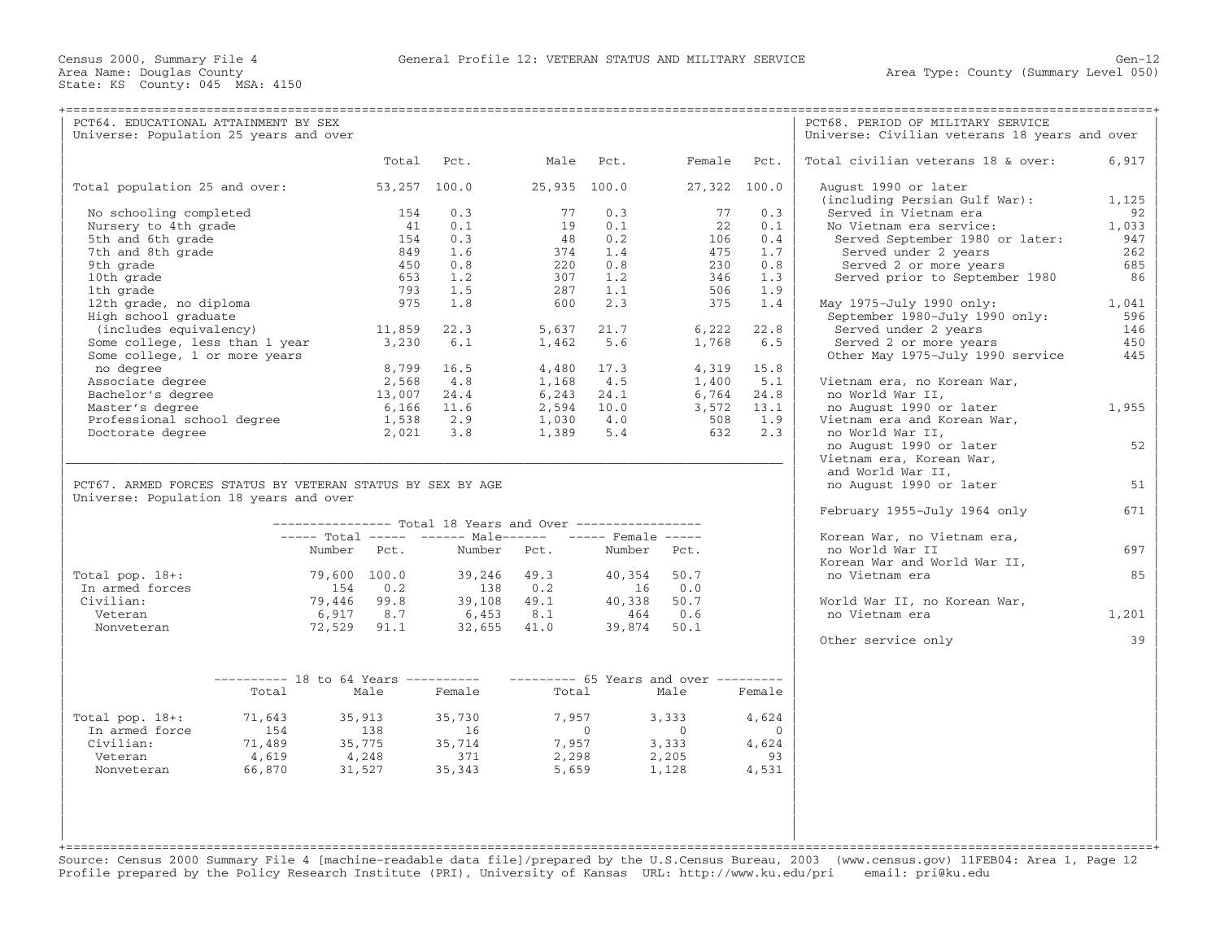Census 2000, Summary File 4 — General Profile 12: VETERAN STATUS AND MILITARY SERVICE — Gen-12

Area Name: Douglas County — Area Type: County (Summary Level 050)

State: KS County: 045 MSA: 4150

## PCT64. EDUCATIONAL ATTAINMENT BY SEX

Universe: Population 25 years and over

| | Total | Pct. | Male | Pct. | Female | Pct. |
|---|---|---|---|---|---|---|
| Total population 25 and over: | 53,257 | 100.0 | 25,935 | 100.0 | 27,322 | 100.0 |
| No schooling completed | 154 | 0.3 | 77 | 0.3 | 77 | 0.3 |
| Nursery to 4th grade | 41 | 0.1 | 19 | 0.1 | 22 | 0.1 |
| 5th and 6th grade | 154 | 0.3 | 48 | 0.2 | 106 | 0.4 |
| 7th and 8th grade | 849 | 1.6 | 374 | 1.4 | 475 | 1.7 |
| 9th grade | 450 | 0.8 | 220 | 0.8 | 230 | 0.8 |
| 10th grade | 653 | 1.2 | 307 | 1.2 | 346 | 1.3 |
| 1th grade | 793 | 1.5 | 287 | 1.1 | 506 | 1.9 |
| 12th grade, no diploma | 975 | 1.8 | 600 | 2.3 | 375 | 1.4 |
| High school graduate (includes equivalency) | 11,859 | 22.3 | 5,637 | 21.7 | 6,222 | 22.8 |
| Some college, less than 1 year | 3,230 | 6.1 | 1,462 | 5.6 | 1,768 | 6.5 |
| Some college, 1 or more years no degree | 8,799 | 16.5 | 4,480 | 17.3 | 4,319 | 15.8 |
| Associate degree | 2,568 | 4.8 | 1,168 | 4.5 | 1,400 | 5.1 |
| Bachelor's degree | 13,007 | 24.4 | 6,243 | 24.1 | 6,764 | 24.8 |
| Master's degree | 6,166 | 11.6 | 2,594 | 10.0 | 3,572 | 13.1 |
| Professional school degree | 1,538 | 2.9 | 1,030 | 4.0 | 508 | 1.9 |
| Doctorate degree | 2,021 | 3.8 | 1,389 | 5.4 | 632 | 2.3 |

## PCT67. ARMED FORCES STATUS BY VETERAN STATUS BY SEX BY AGE

Universe: Population 18 years and over

| | Total 18 Years and Over | | | | | |
|---|---|---|---|---|---|---|
| | Total | | Male | | Female | |
| | Number | Pct. | Number | Pct. | Number | Pct. |
| Total pop. 18+: | 79,600 | 100.0 | 39,246 | 49.3 | 40,354 | 50.7 |
| In armed forces | 154 | 0.2 | 138 | 0.2 | 16 | 0.0 |
| Civilian: | 79,446 | 99.8 | 39,108 | 49.1 | 40,338 | 50.7 |
| Veteran | 6,917 | 8.7 | 6,453 | 8.1 | 464 | 0.6 |
| Nonveteran | 72,529 | 91.1 | 32,655 | 41.0 | 39,874 | 50.1 |

| | 18 to 64 Years | | | 65 Years and over | | |
|---|---|---|---|---|---|---|
| | Total | Male | Female | Total | Male | Female |
| Total pop. 18+: | 71,643 | 35,913 | 35,730 | 7,957 | 3,333 | 4,624 |
| In armed force | 154 | 138 | 16 | 0 | 0 | 0 |
| Civilian: | 71,489 | 35,775 | 35,714 | 7,957 | 3,333 | 4,624 |
| Veteran | 4,619 | 4,248 | 371 | 2,298 | 2,205 | 93 |
| Nonveteran | 66,870 | 31,527 | 35,343 | 5,659 | 1,128 | 4,531 |

## PCT68. PERIOD OF MILITARY SERVICE

Universe: Civilian veterans 18 years and over

| | |
|---|---|
| Total civilian veterans 18 & over: | 6,917 |
| August 1990 or later (including Persian Gulf War): | 1,125 |
| Served in Vietnam era | 92 |
| No Vietnam era service: | 1,033 |
| Served September 1980 or later: | 947 |
| Served under 2 years | 262 |
| Served 2 or more years | 685 |
| Served prior to September 1980 | 86 |
| May 1975–July 1990 only: | 1,041 |
| September 1980–July 1990 only: | 596 |
| Served under 2 years | 146 |
| Served 2 or more years | 450 |
| Other May 1975–July 1990 service | 445 |
| Vietnam era, no Korean War, no World War II, no August 1990 or later | 1,955 |
| Vietnam era and Korean War, no World War II, no August 1990 or later | 52 |
| Vietnam era, Korean War, and World War II, no August 1990 or later | 51 |
| February 1955–July 1964 only | 671 |
| Korean War, no Vietnam era, no World War II | 697 |
| Korean War and World War II, no Vietnam era | 85 |
| World War II, no Korean War, no Vietnam era | 1,201 |
| Other service only | 39 |

Source: Census 2000 Summary File 4 [machine-readable data file]/prepared by the U.S.Census Bureau, 2003 (www.census.gov) 11FEB04: Area 1, Page 12
Profile prepared by the Policy Research Institute (PRI), University of Kansas URL: http://www.ku.edu/pri email: pri@ku.edu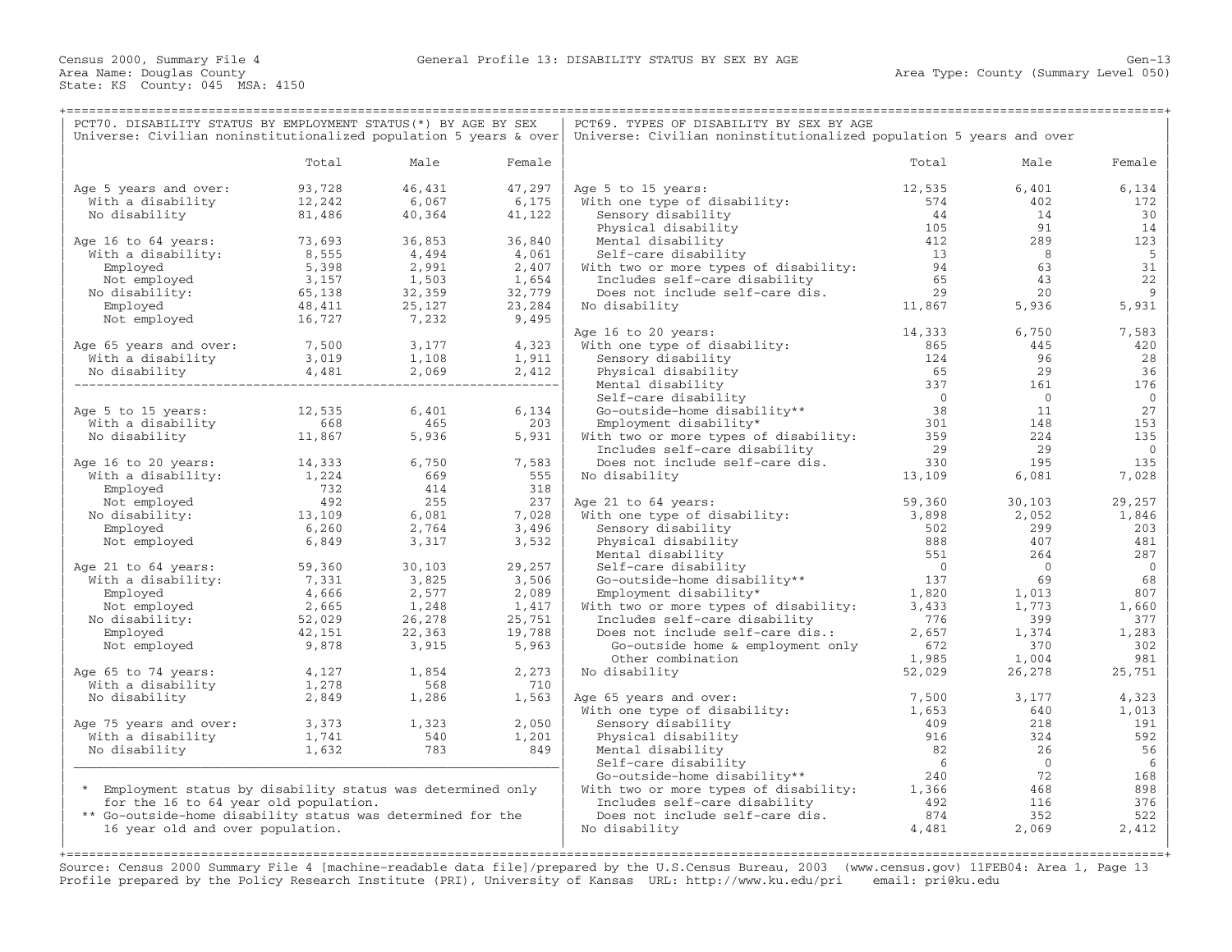Census 2000, Summary File 4 — General Profile 13: DISABILITY STATUS BY SEX BY AGE — Gen-13

Area Name: Douglas County — Area Type: County (Summary Level 050)

State: KS County: 045 MSA: 4150

## PCT70. DISABILITY STATUS BY EMPLOYMENT STATUS(*) BY AGE BY SEX

Universe: Civilian noninstitutionalized population 5 years & over

| | Total | Male | Female |
|---|---|---|---|
| Age 5 years and over: | 93,728 | 46,431 | 47,297 |
| With a disability | 12,242 | 6,067 | 6,175 |
| No disability | 81,486 | 40,364 | 41,122 |
| Age 16 to 64 years: | 73,693 | 36,853 | 36,840 |
| With a disability: | 8,555 | 4,494 | 4,061 |
| Employed | 5,398 | 2,991 | 2,407 |
| Not employed | 3,157 | 1,503 | 1,654 |
| No disability: | 65,138 | 32,359 | 32,779 |
| Employed | 48,411 | 25,127 | 23,284 |
| Not employed | 16,727 | 7,232 | 9,495 |
| Age 65 years and over: | 7,500 | 3,177 | 4,323 |
| With a disability | 3,019 | 1,108 | 1,911 |
| No disability | 4,481 | 2,069 | 2,412 |
| Age 5 to 15 years: | 12,535 | 6,401 | 6,134 |
| With a disability | 668 | 465 | 203 |
| No disability | 11,867 | 5,936 | 5,931 |
| Age 16 to 20 years: | 14,333 | 6,750 | 7,583 |
| With a disability: | 1,224 | 669 | 555 |
| Employed | 732 | 414 | 318 |
| Not employed | 492 | 255 | 237 |
| No disability: | 13,109 | 6,081 | 7,028 |
| Employed | 6,260 | 2,764 | 3,496 |
| Not employed | 6,849 | 3,317 | 3,532 |
| Age 21 to 64 years: | 59,360 | 30,103 | 29,257 |
| With a disability: | 7,331 | 3,825 | 3,506 |
| Employed | 4,666 | 2,577 | 2,089 |
| Not employed | 2,665 | 1,248 | 1,417 |
| No disability: | 52,029 | 26,278 | 25,751 |
| Employed | 42,151 | 22,363 | 19,788 |
| Not employed | 9,878 | 3,915 | 5,963 |
| Age 65 to 74 years: | 4,127 | 1,854 | 2,273 |
| With a disability | 1,278 | 568 | 710 |
| No disability | 2,849 | 1,286 | 1,563 |
| Age 75 years and over: | 3,373 | 1,323 | 2,050 |
| With a disability | 1,741 | 540 | 1,201 |
| No disability | 1,632 | 783 | 849 |

\* Employment status by disability status was determined only for the 16 to 64 year old population.

\*\* Go-outside-home disability status was determined for the 16 year old and over population.

## PCT69. TYPES OF DISABILITY BY SEX BY AGE

Universe: Civilian noninstitutionalized population 5 years and over

| | Total | Male | Female |
|---|---|---|---|
| Age 5 to 15 years: | 12,535 | 6,401 | 6,134 |
| With one type of disability: | 574 | 402 | 172 |
| Sensory disability | 44 | 14 | 30 |
| Physical disability | 105 | 91 | 14 |
| Mental disability | 412 | 289 | 123 |
| Self-care disability | 13 | 8 | 5 |
| With two or more types of disability: | 94 | 63 | 31 |
| Includes self-care disability | 65 | 43 | 22 |
| Does not include self-care dis. | 29 | 20 | 9 |
| No disability | 11,867 | 5,936 | 5,931 |
| Age 16 to 20 years: | 14,333 | 6,750 | 7,583 |
| With one type of disability: | 865 | 445 | 420 |
| Sensory disability | 124 | 96 | 28 |
| Physical disability | 65 | 29 | 36 |
| Mental disability | 337 | 161 | 176 |
| Self-care disability | 0 | 0 | 0 |
| Go-outside-home disability** | 38 | 11 | 27 |
| Employment disability* | 301 | 148 | 153 |
| With two or more types of disability: | 359 | 224 | 135 |
| Includes self-care disability | 29 | 29 | 0 |
| Does not include self-care dis. | 330 | 195 | 135 |
| No disability | 13,109 | 6,081 | 7,028 |
| Age 21 to 64 years: | 59,360 | 30,103 | 29,257 |
| With one type of disability: | 3,898 | 2,052 | 1,846 |
| Sensory disability | 502 | 299 | 203 |
| Physical disability | 888 | 407 | 481 |
| Mental disability | 551 | 264 | 287 |
| Self-care disability | 0 | 0 | 0 |
| Go-outside-home disability** | 137 | 69 | 68 |
| Employment disability* | 1,820 | 1,013 | 807 |
| With two or more types of disability: | 3,433 | 1,773 | 1,660 |
| Includes self-care disability | 776 | 399 | 377 |
| Does not include self-care dis.: | 2,657 | 1,374 | 1,283 |
| Go-outside home & employment only | 672 | 370 | 302 |
| Other combination | 1,985 | 1,004 | 981 |
| No disability | 52,029 | 26,278 | 25,751 |
| Age 65 years and over: | 7,500 | 3,177 | 4,323 |
| With one type of disability: | 1,653 | 640 | 1,013 |
| Sensory disability | 409 | 218 | 191 |
| Physical disability | 916 | 324 | 592 |
| Mental disability | 82 | 26 | 56 |
| Self-care disability | 6 | 0 | 6 |
| Go-outside-home disability** | 240 | 72 | 168 |
| With two or more types of disability: | 1,366 | 468 | 898 |
| Includes self-care disability | 492 | 116 | 376 |
| Does not include self-care dis. | 874 | 352 | 522 |
| No disability | 4,481 | 2,069 | 2,412 |

Source: Census 2000 Summary File 4 [machine-readable data file]/prepared by the U.S.Census Bureau, 2003 (www.census.gov) 11FEB04: Area 1, Page 13
Profile prepared by the Policy Research Institute (PRI), University of Kansas URL: http://www.ku.edu/pri email: pri@ku.edu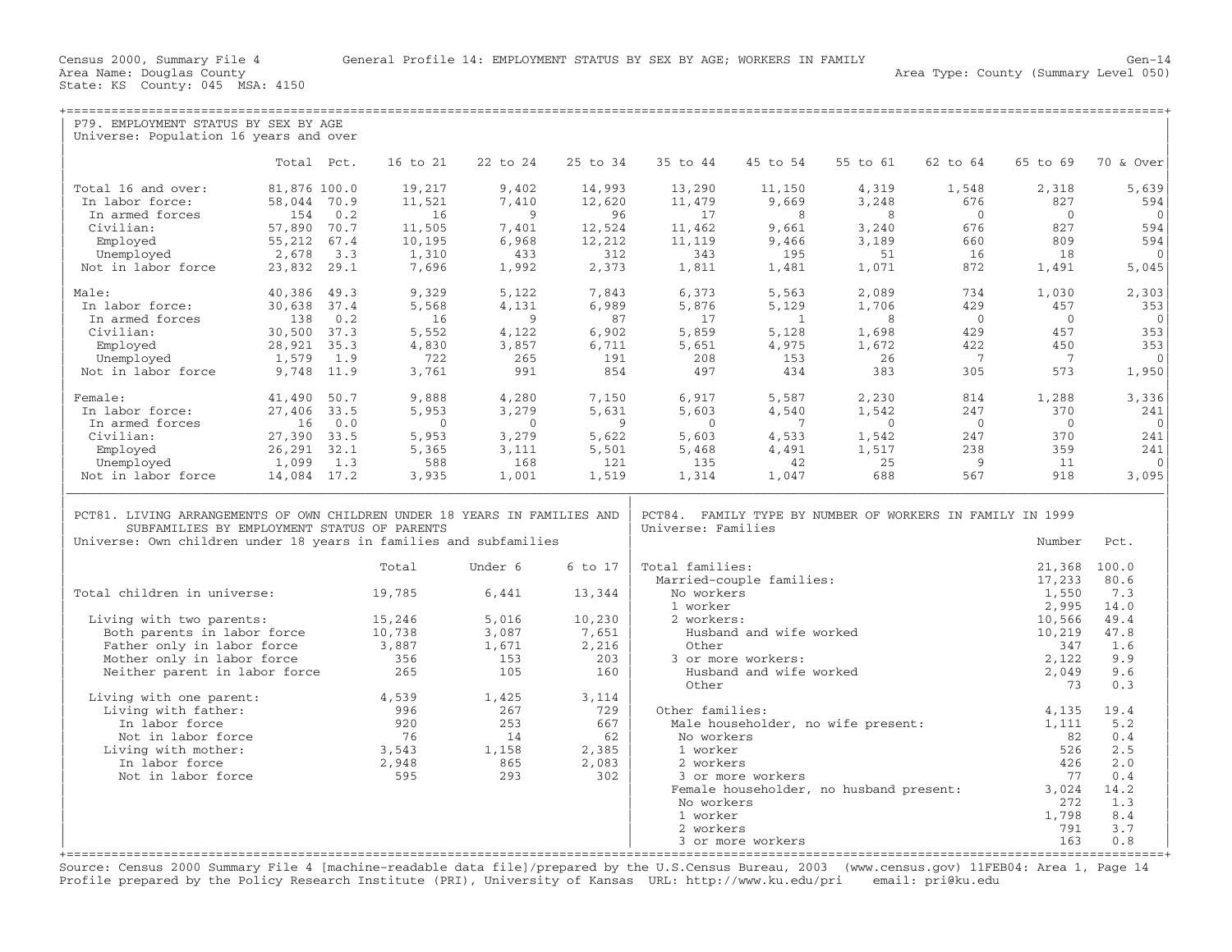Census 2000, Summary File 4 General Profile 14: EMPLOYMENT STATUS BY SEX BY AGE; WORKERS IN FAMILY Gen-14
Area Name: Douglas County Area Type: County (Summary Level 050)
State: KS County: 045 MSA: 4150

## P79. EMPLOYMENT STATUS BY SEX BY AGE

Universe: Population 16 years and over

| | Total | Pct. | 16 to 21 | 22 to 24 | 25 to 34 | 35 to 44 | 45 to 54 | 55 to 61 | 62 to 64 | 65 to 69 | 70 & Over |
|---|---|---|---|---|---|---|---|---|---|---|---|
| Total 16 and over: | 81,876 | 100.0 | 19,217 | 9,402 | 14,993 | 13,290 | 11,150 | 4,319 | 1,548 | 2,318 | 5,639 |
| In labor force: | 58,044 | 70.9 | 11,521 | 7,410 | 12,620 | 11,479 | 9,669 | 3,248 | 676 | 827 | 594 |
| In armed forces | 154 | 0.2 | 16 | 9 | 96 | 17 | 8 | 8 | 0 | 0 | 0 |
| Civilian: | 57,890 | 70.7 | 11,505 | 7,401 | 12,524 | 11,462 | 9,661 | 3,240 | 676 | 827 | 594 |
| Employed | 55,212 | 67.4 | 10,195 | 6,968 | 12,212 | 11,119 | 9,466 | 3,189 | 660 | 809 | 594 |
| Unemployed | 2,678 | 3.3 | 1,310 | 433 | 312 | 343 | 195 | 51 | 16 | 18 | 0 |
| Not in labor force | 23,832 | 29.1 | 7,696 | 1,992 | 2,373 | 1,811 | 1,481 | 1,071 | 872 | 1,491 | 5,045 |
| Male: | 40,386 | 49.3 | 9,329 | 5,122 | 7,843 | 6,373 | 5,563 | 2,089 | 734 | 1,030 | 2,303 |
| In labor force: | 30,638 | 37.4 | 5,568 | 4,131 | 6,989 | 5,876 | 5,129 | 1,706 | 429 | 457 | 353 |
| In armed forces | 138 | 0.2 | 16 | 9 | 87 | 17 | 1 | 8 | 0 | 0 | 0 |
| Civilian: | 30,500 | 37.3 | 5,552 | 4,122 | 6,902 | 5,859 | 5,128 | 1,698 | 429 | 457 | 353 |
| Employed | 28,921 | 35.3 | 4,830 | 3,857 | 6,711 | 5,651 | 4,975 | 1,672 | 422 | 450 | 353 |
| Unemployed | 1,579 | 1.9 | 722 | 265 | 191 | 208 | 153 | 26 | 7 | 7 | 0 |
| Not in labor force | 9,748 | 11.9 | 3,761 | 991 | 854 | 497 | 434 | 383 | 305 | 573 | 1,950 |
| Female: | 41,490 | 50.7 | 9,888 | 4,280 | 7,150 | 6,917 | 5,587 | 2,230 | 814 | 1,288 | 3,336 |
| In labor force: | 27,406 | 33.5 | 5,953 | 3,279 | 5,631 | 5,603 | 4,540 | 1,542 | 247 | 370 | 241 |
| In armed forces | 16 | 0.0 | 0 | 0 | 9 | 0 | 7 | 0 | 0 | 0 | 0 |
| Civilian: | 27,390 | 33.5 | 5,953 | 3,279 | 5,622 | 5,603 | 4,533 | 1,542 | 247 | 370 | 241 |
| Employed | 26,291 | 32.1 | 5,365 | 3,111 | 5,501 | 5,468 | 4,491 | 1,517 | 238 | 359 | 241 |
| Unemployed | 1,099 | 1.3 | 588 | 168 | 121 | 135 | 42 | 25 | 9 | 11 | 0 |
| Not in labor force | 14,084 | 17.2 | 3,935 | 1,001 | 1,519 | 1,314 | 1,047 | 688 | 567 | 918 | 3,095 |

## PCT81. LIVING ARRANGEMENTS OF OWN CHILDREN UNDER 18 YEARS IN FAMILIES AND SUBFAMILIES BY EMPLOYMENT STATUS OF PARENTS

Universe: Own children under 18 years in families and subfamilies

| | Total | Under 6 | 6 to 17 |
|---|---|---|---|
| Total children in universe: | 19,785 | 6,441 | 13,344 |
| Living with two parents: | 15,246 | 5,016 | 10,230 |
| Both parents in labor force | 10,738 | 3,087 | 7,651 |
| Father only in labor force | 3,887 | 1,671 | 2,216 |
| Mother only in labor force | 356 | 153 | 203 |
| Neither parent in labor force | 265 | 105 | 160 |
| Living with one parent: | 4,539 | 1,425 | 3,114 |
| Living with father: | 996 | 267 | 729 |
| In labor force | 920 | 253 | 667 |
| Not in labor force | 76 | 14 | 62 |
| Living with mother: | 3,543 | 1,158 | 2,385 |
| In labor force | 2,948 | 865 | 2,083 |
| Not in labor force | 595 | 293 | 302 |

## PCT84. FAMILY TYPE BY NUMBER OF WORKERS IN FAMILY IN 1999

Universe: Families

| | Number | Pct. |
|---|---|---|
| Total families: | 21,368 | 100.0 |
| Married-couple families: | 17,233 | 80.6 |
| No workers | 1,550 | 7.3 |
| 1 worker | 2,995 | 14.0 |
| 2 workers: | 10,566 | 49.4 |
| Husband and wife worked | 10,219 | 47.8 |
| Other | 347 | 1.6 |
| 3 or more workers: | 2,122 | 9.9 |
| Husband and wife worked | 2,049 | 9.6 |
| Other | 73 | 0.3 |
| Other families: | 4,135 | 19.4 |
| Male householder, no wife present: | 1,111 | 5.2 |
| No workers | 82 | 0.4 |
| 1 worker | 526 | 2.5 |
| 2 workers | 426 | 2.0 |
| 3 or more workers | 77 | 0.4 |
| Female householder, no husband present: | 3,024 | 14.2 |
| No workers | 272 | 1.3 |
| 1 worker | 1,798 | 8.4 |
| 2 workers | 791 | 3.7 |
| 3 or more workers | 163 | 0.8 |

Source: Census 2000 Summary File 4 [machine-readable data file]/prepared by the U.S.Census Bureau, 2003 (www.census.gov) 11FEB04: Area 1, Page 14
Profile prepared by the Policy Research Institute (PRI), University of Kansas URL: http://www.ku.edu/pri email: pri@ku.edu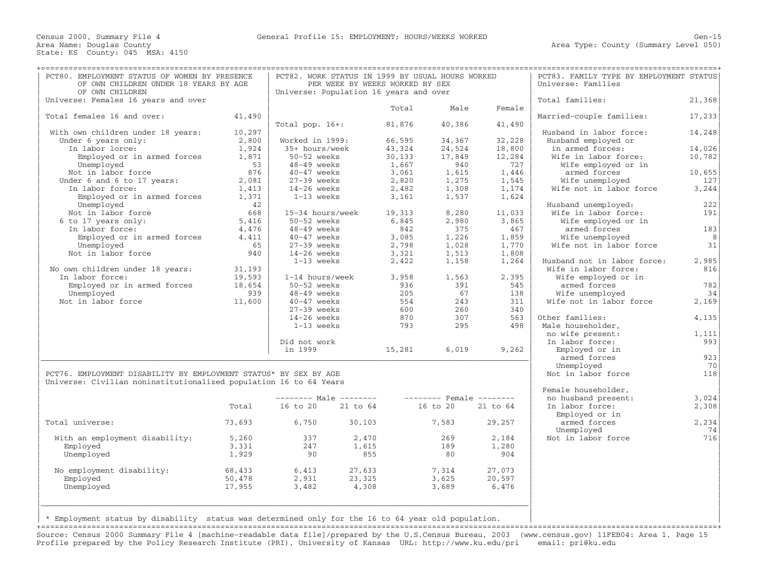Census 2000, Summary File 4 — General Profile 15: EMPLOYMENT; HOURS/WEEKS WORKED — Gen-15

Area Name: Douglas County — Area Type: County (Summary Level 050)

State: KS County: 045 MSA: 4150

## PCT80. EMPLOYMENT STATUS OF WOMEN BY PRESENCE OF OWN CHILDREN UNDER 18 YEARS BY AGE OF OWN CHILDREN

Universe: Females 16 years and over

| | |
|---|---|
| Total females 16 and over: | 41,490 |
| With own children under 18 years: | 10,297 |
| Under 6 years only: | 2,800 |
| In labor lorce: | 1,924 |
| Employed or in armed forces | 1,871 |
| Unemployed | 53 |
| Not in labor force | 876 |
| Under 6 and 6 to 17 years: | 2,081 |
| In labor force: | 1,413 |
| Employed or in armed forces | 1,371 |
| Unemployed | 42 |
| Not in labor force | 668 |
| 6 to 17 years only: | 5,416 |
| In labor force: | 4,476 |
| Employed or in armed forces | 4,411 |
| Unemployed | 65 |
| Not in labor force | 940 |
| No own children under 18 years: | 31,193 |
| In labor force: | 19,593 |
| Employed or in armed forces | 18,654 |
| Unemployed | 939 |
| Not in labor force | 11,600 |

## PCT82. WORK STATUS IN 1999 BY USUAL HOURS WORKED PER WEEK BY WEEKS WORKED BY SEX

Universe: Population 16 years and over

| | Total | Male | Female |
|---|---|---|---|
| Total pop. 16+: | 81,876 | 40,386 | 41,490 |
| Worked in 1999: | 66,595 | 34,367 | 32,228 |
| 35+ hours/week | 43,324 | 24,524 | 18,800 |
| 50-52 weeks | 30,133 | 17,849 | 12,284 |
| 48-49 weeks | 1,667 | 940 | 727 |
| 40-47 weeks | 3,061 | 1,615 | 1,446 |
| 27-39 weeks | 2,820 | 1,275 | 1,545 |
| 14-26 weeks | 2,482 | 1,308 | 1,174 |
| 1-13 weeks | 3,161 | 1,537 | 1,624 |
| 15-34 hours/week | 19,313 | 8,280 | 11,033 |
| 50-52 weeks | 6,845 | 2,980 | 3,865 |
| 48-49 weeks | 842 | 375 | 467 |
| 40-47 weeks | 3,085 | 1,226 | 1,859 |
| 27-39 weeks | 2,798 | 1,028 | 1,770 |
| 14-26 weeks | 3,321 | 1,513 | 1,808 |
| 1-13 weeks | 2,422 | 1,158 | 1,264 |
| 1-14 hours/week | 3,958 | 1,563 | 2,395 |
| 50-52 weeks | 936 | 391 | 545 |
| 48-49 weeks | 205 | 67 | 138 |
| 40-47 weeks | 554 | 243 | 311 |
| 27-39 weeks | 600 | 260 | 340 |
| 14-26 weeks | 870 | 307 | 563 |
| 1-13 weeks | 793 | 295 | 498 |
| Did not work in 1999 | 15,281 | 6,019 | 9,262 |

## PCT83. FAMILY TYPE BY EMPLOYMENT STATUS

Universe: Families

| | |
|---|---|
| Total families: | 21,368 |
| Married-couple families: | 17,233 |
| Husband in labor force: | 14,248 |
| Husband employed or in armed forces: | 14,026 |
| Wife in labor force: | 10,782 |
| Wife employed or in armed forces | 10,655 |
| Wife unemployed | 127 |
| Wife not in labor force | 3,244 |
| Husband unemployed: | 222 |
| Wife in labor force: | 191 |
| Wife employed or in armed forces | 183 |
| Wife unemployed | 8 |
| Wife not in labor force | 31 |
| Husband not in labor force: | 2,985 |
| Wife in labor force: | 816 |
| Wife employed or in armed forces | 782 |
| Wife unemployed | 34 |
| Wife not in labor force | 2,169 |
| Other families: | 4,135 |
| Male householder, no wife present: | 1,111 |
| In labor force: | 993 |
| Employed or in armed forces | 923 |
| Unemployed | 70 |
| Not in labor force | 118 |
| Female householder, no husband present: | 3,024 |
| In labor force: | 2,308 |
| Employed or in armed forces | 2,234 |
| Unemployed | 74 |
| Not in labor force | 716 |

## PCT76. EMPLOYMENT DISABILITY BY EMPLOYMENT STATUS* BY SEX BY AGE

Universe: Civilian noninstitutionalized population 16 to 64 Years

| | Total | Male | | Female | |
|---|---|---|---|---|---|
| | | 16 to 20 | 21 to 64 | 16 to 20 | 21 to 64 |
| Total universe: | 73,693 | 6,750 | 30,103 | 7,583 | 29,257 |
| With an employment disability: | 5,260 | 337 | 2,470 | 269 | 2,184 |
| Employed | 3,331 | 247 | 1,615 | 189 | 1,280 |
| Unemployed | 1,929 | 90 | 855 | 80 | 904 |
| No employment disability: | 68,433 | 6,413 | 27,633 | 7,314 | 27,073 |
| Employed | 50,478 | 2,931 | 23,325 | 3,625 | 20,597 |
| Unemployed | 17,955 | 3,482 | 4,308 | 3,689 | 6,476 |

* Employment status by disability status was determined only for the 16 to 64 year old population.

Source: Census 2000 Summary File 4 [machine-readable data file]/prepared by the U.S.Census Bureau, 2003 (www.census.gov) 11FEB04: Area 1, Page 15

Profile prepared by the Policy Research Institute (PRI), University of Kansas URL: http://www.ku.edu/pri email: pri@ku.edu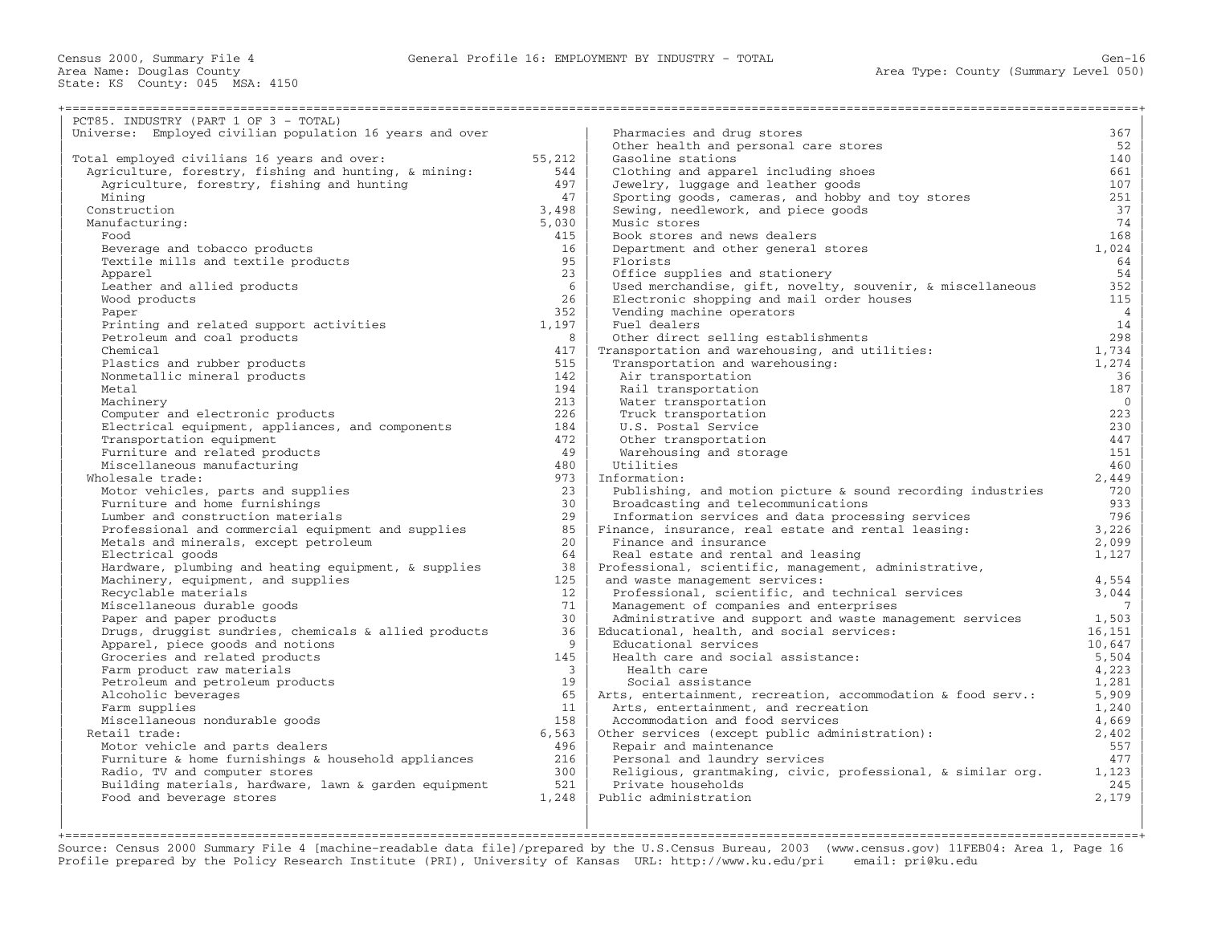Census 2000, Summary File 4 — General Profile 16: EMPLOYMENT BY INDUSTRY - TOTAL
Area Name: Douglas County — Area Type: County (Summary Level 050)
State: KS County: 045 MSA: 4150

## PCT85. INDUSTRY (PART 1 OF 3 - TOTAL)

Universe: Employed civilian population 16 years and over

| Industry | Number |
|---|---|
| Total employed civilians 16 years and over: | 55,212 |
| Agriculture, forestry, fishing and hunting, & mining: | 544 |
| Agriculture, forestry, fishing and hunting | 497 |
| Mining | 47 |
| Construction | 3,498 |
| Manufacturing: | 5,030 |
| Food | 415 |
| Beverage and tobacco products | 16 |
| Textile mills and textile products | 95 |
| Apparel | 23 |
| Leather and allied products | 6 |
| Wood products | 26 |
| Paper | 352 |
| Printing and related support activities | 1,197 |
| Petroleum and coal products | 8 |
| Chemical | 417 |
| Plastics and rubber products | 515 |
| Nonmetallic mineral products | 142 |
| Metal | 194 |
| Machinery | 213 |
| Computer and electronic products | 226 |
| Electrical equipment, appliances, and components | 184 |
| Transportation equipment | 472 |
| Furniture and related products | 49 |
| Miscellaneous manufacturing | 480 |
| Wholesale trade: | 973 |
| Motor vehicles, parts and supplies | 23 |
| Furniture and home furnishings | 30 |
| Lumber and construction materials | 29 |
| Professional and commercial equipment and supplies | 85 |
| Metals and minerals, except petroleum | 20 |
| Electrical goods | 64 |
| Hardware, plumbing and heating equipment, & supplies | 38 |
| Machinery, equipment, and supplies | 125 |
| Recyclable materials | 12 |
| Miscellaneous durable goods | 71 |
| Paper and paper products | 30 |
| Drugs, druggist sundries, chemicals & allied products | 36 |
| Apparel, piece goods and notions | 9 |
| Groceries and related products | 145 |
| Farm product raw materials | 3 |
| Petroleum and petroleum products | 19 |
| Alcoholic beverages | 65 |
| Farm supplies | 11 |
| Miscellaneous nondurable goods | 158 |
| Retail trade: | 6,563 |
| Motor vehicle and parts dealers | 496 |
| Furniture & home furnishings & household appliances | 216 |
| Radio, TV and computer stores | 300 |
| Building materials, hardware, lawn & garden equipment | 521 |
| Food and beverage stores | 1,248 |
| Pharmacies and drug stores | 367 |
| Other health and personal care stores | 52 |
| Gasoline stations | 140 |
| Clothing and apparel including shoes | 661 |
| Jewelry, luggage and leather goods | 107 |
| Sporting goods, cameras, and hobby and toy stores | 251 |
| Sewing, needlework, and piece goods | 37 |
| Music stores | 74 |
| Book stores and news dealers | 168 |
| Department and other general stores | 1,024 |
| Florists | 64 |
| Office supplies and stationery | 54 |
| Used merchandise, gift, novelty, souvenir, & miscellaneous | 352 |
| Electronic shopping and mail order houses | 115 |
| Vending machine operators | 4 |
| Fuel dealers | 14 |
| Other direct selling establishments | 298 |
| Transportation and warehousing, and utilities: | 1,734 |
| Transportation and warehousing: | 1,274 |
| Air transportation | 36 |
| Rail transportation | 187 |
| Water transportation | 0 |
| Truck transportation | 223 |
| U.S. Postal Service | 230 |
| Other transportation | 447 |
| Warehousing and storage | 151 |
| Utilities | 460 |
| Information: | 2,449 |
| Publishing, and motion picture & sound recording industries | 720 |
| Broadcasting and telecommunications | 933 |
| Information services and data processing services | 796 |
| Finance, insurance, real estate and rental leasing: | 3,226 |
| Finance and insurance | 2,099 |
| Real estate and rental and leasing | 1,127 |
| Professional, scientific, management, administrative, and waste management services: | 4,554 |
| Professional, scientific, and technical services | 3,044 |
| Management of companies and enterprises | 7 |
| Administrative and support and waste management services | 1,503 |
| Educational, health, and social services: | 16,151 |
| Educational services | 10,647 |
| Health care and social assistance: | 5,504 |
| Health care | 4,223 |
| Social assistance | 1,281 |
| Arts, entertainment, recreation, accommodation & food serv.: | 5,909 |
| Arts, entertainment, and recreation | 1,240 |
| Accommodation and food services | 4,669 |
| Other services (except public administration): | 2,402 |
| Repair and maintenance | 557 |
| Personal and laundry services | 477 |
| Religious, grantmaking, civic, professional, & similar org. | 1,123 |
| Private households | 245 |
| Public administration | 2,179 |

Source: Census 2000 Summary File 4 [machine-readable data file]/prepared by the U.S.Census Bureau, 2003 (www.census.gov) 11FEB04: Area 1, Page 16
Profile prepared by the Policy Research Institute (PRI), University of Kansas URL: http://www.ku.edu/pri email: pri@ku.edu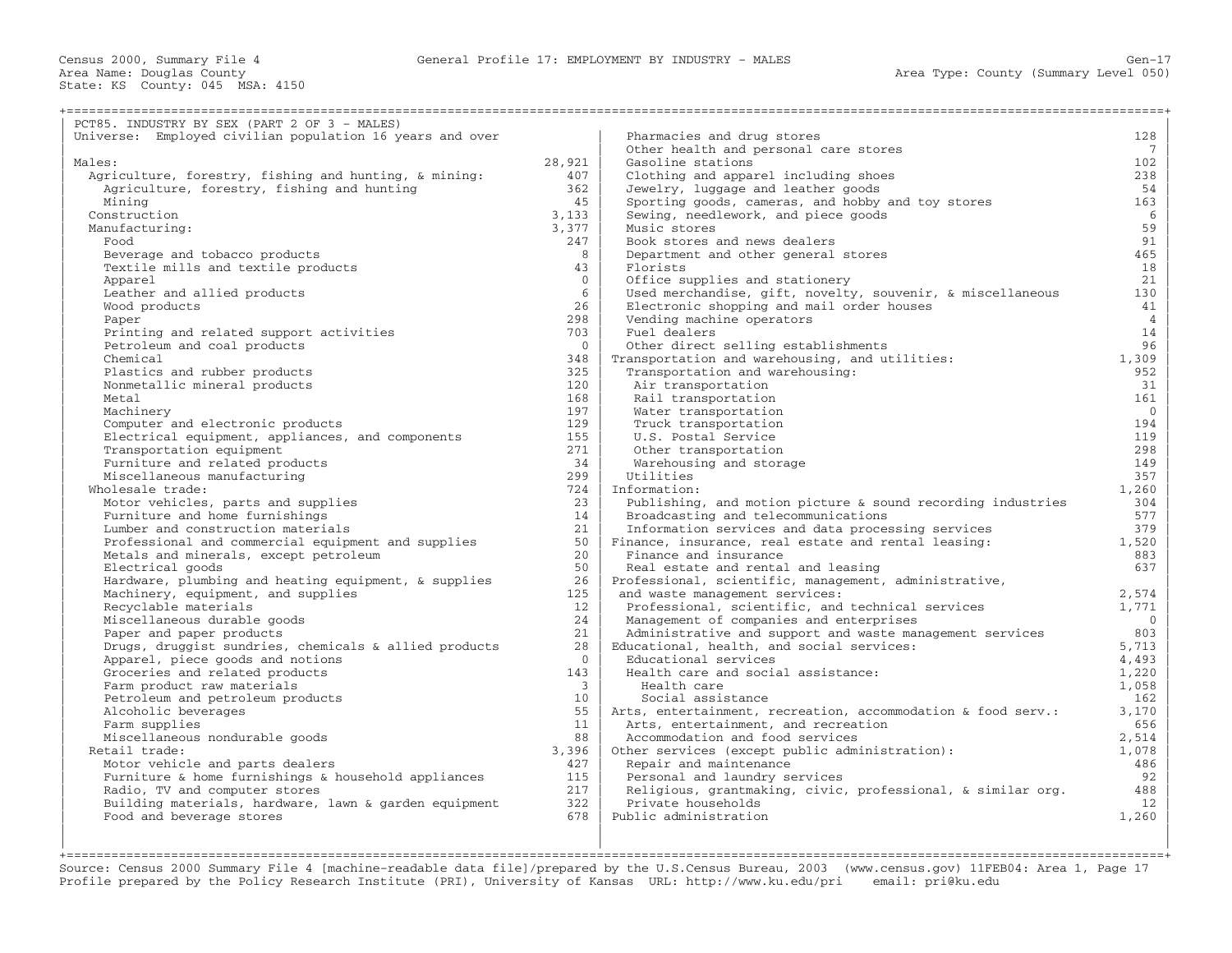Census 2000, Summary File 4 General Profile 17: EMPLOYMENT BY INDUSTRY - MALES Gen-17
Area Name: Douglas County Area Type: County (Summary Level 050)
State: KS County: 045 MSA: 4150

## PCT85. INDUSTRY BY SEX (PART 2 OF 3 - MALES)

Universe: Employed civilian population 16 years and over

| Industry | Count |
|---|---|
| Males: | 28,921 |
| Agriculture, forestry, fishing and hunting, & mining: | 407 |
| Agriculture, forestry, fishing and hunting | 362 |
| Mining | 45 |
| Construction | 3,133 |
| Manufacturing: | 3,377 |
| Food | 247 |
| Beverage and tobacco products | 8 |
| Textile mills and textile products | 43 |
| Apparel | 0 |
| Leather and allied products | 6 |
| Wood products | 26 |
| Paper | 298 |
| Printing and related support activities | 703 |
| Petroleum and coal products | 0 |
| Chemical | 348 |
| Plastics and rubber products | 325 |
| Nonmetallic mineral products | 120 |
| Metal | 168 |
| Machinery | 197 |
| Computer and electronic products | 129 |
| Electrical equipment, appliances, and components | 155 |
| Transportation equipment | 271 |
| Furniture and related products | 34 |
| Miscellaneous manufacturing | 299 |
| Wholesale trade: | 724 |
| Motor vehicles, parts and supplies | 23 |
| Furniture and home furnishings | 14 |
| Lumber and construction materials | 21 |
| Professional and commercial equipment and supplies | 50 |
| Metals and minerals, except petroleum | 20 |
| Electrical goods | 50 |
| Hardware, plumbing and heating equipment, & supplies | 26 |
| Machinery, equipment, and supplies | 125 |
| Recyclable materials | 12 |
| Miscellaneous durable goods | 24 |
| Paper and paper products | 21 |
| Drugs, druggist sundries, chemicals & allied products | 28 |
| Apparel, piece goods and notions | 0 |
| Groceries and related products | 143 |
| Farm product raw materials | 3 |
| Petroleum and petroleum products | 10 |
| Alcoholic beverages | 55 |
| Farm supplies | 11 |
| Miscellaneous nondurable goods | 88 |
| Retail trade: | 3,396 |
| Motor vehicle and parts dealers | 427 |
| Furniture & home furnishings & household appliances | 115 |
| Radio, TV and computer stores | 217 |
| Building materials, hardware, lawn & garden equipment | 322 |
| Food and beverage stores | 678 |
| Pharmacies and drug stores | 128 |
| Other health and personal care stores | 7 |
| Gasoline stations | 102 |
| Clothing and apparel including shoes | 238 |
| Jewelry, luggage and leather goods | 54 |
| Sporting goods, cameras, and hobby and toy stores | 163 |
| Sewing, needlework, and piece goods | 6 |
| Music stores | 59 |
| Book stores and news dealers | 91 |
| Department and other general stores | 465 |
| Florists | 18 |
| Office supplies and stationery | 21 |
| Used merchandise, gift, novelty, souvenir, & miscellaneous | 130 |
| Electronic shopping and mail order houses | 41 |
| Vending machine operators | 4 |
| Fuel dealers | 14 |
| Other direct selling establishments | 96 |
| Transportation and warehousing, and utilities: | 1,309 |
| Transportation and warehousing: | 952 |
| Air transportation | 31 |
| Rail transportation | 161 |
| Water transportation | 0 |
| Truck transportation | 194 |
| U.S. Postal Service | 119 |
| Other transportation | 298 |
| Warehousing and storage | 149 |
| Utilities | 357 |
| Information: | 1,260 |
| Publishing, and motion picture & sound recording industries | 304 |
| Broadcasting and telecommunications | 577 |
| Information services and data processing services | 379 |
| Finance, insurance, real estate and rental leasing: | 1,520 |
| Finance and insurance | 883 |
| Real estate and rental and leasing | 637 |
| Professional, scientific, management, administrative, and waste management services: | 2,574 |
| Professional, scientific, and technical services | 1,771 |
| Management of companies and enterprises | 0 |
| Administrative and support and waste management services | 803 |
| Educational, health, and social services: | 5,713 |
| Educational services | 4,493 |
| Health care and social assistance: | 1,220 |
| Health care | 1,058 |
| Social assistance | 162 |
| Arts, entertainment, recreation, accommodation & food serv.: | 3,170 |
| Arts, entertainment, and recreation | 656 |
| Accommodation and food services | 2,514 |
| Other services (except public administration): | 1,078 |
| Repair and maintenance | 486 |
| Personal and laundry services | 92 |
| Religious, grantmaking, civic, professional, & similar org. | 488 |
| Private households | 12 |
| Public administration | 1,260 |

Source: Census 2000 Summary File 4 [machine-readable data file]/prepared by the U.S.Census Bureau, 2003 (www.census.gov) 11FEB04: Area 1, Page 17
Profile prepared by the Policy Research Institute (PRI), University of Kansas URL: http://www.ku.edu/pri email: pri@ku.edu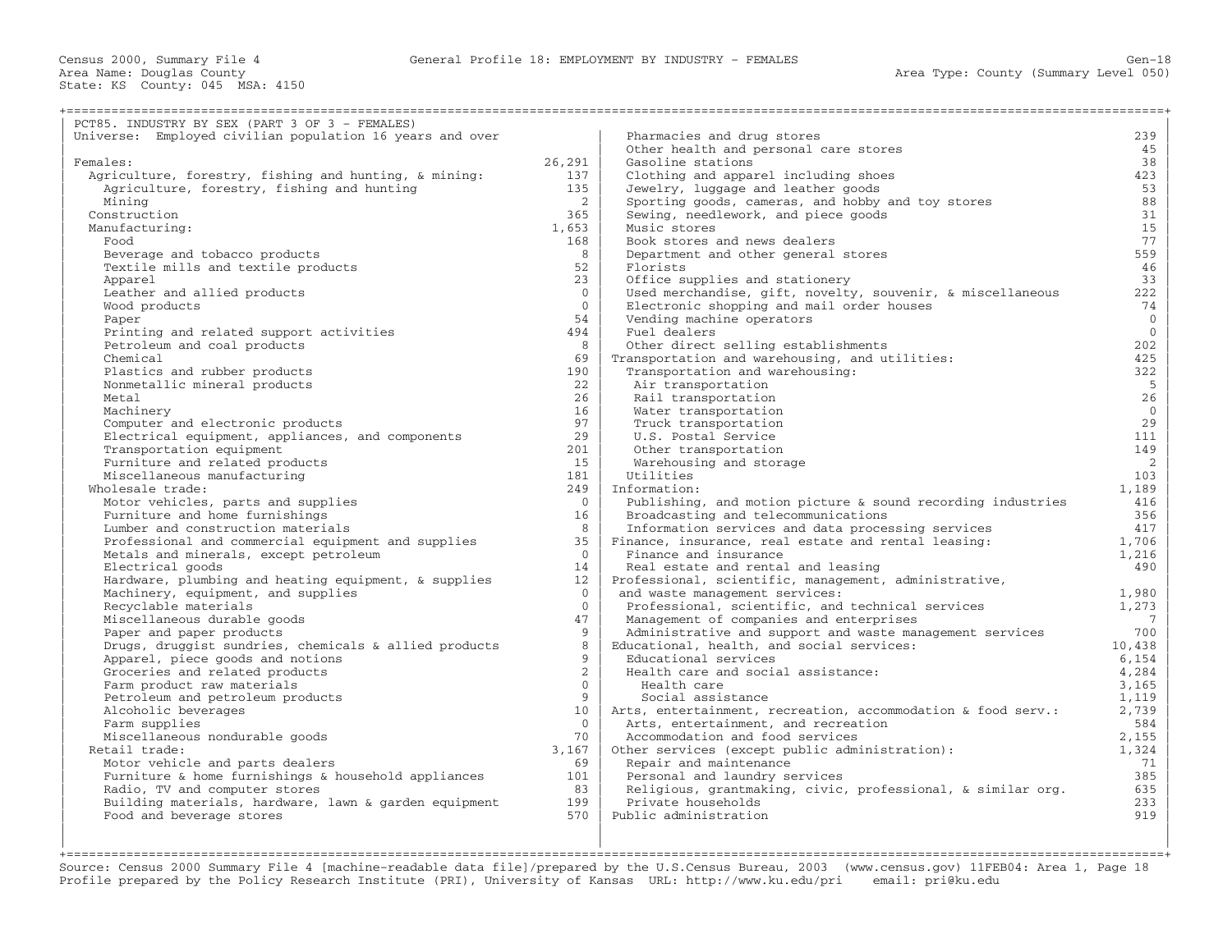Census 2000, Summary File 4 — General Profile 18: EMPLOYMENT BY INDUSTRY - FEMALES

Area Name: Douglas County
State: KS County: 045 MSA: 4150
Area Type: County (Summary Level 050)

## PCT85. INDUSTRY BY SEX (PART 3 OF 3 - FEMALES)

Universe: Employed civilian population 16 years and over

| Industry | Count |
|---|---|
| Females: | 26,291 |
| Agriculture, forestry, fishing and hunting, & mining: | 137 |
| Agriculture, forestry, fishing and hunting | 135 |
| Mining | 2 |
| Construction | 365 |
| Manufacturing: | 1,653 |
| Food | 168 |
| Beverage and tobacco products | 8 |
| Textile mills and textile products | 52 |
| Apparel | 23 |
| Leather and allied products | 0 |
| Wood products | 0 |
| Paper | 54 |
| Printing and related support activities | 494 |
| Petroleum and coal products | 8 |
| Chemical | 69 |
| Plastics and rubber products | 190 |
| Nonmetallic mineral products | 22 |
| Metal | 26 |
| Machinery | 16 |
| Computer and electronic products | 97 |
| Electrical equipment, appliances, and components | 29 |
| Transportation equipment | 201 |
| Furniture and related products | 15 |
| Miscellaneous manufacturing | 181 |
| Wholesale trade: | 249 |
| Motor vehicles, parts and supplies | 0 |
| Furniture and home furnishings | 16 |
| Lumber and construction materials | 8 |
| Professional and commercial equipment and supplies | 35 |
| Metals and minerals, except petroleum | 0 |
| Electrical goods | 14 |
| Hardware, plumbing and heating equipment, & supplies | 12 |
| Machinery, equipment, and supplies | 0 |
| Recyclable materials | 0 |
| Miscellaneous durable goods | 47 |
| Paper and paper products | 9 |
| Drugs, druggist sundries, chemicals & allied products | 8 |
| Apparel, piece goods and notions | 9 |
| Groceries and related products | 2 |
| Farm product raw materials | 0 |
| Petroleum and petroleum products | 9 |
| Alcoholic beverages | 10 |
| Farm supplies | 0 |
| Miscellaneous nondurable goods | 70 |
| Retail trade: | 3,167 |
| Motor vehicle and parts dealers | 69 |
| Furniture & home furnishings & household appliances | 101 |
| Radio, TV and computer stores | 83 |
| Building materials, hardware, lawn & garden equipment | 199 |
| Food and beverage stores | 570 |
| Pharmacies and drug stores | 239 |
| Other health and personal care stores | 45 |
| Gasoline stations | 38 |
| Clothing and apparel including shoes | 423 |
| Jewelry, luggage and leather goods | 53 |
| Sporting goods, cameras, and hobby and toy stores | 88 |
| Sewing, needlework, and piece goods | 31 |
| Music stores | 15 |
| Book stores and news dealers | 77 |
| Department and other general stores | 559 |
| Florists | 46 |
| Office supplies and stationery | 33 |
| Used merchandise, gift, novelty, souvenir, & miscellaneous | 222 |
| Electronic shopping and mail order houses | 74 |
| Vending machine operators | 0 |
| Fuel dealers | 0 |
| Other direct selling establishments | 202 |
| Transportation and warehousing, and utilities: | 425 |
| Transportation and warehousing: | 322 |
| Air transportation | 5 |
| Rail transportation | 26 |
| Water transportation | 0 |
| Truck transportation | 29 |
| U.S. Postal Service | 111 |
| Other transportation | 149 |
| Warehousing and storage | 2 |
| Utilities | 103 |
| Information: | 1,189 |
| Publishing, and motion picture & sound recording industries | 416 |
| Broadcasting and telecommunications | 356 |
| Information services and data processing services | 417 |
| Finance, insurance, real estate and rental leasing: | 1,706 |
| Finance and insurance | 1,216 |
| Real estate and rental and leasing | 490 |
| Professional, scientific, management, administrative, and waste management services: | 1,980 |
| Professional, scientific, and technical services | 1,273 |
| Management of companies and enterprises | 7 |
| Administrative and support and waste management services | 700 |
| Educational, health, and social services: | 10,438 |
| Educational services | 6,154 |
| Health care and social assistance: | 4,284 |
| Health care | 3,165 |
| Social assistance | 1,119 |
| Arts, entertainment, recreation, accommodation & food serv.: | 2,739 |
| Arts, entertainment, and recreation | 584 |
| Accommodation and food services | 2,155 |
| Other services (except public administration): | 1,324 |
| Repair and maintenance | 71 |
| Personal and laundry services | 385 |
| Religious, grantmaking, civic, professional, & similar org. | 635 |
| Private households | 233 |
| Public administration | 919 |

Source: Census 2000 Summary File 4 [machine-readable data file]/prepared by the U.S.Census Bureau, 2003 (www.census.gov) 11FEB04: Area 1, Page 18
Profile prepared by the Policy Research Institute (PRI), University of Kansas URL: http://www.ku.edu/pri email: pri@ku.edu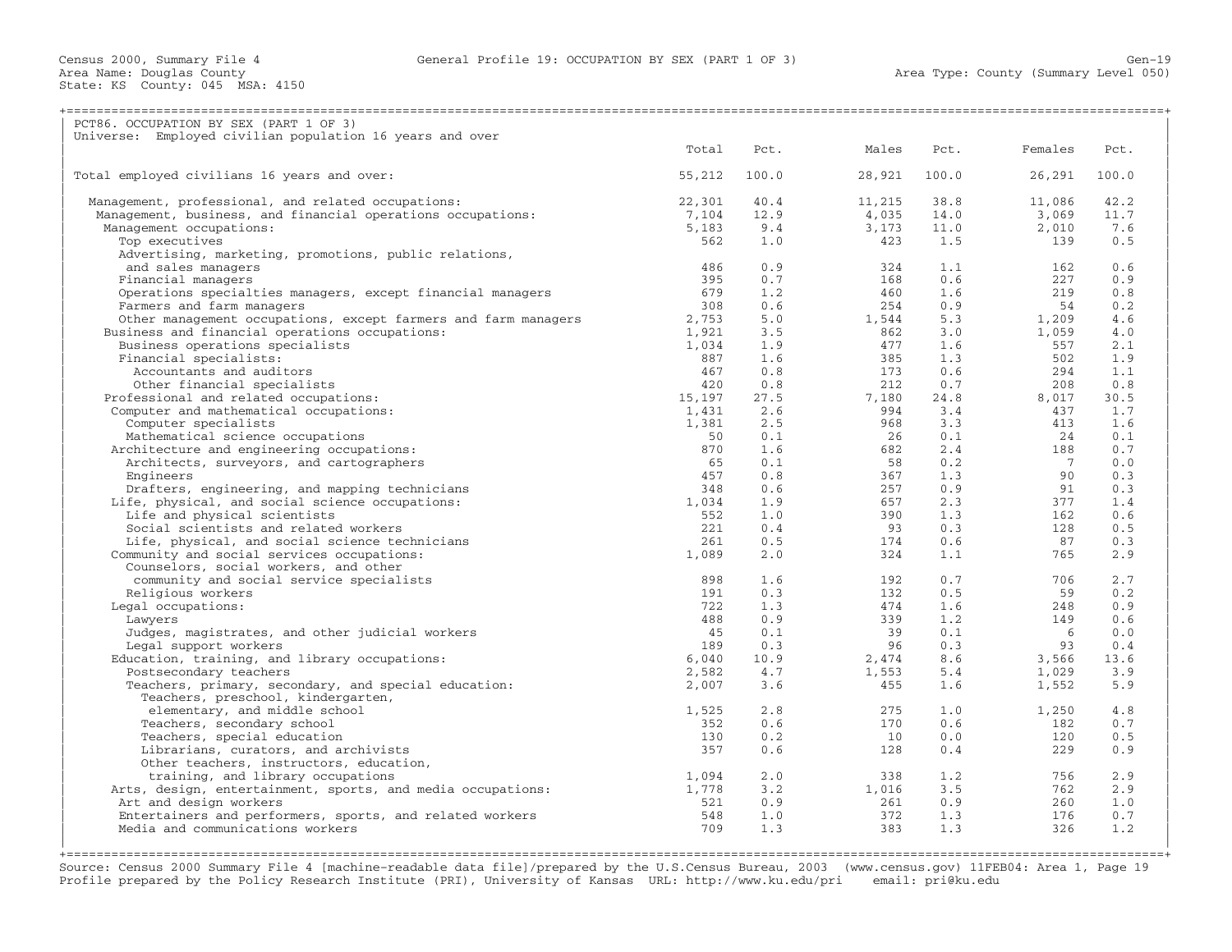Census 2000, Summary File 4 General Profile 19: OCCUPATION BY SEX (PART 1 OF 3)
Area Name: Douglas County Area Type: County (Summary Level 050)
State: KS County: 045 MSA: 4150

## PCT86. OCCUPATION BY SEX (PART 1 OF 3)

Universe: Employed civilian population 16 years and over

| | Total | Pct. | Males | Pct. | Females | Pct. |
|---|---|---|---|---|---|---|
| Total employed civilians 16 years and over: | 55,212 | 100.0 | 28,921 | 100.0 | 26,291 | 100.0 |
| Management, professional, and related occupations: | 22,301 | 40.4 | 11,215 | 38.8 | 11,086 | 42.2 |
| Management, business, and financial operations occupations: | 7,104 | 12.9 | 4,035 | 14.0 | 3,069 | 11.7 |
| Management occupations: | 5,183 | 9.4 | 3,173 | 11.0 | 2,010 | 7.6 |
| Top executives | 562 | 1.0 | 423 | 1.5 | 139 | 0.5 |
| Advertising, marketing, promotions, public relations, and sales managers | 486 | 0.9 | 324 | 1.1 | 162 | 0.6 |
| Financial managers | 395 | 0.7 | 168 | 0.6 | 227 | 0.9 |
| Operations specialties managers, except financial managers | 679 | 1.2 | 460 | 1.6 | 219 | 0.8 |
| Farmers and farm managers | 308 | 0.6 | 254 | 0.9 | 54 | 0.2 |
| Other management occupations, except farmers and farm managers | 2,753 | 5.0 | 1,544 | 5.3 | 1,209 | 4.6 |
| Business and financial operations occupations: | 1,921 | 3.5 | 862 | 3.0 | 1,059 | 4.0 |
| Business operations specialists | 1,034 | 1.9 | 477 | 1.6 | 557 | 2.1 |
| Financial specialists: | 887 | 1.6 | 385 | 1.3 | 502 | 1.9 |
| Accountants and auditors | 467 | 0.8 | 173 | 0.6 | 294 | 1.1 |
| Other financial specialists | 420 | 0.8 | 212 | 0.7 | 208 | 0.8 |
| Professional and related occupations: | 15,197 | 27.5 | 7,180 | 24.8 | 8,017 | 30.5 |
| Computer and mathematical occupations: | 1,431 | 2.6 | 994 | 3.4 | 437 | 1.7 |
| Computer specialists | 1,381 | 2.5 | 968 | 3.3 | 413 | 1.6 |
| Mathematical science occupations | 50 | 0.1 | 26 | 0.1 | 24 | 0.1 |
| Architecture and engineering occupations: | 870 | 1.6 | 682 | 2.4 | 188 | 0.7 |
| Architects, surveyors, and cartographers | 65 | 0.1 | 58 | 0.2 | 7 | 0.0 |
| Engineers | 457 | 0.8 | 367 | 1.3 | 90 | 0.3 |
| Drafters, engineering, and mapping technicians | 348 | 0.6 | 257 | 0.9 | 91 | 0.3 |
| Life, physical, and social science occupations: | 1,034 | 1.9 | 657 | 2.3 | 377 | 1.4 |
| Life and physical scientists | 552 | 1.0 | 390 | 1.3 | 162 | 0.6 |
| Social scientists and related workers | 221 | 0.4 | 93 | 0.3 | 128 | 0.5 |
| Life, physical, and social science technicians | 261 | 0.5 | 174 | 0.6 | 87 | 0.3 |
| Community and social services occupations: | 1,089 | 2.0 | 324 | 1.1 | 765 | 2.9 |
| Counselors, social workers, and other community and social service specialists | 898 | 1.6 | 192 | 0.7 | 706 | 2.7 |
| Religious workers | 191 | 0.3 | 132 | 0.5 | 59 | 0.2 |
| Legal occupations: | 722 | 1.3 | 474 | 1.6 | 248 | 0.9 |
| Lawyers | 488 | 0.9 | 339 | 1.2 | 149 | 0.6 |
| Judges, magistrates, and other judicial workers | 45 | 0.1 | 39 | 0.1 | 6 | 0.0 |
| Legal support workers | 189 | 0.3 | 96 | 0.3 | 93 | 0.4 |
| Education, training, and library occupations: | 6,040 | 10.9 | 2,474 | 8.6 | 3,566 | 13.6 |
| Postsecondary teachers | 2,582 | 4.7 | 1,553 | 5.4 | 1,029 | 3.9 |
| Teachers, primary, secondary, and special education: | 2,007 | 3.6 | 455 | 1.6 | 1,552 | 5.9 |
| Teachers, preschool, kindergarten, elementary, and middle school | 1,525 | 2.8 | 275 | 1.0 | 1,250 | 4.8 |
| Teachers, secondary school | 352 | 0.6 | 170 | 0.6 | 182 | 0.7 |
| Teachers, special education | 130 | 0.2 | 10 | 0.0 | 120 | 0.5 |
| Librarians, curators, and archivists | 357 | 0.6 | 128 | 0.4 | 229 | 0.9 |
| Other teachers, instructors, education, training, and library occupations | 1,094 | 2.0 | 338 | 1.2 | 756 | 2.9 |
| Arts, design, entertainment, sports, and media occupations: | 1,778 | 3.2 | 1,016 | 3.5 | 762 | 2.9 |
| Art and design workers | 521 | 0.9 | 261 | 0.9 | 260 | 1.0 |
| Entertainers and performers, sports, and related workers | 548 | 1.0 | 372 | 1.3 | 176 | 0.7 |
| Media and communications workers | 709 | 1.3 | 383 | 1.3 | 326 | 1.2 |

Source: Census 2000 Summary File 4 [machine-readable data file]/prepared by the U.S.Census Bureau, 2003 (www.census.gov) 11FEB04: Area 1, Page 19
Profile prepared by the Policy Research Institute (PRI), University of Kansas URL: http://www.ku.edu/pri email: pri@ku.edu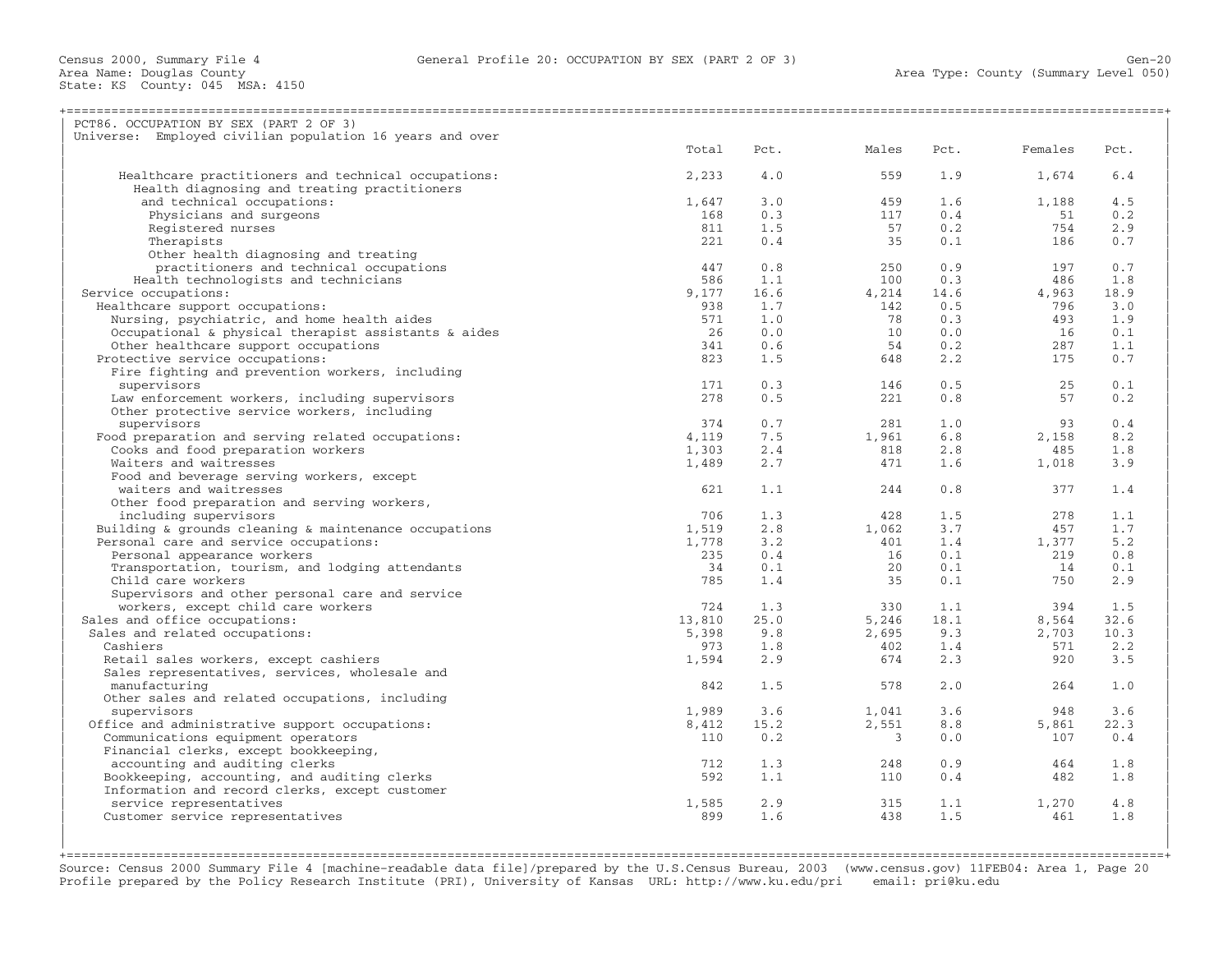Census 2000, Summary File 4 — General Profile 20: OCCUPATION BY SEX (PART 2 OF 3)

Area Name: Douglas County
State: KS County: 045 MSA: 4150
Area Type: County (Summary Level 050)

## PCT86. OCCUPATION BY SEX (PART 2 OF 3)

Universe: Employed civilian population 16 years and over

| | Total | Pct. | Males | Pct. | Females | Pct. |
|---|---|---|---|---|---|---|
| Healthcare practitioners and technical occupations: | 2,233 | 4.0 | 559 | 1.9 | 1,674 | 6.4 |
| Health diagnosing and treating practitioners and technical occupations: | 1,647 | 3.0 | 459 | 1.6 | 1,188 | 4.5 |
| Physicians and surgeons | 168 | 0.3 | 117 | 0.4 | 51 | 0.2 |
| Registered nurses | 811 | 1.5 | 57 | 0.2 | 754 | 2.9 |
| Therapists | 221 | 0.4 | 35 | 0.1 | 186 | 0.7 |
| Other health diagnosing and treating practitioners and technical occupations | 447 | 0.8 | 250 | 0.9 | 197 | 0.7 |
| Health technologists and technicians | 586 | 1.1 | 100 | 0.3 | 486 | 1.8 |
| Service occupations: | 9,177 | 16.6 | 4,214 | 14.6 | 4,963 | 18.9 |
| Healthcare support occupations: | 938 | 1.7 | 142 | 0.5 | 796 | 3.0 |
| Nursing, psychiatric, and home health aides | 571 | 1.0 | 78 | 0.3 | 493 | 1.9 |
| Occupational & physical therapist assistants & aides | 26 | 0.0 | 10 | 0.0 | 16 | 0.1 |
| Other healthcare support occupations | 341 | 0.6 | 54 | 0.2 | 287 | 1.1 |
| Protective service occupations: | 823 | 1.5 | 648 | 2.2 | 175 | 0.7 |
| Fire fighting and prevention workers, including supervisors | 171 | 0.3 | 146 | 0.5 | 25 | 0.1 |
| Law enforcement workers, including supervisors | 278 | 0.5 | 221 | 0.8 | 57 | 0.2 |
| Other protective service workers, including supervisors | 374 | 0.7 | 281 | 1.0 | 93 | 0.4 |
| Food preparation and serving related occupations: | 4,119 | 7.5 | 1,961 | 6.8 | 2,158 | 8.2 |
| Cooks and food preparation workers | 1,303 | 2.4 | 818 | 2.8 | 485 | 1.8 |
| Waiters and waitresses | 1,489 | 2.7 | 471 | 1.6 | 1,018 | 3.9 |
| Food and beverage serving workers, except waiters and waitresses | 621 | 1.1 | 244 | 0.8 | 377 | 1.4 |
| Other food preparation and serving workers, including supervisors | 706 | 1.3 | 428 | 1.5 | 278 | 1.1 |
| Building & grounds cleaning & maintenance occupations | 1,519 | 2.8 | 1,062 | 3.7 | 457 | 1.7 |
| Personal care and service occupations: | 1,778 | 3.2 | 401 | 1.4 | 1,377 | 5.2 |
| Personal appearance workers | 235 | 0.4 | 16 | 0.1 | 219 | 0.8 |
| Transportation, tourism, and lodging attendants | 34 | 0.1 | 20 | 0.1 | 14 | 0.1 |
| Child care workers | 785 | 1.4 | 35 | 0.1 | 750 | 2.9 |
| Supervisors and other personal care and service workers, except child care workers | 724 | 1.3 | 330 | 1.1 | 394 | 1.5 |
| Sales and office occupations: | 13,810 | 25.0 | 5,246 | 18.1 | 8,564 | 32.6 |
| Sales and related occupations: | 5,398 | 9.8 | 2,695 | 9.3 | 2,703 | 10.3 |
| Cashiers | 973 | 1.8 | 402 | 1.4 | 571 | 2.2 |
| Retail sales workers, except cashiers | 1,594 | 2.9 | 674 | 2.3 | 920 | 3.5 |
| Sales representatives, services, wholesale and manufacturing | 842 | 1.5 | 578 | 2.0 | 264 | 1.0 |
| Other sales and related occupations, including supervisors | 1,989 | 3.6 | 1,041 | 3.6 | 948 | 3.6 |
| Office and administrative support occupations: | 8,412 | 15.2 | 2,551 | 8.8 | 5,861 | 22.3 |
| Communications equipment operators | 110 | 0.2 | 3 | 0.0 | 107 | 0.4 |
| Financial clerks, except bookkeeping, accounting and auditing clerks | 712 | 1.3 | 248 | 0.9 | 464 | 1.8 |
| Bookkeeping, accounting, and auditing clerks | 592 | 1.1 | 110 | 0.4 | 482 | 1.8 |
| Information and record clerks, except customer service representatives | 1,585 | 2.9 | 315 | 1.1 | 1,270 | 4.8 |
| Customer service representatives | 899 | 1.6 | 438 | 1.5 | 461 | 1.8 |

Source: Census 2000 Summary File 4 [machine-readable data file]/prepared by the U.S.Census Bureau, 2003 (www.census.gov) 11FEB04: Area 1, Page 20
Profile prepared by the Policy Research Institute (PRI), University of Kansas URL: http://www.ku.edu/pri email: pri@ku.edu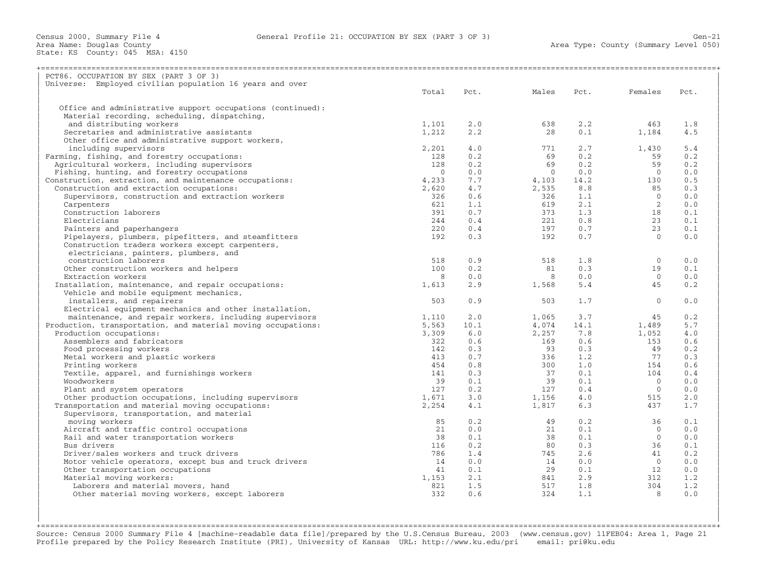Census 2000, Summary File 4 — General Profile 21: OCCUPATION BY SEX (PART 3 OF 3)

Area Name: Douglas County — Area Type: County (Summary Level 050)

State: KS County: 045 MSA: 4150

## PCT86. OCCUPATION BY SEX (PART 3 OF 3)

Universe: Employed civilian population 16 years and over

| Occupation | Total | Pct. | Males | Pct. | Females | Pct. |
|---|---|---|---|---|---|---|
| Office and administrative support occupations (continued): | | | | | | |
| Material recording, scheduling, dispatching, and distributing workers | 1,101 | 2.0 | 638 | 2.2 | 463 | 1.8 |
| Secretaries and administrative assistants | 1,212 | 2.2 | 28 | 0.1 | 1,184 | 4.5 |
| Other office and administrative support workers, including supervisors | 2,201 | 4.0 | 771 | 2.7 | 1,430 | 5.4 |
| Farming, fishing, and forestry occupations: | 128 | 0.2 | 69 | 0.2 | 59 | 0.2 |
| Agricultural workers, including supervisors | 128 | 0.2 | 69 | 0.2 | 59 | 0.2 |
| Fishing, hunting, and forestry occupations | 0 | 0.0 | 0 | 0.0 | 0 | 0.0 |
| Construction, extraction, and maintenance occupations: | 4,233 | 7.7 | 4,103 | 14.2 | 130 | 0.5 |
| Construction and extraction occupations: | 2,620 | 4.7 | 2,535 | 8.8 | 85 | 0.3 |
| Supervisors, construction and extraction workers | 326 | 0.6 | 326 | 1.1 | 0 | 0.0 |
| Carpenters | 621 | 1.1 | 619 | 2.1 | 2 | 0.0 |
| Construction laborers | 391 | 0.7 | 373 | 1.3 | 18 | 0.1 |
| Electricians | 244 | 0.4 | 221 | 0.8 | 23 | 0.1 |
| Painters and paperhangers | 220 | 0.4 | 197 | 0.7 | 23 | 0.1 |
| Pipelayers, plumbers, pipefitters, and steamfitters | 192 | 0.3 | 192 | 0.7 | 0 | 0.0 |
| Construction traders workers except carpenters, electricians, painters, plumbers, and construction laborers | 518 | 0.9 | 518 | 1.8 | 0 | 0.0 |
| Other construction workers and helpers | 100 | 0.2 | 81 | 0.3 | 19 | 0.1 |
| Extraction workers | 8 | 0.0 | 8 | 0.0 | 0 | 0.0 |
| Installation, maintenance, and repair occupations: | 1,613 | 2.9 | 1,568 | 5.4 | 45 | 0.2 |
| Vehicle and mobile equipment mechanics, installers, and repairers | 503 | 0.9 | 503 | 1.7 | 0 | 0.0 |
| Electrical equipment mechanics and other installation, maintenance, and repair workers, including supervisors | 1,110 | 2.0 | 1,065 | 3.7 | 45 | 0.2 |
| Production, transportation, and material moving occupations: | 5,563 | 10.1 | 4,074 | 14.1 | 1,489 | 5.7 |
| Production occupations: | 3,309 | 6.0 | 2,257 | 7.8 | 1,052 | 4.0 |
| Assemblers and fabricators | 322 | 0.6 | 169 | 0.6 | 153 | 0.6 |
| Food processing workers | 142 | 0.3 | 93 | 0.3 | 49 | 0.2 |
| Metal workers and plastic workers | 413 | 0.7 | 336 | 1.2 | 77 | 0.3 |
| Printing workers | 454 | 0.8 | 300 | 1.0 | 154 | 0.6 |
| Textile, apparel, and furnishings workers | 141 | 0.3 | 37 | 0.1 | 104 | 0.4 |
| Woodworkers | 39 | 0.1 | 39 | 0.1 | 0 | 0.0 |
| Plant and system operators | 127 | 0.2 | 127 | 0.4 | 0 | 0.0 |
| Other production occupations, including supervisors | 1,671 | 3.0 | 1,156 | 4.0 | 515 | 2.0 |
| Transportation and material moving occupations: | 2,254 | 4.1 | 1,817 | 6.3 | 437 | 1.7 |
| Supervisors, transportation, and material moving workers | 85 | 0.2 | 49 | 0.2 | 36 | 0.1 |
| Aircraft and traffic control occupations | 21 | 0.0 | 21 | 0.1 | 0 | 0.0 |
| Rail and water transportation workers | 38 | 0.1 | 38 | 0.1 | 0 | 0.0 |
| Bus drivers | 116 | 0.2 | 80 | 0.3 | 36 | 0.1 |
| Driver/sales workers and truck drivers | 786 | 1.4 | 745 | 2.6 | 41 | 0.2 |
| Motor vehicle operators, except bus and truck drivers | 14 | 0.0 | 14 | 0.0 | 0 | 0.0 |
| Other transportation occupations | 41 | 0.1 | 29 | 0.1 | 12 | 0.0 |
| Material moving workers: | 1,153 | 2.1 | 841 | 2.9 | 312 | 1.2 |
| Laborers and material movers, hand | 821 | 1.5 | 517 | 1.8 | 304 | 1.2 |
| Other material moving workers, except laborers | 332 | 0.6 | 324 | 1.1 | 8 | 0.0 |

Source: Census 2000 Summary File 4 [machine-readable data file]/prepared by the U.S.Census Bureau, 2003 (www.census.gov) 11FEB04: Area 1, Page 21
Profile prepared by the Policy Research Institute (PRI), University of Kansas URL: http://www.ku.edu/pri email: pri@ku.edu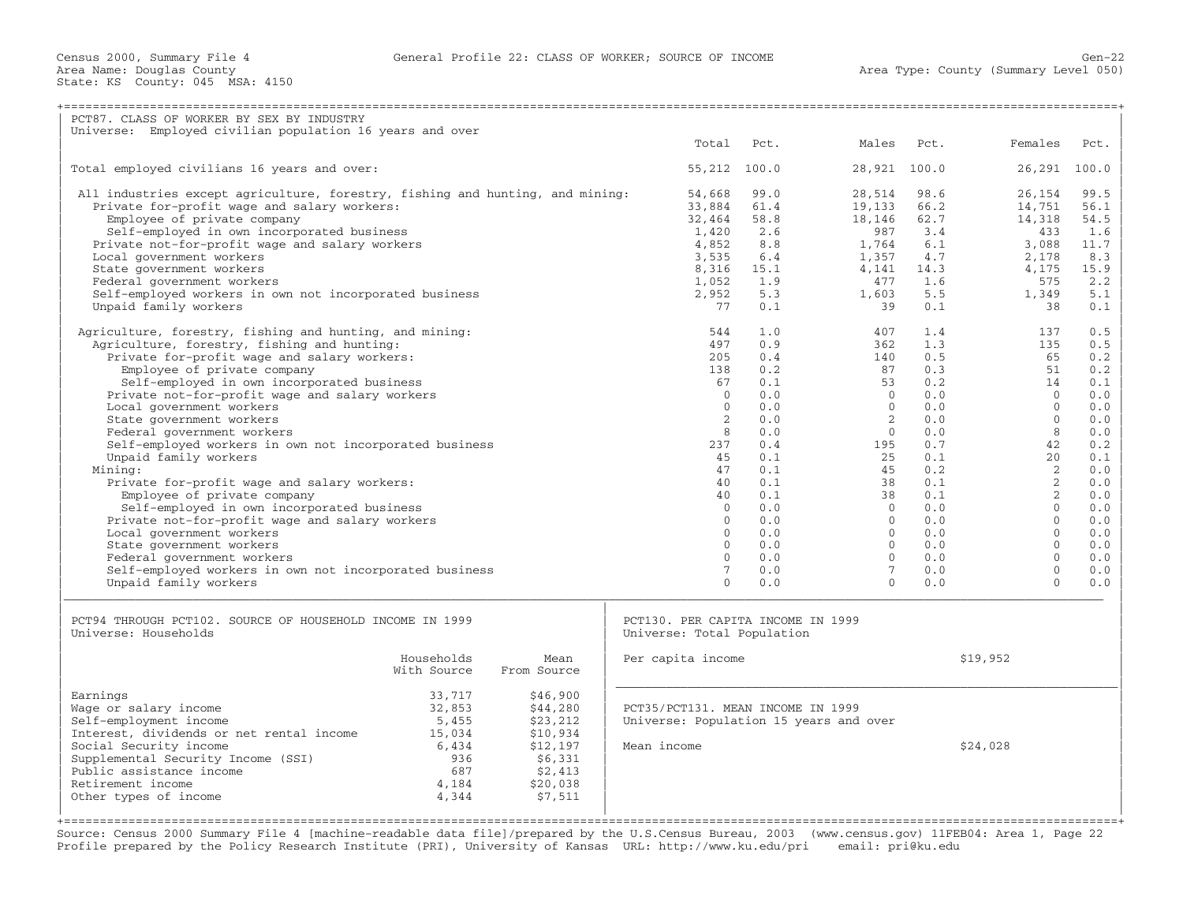Census 2000, Summary File 4 — General Profile 22: CLASS OF WORKER; SOURCE OF INCOME — Gen-22

Area Name: Douglas County — Area Type: County (Summary Level 050)

State: KS County: 045 MSA: 4150

## PCT87. CLASS OF WORKER BY SEX BY INDUSTRY

Universe: Employed civilian population 16 years and over

| | Total | Pct. | Males | Pct. | Females | Pct. |
|---|---|---|---|---|---|---|
| Total employed civilians 16 years and over: | 55,212 | 100.0 | 28,921 | 100.0 | 26,291 | 100.0 |
| All industries except agriculture, forestry, fishing and hunting, and mining: | 54,668 | 99.0 | 28,514 | 98.6 | 26,154 | 99.5 |
| Private for-profit wage and salary workers: | 33,884 | 61.4 | 19,133 | 66.2 | 14,751 | 56.1 |
| Employee of private company | 32,464 | 58.8 | 18,146 | 62.7 | 14,318 | 54.5 |
| Self-employed in own incorporated business | 1,420 | 2.6 | 987 | 3.4 | 433 | 1.6 |
| Private not-for-profit wage and salary workers | 4,852 | 8.8 | 1,764 | 6.1 | 3,088 | 11.7 |
| Local government workers | 3,535 | 6.4 | 1,357 | 4.7 | 2,178 | 8.3 |
| State government workers | 8,316 | 15.1 | 4,141 | 14.3 | 4,175 | 15.9 |
| Federal government workers | 1,052 | 1.9 | 477 | 1.6 | 575 | 2.2 |
| Self-employed workers in own not incorporated business | 2,952 | 5.3 | 1,603 | 5.5 | 1,349 | 5.1 |
| Unpaid family workers | 77 | 0.1 | 39 | 0.1 | 38 | 0.1 |
| Agriculture, forestry, fishing and hunting, and mining: | 544 | 1.0 | 407 | 1.4 | 137 | 0.5 |
| Agriculture, forestry, fishing and hunting: | 497 | 0.9 | 362 | 1.3 | 135 | 0.5 |
| Private for-profit wage and salary workers: | 205 | 0.4 | 140 | 0.5 | 65 | 0.2 |
| Employee of private company | 138 | 0.2 | 87 | 0.3 | 51 | 0.2 |
| Self-employed in own incorporated business | 67 | 0.1 | 53 | 0.2 | 14 | 0.1 |
| Private not-for-profit wage and salary workers | 0 | 0.0 | 0 | 0.0 | 0 | 0.0 |
| Local government workers | 0 | 0.0 | 0 | 0.0 | 0 | 0.0 |
| State government workers | 2 | 0.0 | 2 | 0.0 | 0 | 0.0 |
| Federal government workers | 8 | 0.0 | 0 | 0.0 | 8 | 0.0 |
| Self-employed workers in own not incorporated business | 237 | 0.4 | 195 | 0.7 | 42 | 0.2 |
| Unpaid family workers | 45 | 0.1 | 25 | 0.1 | 20 | 0.1 |
| Mining: | 47 | 0.1 | 45 | 0.2 | 2 | 0.0 |
| Private for-profit wage and salary workers: | 40 | 0.1 | 38 | 0.1 | 2 | 0.0 |
| Employee of private company | 40 | 0.1 | 38 | 0.1 | 2 | 0.0 |
| Self-employed in own incorporated business | 0 | 0.0 | 0 | 0.0 | 0 | 0.0 |
| Private not-for-profit wage and salary workers | 0 | 0.0 | 0 | 0.0 | 0 | 0.0 |
| Local government workers | 0 | 0.0 | 0 | 0.0 | 0 | 0.0 |
| State government workers | 0 | 0.0 | 0 | 0.0 | 0 | 0.0 |
| Federal government workers | 0 | 0.0 | 0 | 0.0 | 0 | 0.0 |
| Self-employed workers in own not incorporated business | 7 | 0.0 | 7 | 0.0 | 0 | 0.0 |
| Unpaid family workers | 0 | 0.0 | 0 | 0.0 | 0 | 0.0 |

## PCT94 THROUGH PCT102. SOURCE OF HOUSEHOLD INCOME IN 1999

Universe: Households

| | Households With Source | Mean From Source |
|---|---|---|
| Earnings | 33,717 | $46,900 |
| Wage or salary income | 32,853 | $44,280 |
| Self-employment income | 5,455 | $23,212 |
| Interest, dividends or net rental income | 15,034 | $10,934 |
| Social Security income | 6,434 | $12,197 |
| Supplemental Security Income (SSI) | 936 | $6,331 |
| Public assistance income | 687 | $2,413 |
| Retirement income | 4,184 | $20,038 |
| Other types of income | 4,344 | $7,511 |

## PCT130. PER CAPITA INCOME IN 1999

Universe: Total Population

| | |
|---|---|
| Per capita income | $19,952 |

## PCT35/PCT131. MEAN INCOME IN 1999

Universe: Population 15 years and over

| | |
|---|---|
| Mean income | $24,028 |

Source: Census 2000 Summary File 4 [machine-readable data file]/prepared by the U.S.Census Bureau, 2003 (www.census.gov) 11FEB04: Area 1, Page 22
Profile prepared by the Policy Research Institute (PRI), University of Kansas URL: http://www.ku.edu/pri email: pri@ku.edu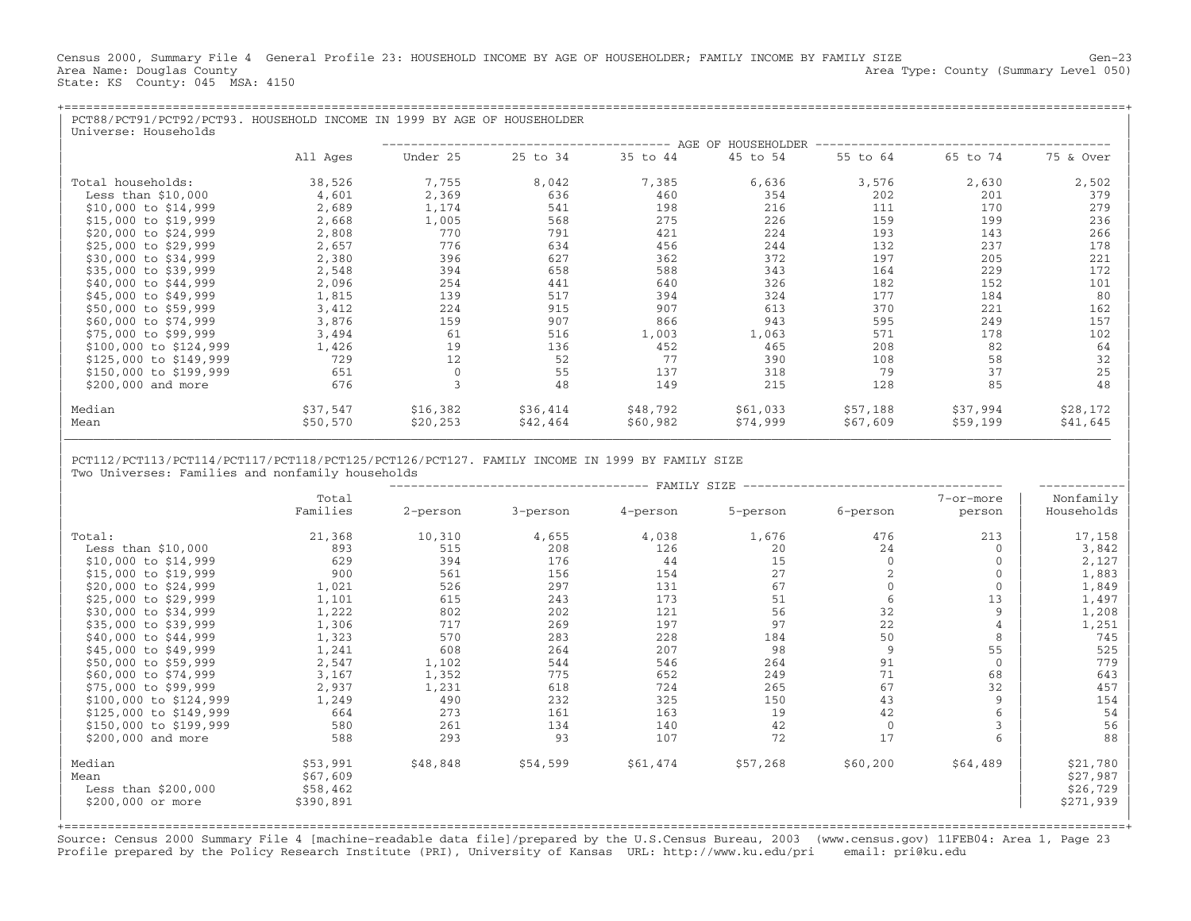Census 2000, Summary File 4 General Profile 23: HOUSEHOLD INCOME BY AGE OF HOUSEHOLDER; FAMILY INCOME BY FAMILY SIZE Gen-23
Area Name: Douglas County Area Type: County (Summary Level 050)
State: KS County: 045 MSA: 4150

## PCT88/PCT91/PCT92/PCT93. HOUSEHOLD INCOME IN 1999 BY AGE OF HOUSEHOLDER

Universe: Households

| | All Ages | Under 25 | 25 to 34 | 35 to 44 | 45 to 54 | 55 to 64 | 65 to 74 | 75 & Over |
|---|---|---|---|---|---|---|---|---|
| | | AGE OF HOUSEHOLDER | | | | | | |
| Total households: | 38,526 | 7,755 | 8,042 | 7,385 | 6,636 | 3,576 | 2,630 | 2,502 |
| Less than $10,000 | 4,601 | 2,369 | 636 | 460 | 354 | 202 | 201 | 379 |
| $10,000 to $14,999 | 2,689 | 1,174 | 541 | 198 | 216 | 111 | 170 | 279 |
| $15,000 to $19,999 | 2,668 | 1,005 | 568 | 275 | 226 | 159 | 199 | 236 |
| $20,000 to $24,999 | 2,808 | 770 | 791 | 421 | 224 | 193 | 143 | 266 |
| $25,000 to $29,999 | 2,657 | 776 | 634 | 456 | 244 | 132 | 237 | 178 |
| $30,000 to $34,999 | 2,380 | 396 | 627 | 362 | 372 | 197 | 205 | 221 |
| $35,000 to $39,999 | 2,548 | 394 | 658 | 588 | 343 | 164 | 229 | 172 |
| $40,000 to $44,999 | 2,096 | 254 | 441 | 640 | 326 | 182 | 152 | 101 |
| $45,000 to $49,999 | 1,815 | 139 | 517 | 394 | 324 | 177 | 184 | 80 |
| $50,000 to $59,999 | 3,412 | 224 | 915 | 907 | 613 | 370 | 221 | 162 |
| $60,000 to $74,999 | 3,876 | 159 | 907 | 866 | 943 | 595 | 249 | 157 |
| $75,000 to $99,999 | 3,494 | 61 | 516 | 1,003 | 1,063 | 571 | 178 | 102 |
| $100,000 to $124,999 | 1,426 | 19 | 136 | 452 | 465 | 208 | 82 | 64 |
| $125,000 to $149,999 | 729 | 12 | 52 | 77 | 390 | 108 | 58 | 32 |
| $150,000 to $199,999 | 651 | 0 | 55 | 137 | 318 | 79 | 37 | 25 |
| $200,000 and more | 676 | 3 | 48 | 149 | 215 | 128 | 85 | 48 |
| Median | $37,547 | $16,382 | $36,414 | $48,792 | $61,033 | $57,188 | $37,994 | $28,172 |
| Mean | $50,570 | $20,253 | $42,464 | $60,982 | $74,999 | $67,609 | $59,199 | $41,645 |

## PCT112/PCT113/PCT114/PCT117/PCT118/PCT125/PCT126/PCT127. FAMILY INCOME IN 1999 BY FAMILY SIZE

Two Universes: Families and nonfamily households

| | Total Families | 2-person | 3-person | 4-person | 5-person | 6-person | 7-or-more person | Nonfamily Households |
|---|---|---|---|---|---|---|---|---|
| | | FAMILY SIZE | | | | | | |
| Total: | 21,368 | 10,310 | 4,655 | 4,038 | 1,676 | 476 | 213 | 17,158 |
| Less than $10,000 | 893 | 515 | 208 | 126 | 20 | 24 | 0 | 3,842 |
| $10,000 to $14,999 | 629 | 394 | 176 | 44 | 15 | 0 | 0 | 2,127 |
| $15,000 to $19,999 | 900 | 561 | 156 | 154 | 27 | 2 | 0 | 1,883 |
| $20,000 to $24,999 | 1,021 | 526 | 297 | 131 | 67 | 0 | 0 | 1,849 |
| $25,000 to $29,999 | 1,101 | 615 | 243 | 173 | 51 | 6 | 13 | 1,497 |
| $30,000 to $34,999 | 1,222 | 802 | 202 | 121 | 56 | 32 | 9 | 1,208 |
| $35,000 to $39,999 | 1,306 | 717 | 269 | 197 | 97 | 22 | 4 | 1,251 |
| $40,000 to $44,999 | 1,323 | 570 | 283 | 228 | 184 | 50 | 8 | 745 |
| $45,000 to $49,999 | 1,241 | 608 | 264 | 207 | 98 | 9 | 55 | 525 |
| $50,000 to $59,999 | 2,547 | 1,102 | 544 | 546 | 264 | 91 | 0 | 779 |
| $60,000 to $74,999 | 3,167 | 1,352 | 775 | 652 | 249 | 71 | 68 | 643 |
| $75,000 to $99,999 | 2,937 | 1,231 | 618 | 724 | 265 | 67 | 32 | 457 |
| $100,000 to $124,999 | 1,249 | 490 | 232 | 325 | 150 | 43 | 9 | 154 |
| $125,000 to $149,999 | 664 | 273 | 161 | 163 | 19 | 42 | 6 | 54 |
| $150,000 to $199,999 | 580 | 261 | 134 | 140 | 42 | 0 | 3 | 56 |
| $200,000 and more | 588 | 293 | 93 | 107 | 72 | 17 | 6 | 88 |
| Median | $53,991 | $48,848 | $54,599 | $61,474 | $57,268 | $60,200 | $64,489 | $21,780 |
| Mean | $67,609 | | | | | | | $27,987 |
| Less than $200,000 | $58,462 | | | | | | | $26,729 |
| $200,000 or more | $390,891 | | | | | | | $271,939 |

Source: Census 2000 Summary File 4 [machine-readable data file]/prepared by the U.S.Census Bureau, 2003 (www.census.gov) 11FEB04: Area 1, Page 23
Profile prepared by the Policy Research Institute (PRI), University of Kansas URL: http://www.ku.edu/pri email: pri@ku.edu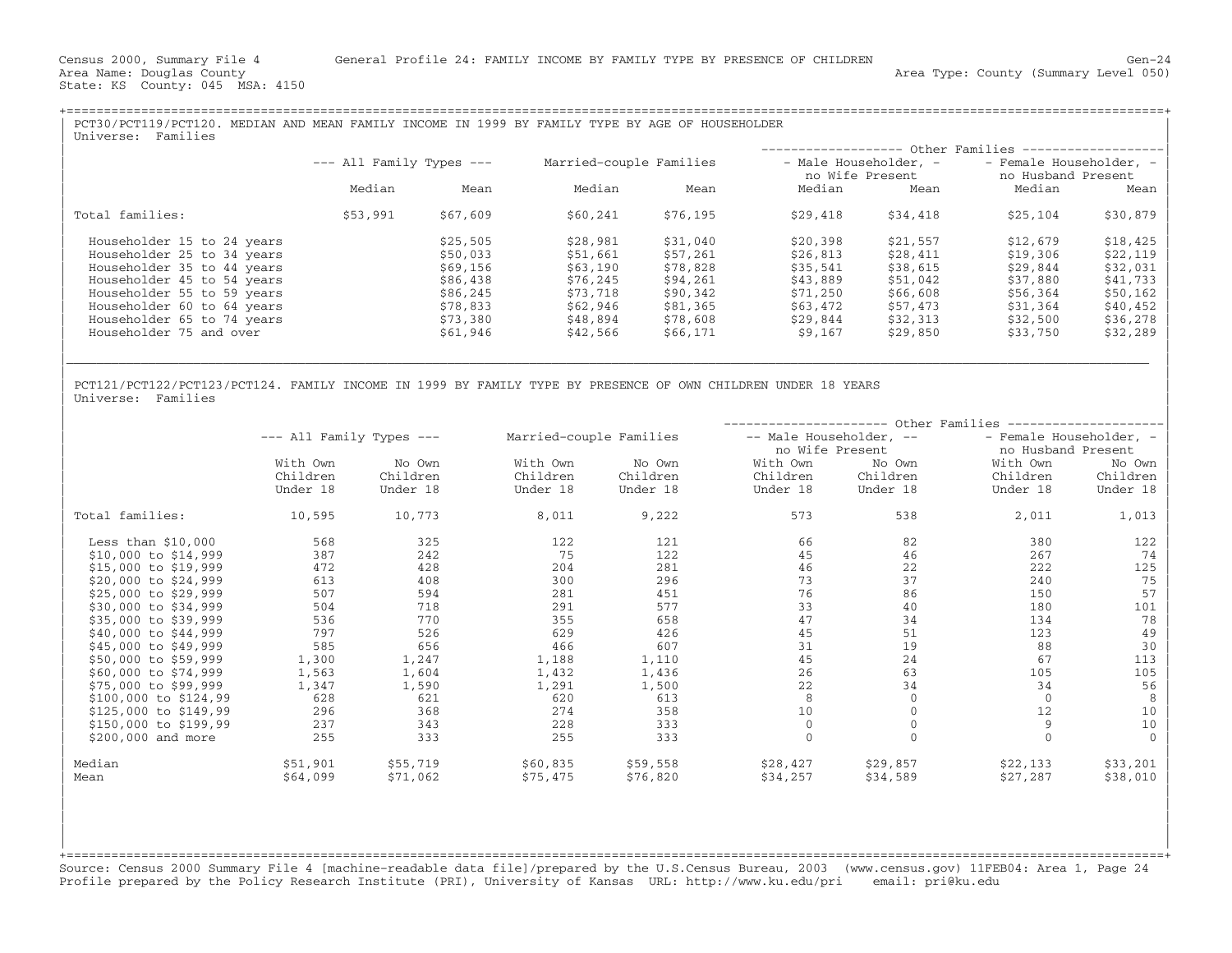Census 2000, Summary File 4 General Profile 24: FAMILY INCOME BY FAMILY TYPE BY PRESENCE OF CHILDREN Gen-24
Area Name: Douglas County Area Type: County (Summary Level 050)
State: KS County: 045 MSA: 4150

## PCT30/PCT119/PCT120. MEDIAN AND MEAN FAMILY INCOME IN 1999 BY FAMILY TYPE BY AGE OF HOUSEHOLDER

Universe: Families

| | All Family Types | | Married-couple Families | | Other Families: Male Householder, no Wife Present | | Other Families: Female Householder, no Husband Present | |
|---|---|---|---|---|---|---|---|---|
| | Median | Mean | Median | Mean | Median | Mean | Median | Mean |
| Total families: | $53,991 | $67,609 | $60,241 | $76,195 | $29,418 | $34,418 | $25,104 | $30,879 |
| Householder 15 to 24 years | | $25,505 | $28,981 | $31,040 | $20,398 | $21,557 | $12,679 | $18,425 |
| Householder 25 to 34 years | | $50,033 | $51,661 | $57,261 | $26,813 | $28,411 | $19,306 | $22,119 |
| Householder 35 to 44 years | | $69,156 | $63,190 | $78,828 | $35,541 | $38,615 | $29,844 | $32,031 |
| Householder 45 to 54 years | | $86,438 | $76,245 | $94,261 | $43,889 | $51,042 | $37,880 | $41,733 |
| Householder 55 to 59 years | | $86,245 | $73,718 | $90,342 | $71,250 | $66,608 | $56,364 | $50,162 |
| Householder 60 to 64 years | | $78,833 | $62,946 | $81,365 | $63,472 | $57,473 | $31,364 | $40,452 |
| Householder 65 to 74 years | | $73,380 | $48,894 | $78,608 | $29,844 | $32,313 | $32,500 | $36,278 |
| Householder 75 and over | | $61,946 | $42,566 | $66,171 | $9,167 | $29,850 | $33,750 | $32,289 |

## PCT121/PCT122/PCT123/PCT124. FAMILY INCOME IN 1999 BY FAMILY TYPE BY PRESENCE OF OWN CHILDREN UNDER 18 YEARS

Universe: Families

| | All Family Types | | Married-couple Families | | Other Families: Male Householder, no Wife Present | | Other Families: Female Householder, no Husband Present | |
|---|---|---|---|---|---|---|---|---|
| | With Own Children Under 18 | No Own Children Under 18 | With Own Children Under 18 | No Own Children Under 18 | With Own Children Under 18 | No Own Children Under 18 | With Own Children Under 18 | No Own Children Under 18 |
| Total families: | 10,595 | 10,773 | 8,011 | 9,222 | 573 | 538 | 2,011 | 1,013 |
| Less than $10,000 | 568 | 325 | 122 | 121 | 66 | 82 | 380 | 122 |
| $10,000 to $14,999 | 387 | 242 | 75 | 122 | 45 | 46 | 267 | 74 |
| $15,000 to $19,999 | 472 | 428 | 204 | 281 | 46 | 22 | 222 | 125 |
| $20,000 to $24,999 | 613 | 408 | 300 | 296 | 73 | 37 | 240 | 75 |
| $25,000 to $29,999 | 507 | 594 | 281 | 451 | 76 | 86 | 150 | 57 |
| $30,000 to $34,999 | 504 | 718 | 291 | 577 | 33 | 40 | 180 | 101 |
| $35,000 to $39,999 | 536 | 770 | 355 | 658 | 47 | 34 | 134 | 78 |
| $40,000 to $44,999 | 797 | 526 | 629 | 426 | 45 | 51 | 123 | 49 |
| $45,000 to $49,999 | 585 | 656 | 466 | 607 | 31 | 19 | 88 | 30 |
| $50,000 to $59,999 | 1,300 | 1,247 | 1,188 | 1,110 | 45 | 24 | 67 | 113 |
| $60,000 to $74,999 | 1,563 | 1,604 | 1,432 | 1,436 | 26 | 63 | 105 | 105 |
| $75,000 to $99,999 | 1,347 | 1,590 | 1,291 | 1,500 | 22 | 34 | 34 | 56 |
| $100,000 to $124,99 | 628 | 621 | 620 | 613 | 8 | 0 | 0 | 8 |
| $125,000 to $149,99 | 296 | 368 | 274 | 358 | 10 | 0 | 12 | 10 |
| $150,000 to $199,99 | 237 | 343 | 228 | 333 | 0 | 0 | 9 | 10 |
| $200,000 and more | 255 | 333 | 255 | 333 | 0 | 0 | 0 | 0 |
| Median | $51,901 | $55,719 | $60,835 | $59,558 | $28,427 | $29,857 | $22,133 | $33,201 |
| Mean | $64,099 | $71,062 | $75,475 | $76,820 | $34,257 | $34,589 | $27,287 | $38,010 |

Source: Census 2000 Summary File 4 [machine-readable data file]/prepared by the U.S.Census Bureau, 2003 (www.census.gov) 11FEB04: Area 1, Page 24
Profile prepared by the Policy Research Institute (PRI), University of Kansas URL: http://www.ku.edu/pri email: pri@ku.edu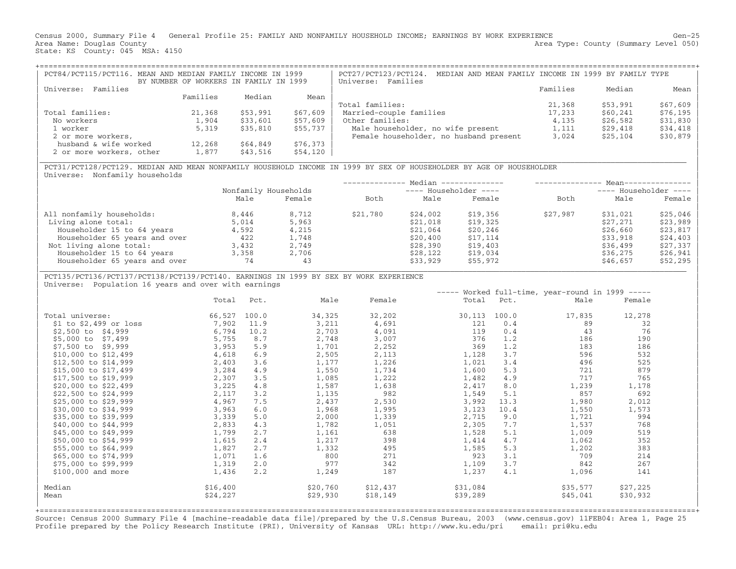Census 2000, Summary File 4 General Profile 25: FAMILY AND NONFAMILY HOUSEHOLD INCOME; EARNINGS BY WORK EXPERIENCE Gen-25
Area Name: Douglas County Area Type: County (Summary Level 050)
State: KS County: 045 MSA: 4150

## PCT84/PCT115/PCT116. MEAN AND MEDIAN FAMILY INCOME IN 1999 BY NUMBER OF WORKERS IN FAMILY IN 1999

Universe: Families

| | Families | Median | Mean |
|---|---|---|---|
| Total families: | 21,368 | $53,991 | $67,609 |
| No workers | 1,904 | $33,601 | $57,609 |
| 1 worker | 5,319 | $35,810 | $55,737 |
| 2 or more workers, husband & wife worked | 12,268 | $64,849 | $76,373 |
| 2 or more workers, other | 1,877 | $43,516 | $54,120 |

## PCT27/PCT123/PCT124. MEDIAN AND MEAN FAMILY INCOME IN 1999 BY FAMILY TYPE

Universe: Families

| | Families | Median | Mean |
|---|---|---|---|
| Total families: | 21,368 | $53,991 | $67,609 |
| Married-couple families | 17,233 | $60,241 | $76,195 |
| Other families: | 4,135 | $26,582 | $31,830 |
| Male householder, no wife present | 1,111 | $29,418 | $34,418 |
| Female householder, no husband present | 3,024 | $25,104 | $30,879 |

## PCT31/PCT128/PCT129. MEDIAN AND MEAN NONFAMILY HOUSEHOLD INCOME IN 1999 BY SEX OF HOUSEHOLDER BY AGE OF HOUSEHOLDER

Universe: Nonfamily households

| | Nonfamily Households | | Median | | | Mean | | |
|---|---|---|---|---|---|---|---|---|
| | | | | Householder | | | Householder | |
| | Male | Female | Both | Male | Female | Both | Male | Female |
| All nonfamily households: | 8,446 | 8,712 | $21,780 | $24,002 | $19,356 | $27,987 | $31,021 | $25,046 |
| Living alone total: | 5,014 | 5,963 | | $21,018 | $19,325 | | $27,271 | $23,989 |
| Householder 15 to 64 years | 4,592 | 4,215 | | $21,064 | $20,246 | | $26,660 | $23,817 |
| Householder 65 years and over | 422 | 1,748 | | $20,400 | $17,114 | | $33,918 | $24,403 |
| Not living alone total: | 3,432 | 2,749 | | $28,390 | $19,403 | | $36,499 | $27,337 |
| Householder 15 to 64 years | 3,358 | 2,706 | | $28,122 | $19,034 | | $36,275 | $26,941 |
| Householder 65 years and over | 74 | 43 | | $33,929 | $55,972 | | $46,657 | $52,295 |

## PCT135/PCT136/PCT137/PCT138/PCT139/PCT140. EARNINGS IN 1999 BY SEX BY WORK EXPERIENCE

Universe: Population 16 years and over with earnings

| | Total | Pct. | Male | Female | Worked full-time, year-round in 1999: Total | Pct. | Male | Female |
|---|---|---|---|---|---|---|---|---|
| Total universe: | 66,527 | 100.0 | 34,325 | 32,202 | 30,113 | 100.0 | 17,835 | 12,278 |
| $1 to $2,499 or loss | 7,902 | 11.9 | 3,211 | 4,691 | 121 | 0.4 | 89 | 32 |
| $2,500 to $4,999 | 6,794 | 10.2 | 2,703 | 4,091 | 119 | 0.4 | 43 | 76 |
| $5,000 to $7,499 | 5,755 | 8.7 | 2,748 | 3,007 | 376 | 1.2 | 186 | 190 |
| $7,500 to $9,999 | 3,953 | 5.9 | 1,701 | 2,252 | 369 | 1.2 | 183 | 186 |
| $10,000 to $12,499 | 4,618 | 6.9 | 2,505 | 2,113 | 1,128 | 3.7 | 596 | 532 |
| $12,500 to $14,999 | 2,403 | 3.6 | 1,177 | 1,226 | 1,021 | 3.4 | 496 | 525 |
| $15,000 to $17,499 | 3,284 | 4.9 | 1,550 | 1,734 | 1,600 | 5.3 | 721 | 879 |
| $17,500 to $19,999 | 2,307 | 3.5 | 1,085 | 1,222 | 1,482 | 4.9 | 717 | 765 |
| $20,000 to $22,499 | 3,225 | 4.8 | 1,587 | 1,638 | 2,417 | 8.0 | 1,239 | 1,178 |
| $22,500 to $24,999 | 2,117 | 3.2 | 1,135 | 982 | 1,549 | 5.1 | 857 | 692 |
| $25,000 to $29,999 | 4,967 | 7.5 | 2,437 | 2,530 | 3,992 | 13.3 | 1,980 | 2,012 |
| $30,000 to $34,999 | 3,963 | 6.0 | 1,968 | 1,995 | 3,123 | 10.4 | 1,550 | 1,573 |
| $35,000 to $39,999 | 3,339 | 5.0 | 2,000 | 1,339 | 2,715 | 9.0 | 1,721 | 994 |
| $40,000 to $44,999 | 2,833 | 4.3 | 1,782 | 1,051 | 2,305 | 7.7 | 1,537 | 768 |
| $45,000 to $49,999 | 1,799 | 2.7 | 1,161 | 638 | 1,528 | 5.1 | 1,009 | 519 |
| $50,000 to $54,999 | 1,615 | 2.4 | 1,217 | 398 | 1,414 | 4.7 | 1,062 | 352 |
| $55,000 to $64,999 | 1,827 | 2.7 | 1,332 | 495 | 1,585 | 5.3 | 1,202 | 383 |
| $65,000 to $74,999 | 1,071 | 1.6 | 800 | 271 | 923 | 3.1 | 709 | 214 |
| $75,000 to $99,999 | 1,319 | 2.0 | 977 | 342 | 1,109 | 3.7 | 842 | 267 |
| $100,000 and more | 1,436 | 2.2 | 1,249 | 187 | 1,237 | 4.1 | 1,096 | 141 |
| Median | $16,400 | | $20,760 | $12,437 | $31,084 | | $35,577 | $27,225 |
| Mean | $24,227 | | $29,930 | $18,149 | $39,289 | | $45,041 | $30,932 |

Source: Census 2000 Summary File 4 [machine-readable data file]/prepared by the U.S.Census Bureau, 2003 (www.census.gov) 11FEB04: Area 1, Page 25
Profile prepared by the Policy Research Institute (PRI), University of Kansas URL: http://www.ku.edu/pri email: pri@ku.edu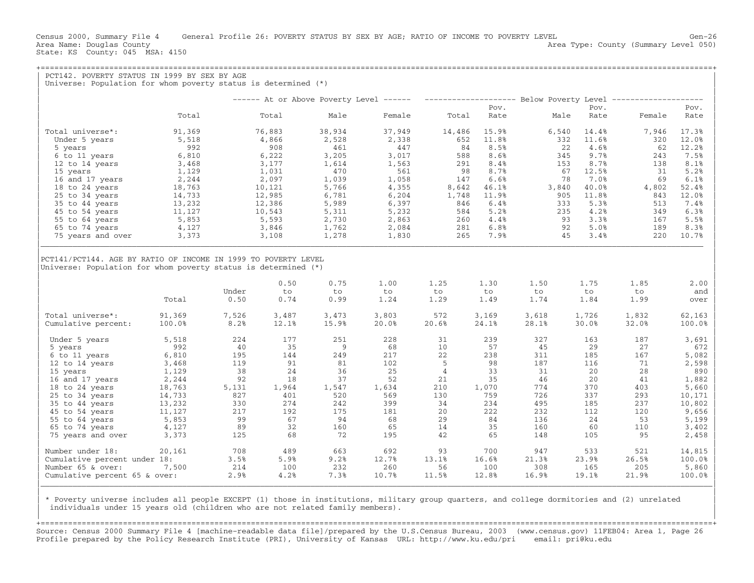Census 2000, Summary File 4 General Profile 26: POVERTY STATUS BY SEX BY AGE; RATIO OF INCOME TO POVERTY LEVEL Gen-26
Area Name: Douglas County Area Type: County (Summary Level 050)
State: KS County: 045 MSA: 4150

## PCT142. POVERTY STATUS IN 1999 BY SEX BY AGE

Universe: Population for whom poverty status is determined (*)

| | | At or Above Poverty Level | | | Below Poverty Level | | | | | |
|---|---|---|---|---|---|---|---|---|---|---|
| | Total | Total | Male | Female | Total | Pov. Rate | Male | Pov. Rate | Female | Pov. Rate |
| Total universe*: | 91,369 | 76,883 | 38,934 | 37,949 | 14,486 | 15.9% | 6,540 | 14.4% | 7,946 | 17.3% |
| Under 5 years | 5,518 | 4,866 | 2,528 | 2,338 | 652 | 11.8% | 332 | 11.6% | 320 | 12.0% |
| 5 years | 992 | 908 | 461 | 447 | 84 | 8.5% | 22 | 4.6% | 62 | 12.2% |
| 6 to 11 years | 6,810 | 6,222 | 3,205 | 3,017 | 588 | 8.6% | 345 | 9.7% | 243 | 7.5% |
| 12 to 14 years | 3,468 | 3,177 | 1,614 | 1,563 | 291 | 8.4% | 153 | 8.7% | 138 | 8.1% |
| 15 years | 1,129 | 1,031 | 470 | 561 | 98 | 8.7% | 67 | 12.5% | 31 | 5.2% |
| 16 and 17 years | 2,244 | 2,097 | 1,039 | 1,058 | 147 | 6.6% | 78 | 7.0% | 69 | 6.1% |
| 18 to 24 years | 18,763 | 10,121 | 5,766 | 4,355 | 8,642 | 46.1% | 3,840 | 40.0% | 4,802 | 52.4% |
| 25 to 34 years | 14,733 | 12,985 | 6,781 | 6,204 | 1,748 | 11.9% | 905 | 11.8% | 843 | 12.0% |
| 35 to 44 years | 13,232 | 12,386 | 5,989 | 6,397 | 846 | 6.4% | 333 | 5.3% | 513 | 7.4% |
| 45 to 54 years | 11,127 | 10,543 | 5,311 | 5,232 | 584 | 5.2% | 235 | 4.2% | 349 | 6.3% |
| 55 to 64 years | 5,853 | 5,593 | 2,730 | 2,863 | 260 | 4.4% | 93 | 3.3% | 167 | 5.5% |
| 65 to 74 years | 4,127 | 3,846 | 1,762 | 2,084 | 281 | 6.8% | 92 | 5.0% | 189 | 8.3% |
| 75 years and over | 3,373 | 3,108 | 1,278 | 1,830 | 265 | 7.9% | 45 | 3.4% | 220 | 10.7% |

## PCT141/PCT144. AGE BY RATIO OF INCOME IN 1999 TO POVERTY LEVEL

Universe: Population for whom poverty status is determined (*)

| | Total | Under 0.50 | 0.50 to 0.74 | 0.75 to 0.99 | 1.00 to 1.24 | 1.25 to 1.29 | 1.30 to 1.49 | 1.50 to 1.74 | 1.75 to 1.84 | 1.85 to 1.99 | 2.00 and over |
|---|---|---|---|---|---|---|---|---|---|---|---|
| Total universe*: | 91,369 | 7,526 | 3,487 | 3,473 | 3,803 | 572 | 3,169 | 3,618 | 1,726 | 1,832 | 62,163 |
| Cumulative percent: | 100.0% | 8.2% | 12.1% | 15.9% | 20.0% | 20.6% | 24.1% | 28.1% | 30.0% | 32.0% | 100.0% |
| Under 5 years | 5,518 | 224 | 177 | 251 | 228 | 31 | 239 | 327 | 163 | 187 | 3,691 |
| 5 years | 992 | 40 | 35 | 9 | 68 | 10 | 57 | 45 | 29 | 27 | 672 |
| 6 to 11 years | 6,810 | 195 | 144 | 249 | 217 | 22 | 238 | 311 | 185 | 167 | 5,082 |
| 12 to 14 years | 3,468 | 119 | 91 | 81 | 102 | 5 | 98 | 187 | 116 | 71 | 2,598 |
| 15 years | 1,129 | 38 | 24 | 36 | 25 | 4 | 33 | 31 | 20 | 28 | 890 |
| 16 and 17 years | 2,244 | 92 | 18 | 37 | 52 | 21 | 35 | 46 | 20 | 41 | 1,882 |
| 18 to 24 years | 18,763 | 5,131 | 1,964 | 1,547 | 1,634 | 210 | 1,070 | 774 | 370 | 403 | 5,660 |
| 25 to 34 years | 14,733 | 827 | 401 | 520 | 569 | 130 | 759 | 726 | 337 | 293 | 10,171 |
| 35 to 44 years | 13,232 | 330 | 274 | 242 | 399 | 34 | 234 | 495 | 185 | 237 | 10,802 |
| 45 to 54 years | 11,127 | 217 | 192 | 175 | 181 | 20 | 222 | 232 | 112 | 120 | 9,656 |
| 55 to 64 years | 5,853 | 99 | 67 | 94 | 68 | 29 | 84 | 136 | 24 | 53 | 5,199 |
| 65 to 74 years | 4,127 | 89 | 32 | 160 | 65 | 14 | 35 | 160 | 60 | 110 | 3,402 |
| 75 years and over | 3,373 | 125 | 68 | 72 | 195 | 42 | 65 | 148 | 105 | 95 | 2,458 |
| Number under 18: | 20,161 | 708 | 489 | 663 | 692 | 93 | 700 | 947 | 533 | 521 | 14,815 |
| Cumulative percent under 18: | | 3.5% | 5.9% | 9.2% | 12.7% | 13.1% | 16.6% | 21.3% | 23.9% | 26.5% | 100.0% |
| Number 65 & over: | 7,500 | 214 | 100 | 232 | 260 | 56 | 100 | 308 | 165 | 205 | 5,860 |
| Cumulative percent 65 & over: | | 2.9% | 4.2% | 7.3% | 10.7% | 11.5% | 12.8% | 16.9% | 19.1% | 21.9% | 100.0% |

* Poverty universe includes all people EXCEPT (1) those in institutions, military group quarters, and college dormitories and (2) unrelated individuals under 15 years old (children who are not related family members).

Source: Census 2000 Summary File 4 [machine-readable data file]/prepared by the U.S.Census Bureau, 2003 (www.census.gov) 11FEB04: Area 1, Page 26
Profile prepared by the Policy Research Institute (PRI), University of Kansas URL: http://www.ku.edu/pri email: pri@ku.edu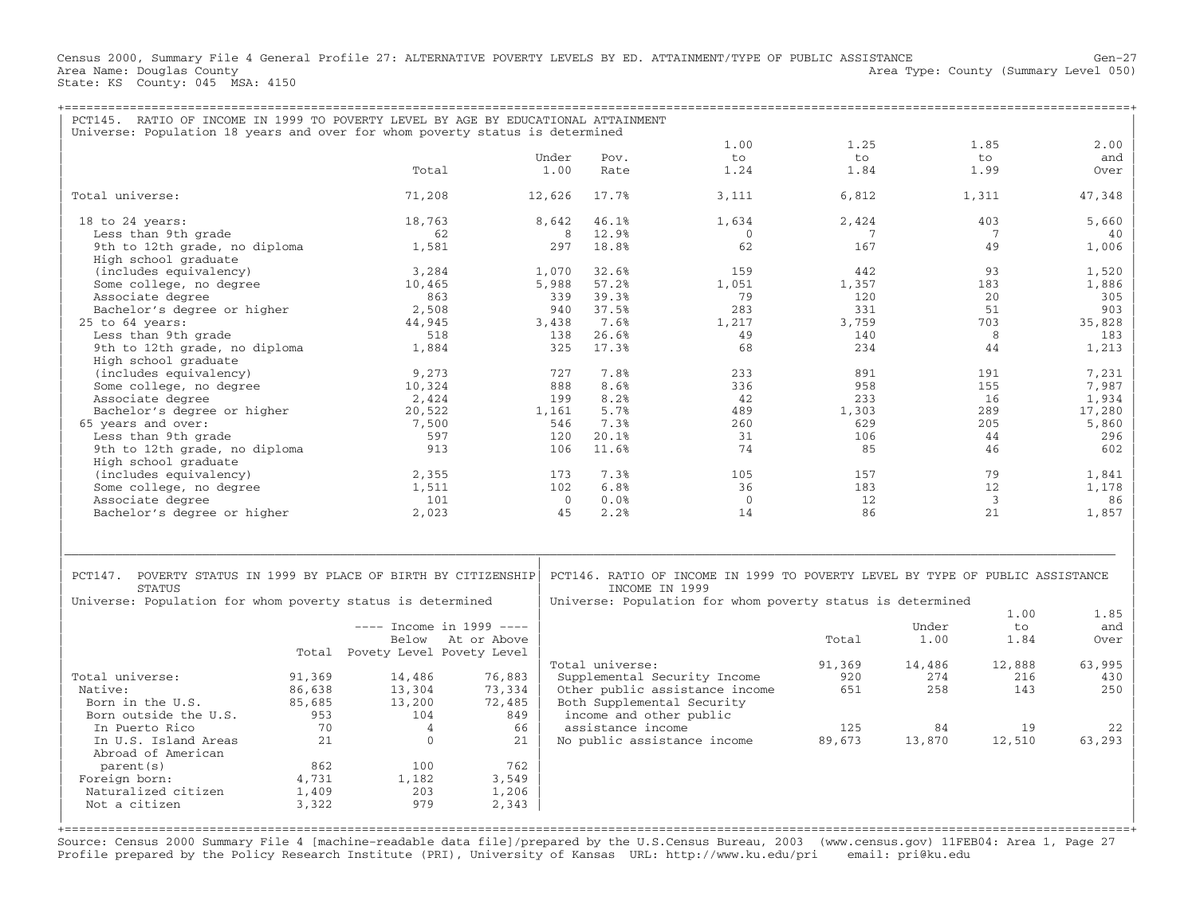Census 2000, Summary File 4 General Profile 27: ALTERNATIVE POVERTY LEVELS BY ED. ATTAINMENT/TYPE OF PUBLIC ASSISTANCE Gen-27
Area Name: Douglas County Area Type: County (Summary Level 050)
State: KS County: 045 MSA: 4150

## PCT145. RATIO OF INCOME IN 1999 TO POVERTY LEVEL BY AGE BY EDUCATIONAL ATTAINMENT

Universe: Population 18 years and over for whom poverty status is determined

| | Total | Under 1.00 | Pov. Rate | 1.00 to 1.24 | 1.25 to 1.84 | 1.85 to 1.99 | 2.00 and Over |
|---|---|---|---|---|---|---|---|
| Total universe: | 71,208 | 12,626 | 17.7% | 3,111 | 6,812 | 1,311 | 47,348 |
| 18 to 24 years: | 18,763 | 8,642 | 46.1% | 1,634 | 2,424 | 403 | 5,660 |
| Less than 9th grade | 62 | 8 | 12.9% | 0 | 7 | 7 | 40 |
| 9th to 12th grade, no diploma | 1,581 | 297 | 18.8% | 62 | 167 | 49 | 1,006 |
| High school graduate (includes equivalency) | 3,284 | 1,070 | 32.6% | 159 | 442 | 93 | 1,520 |
| Some college, no degree | 10,465 | 5,988 | 57.2% | 1,051 | 1,357 | 183 | 1,886 |
| Associate degree | 863 | 339 | 39.3% | 79 | 120 | 20 | 305 |
| Bachelor's degree or higher | 2,508 | 940 | 37.5% | 283 | 331 | 51 | 903 |
| 25 to 64 years: | 44,945 | 3,438 | 7.6% | 1,217 | 3,759 | 703 | 35,828 |
| Less than 9th grade | 518 | 138 | 26.6% | 49 | 140 | 8 | 183 |
| 9th to 12th grade, no diploma | 1,884 | 325 | 17.3% | 68 | 234 | 44 | 1,213 |
| High school graduate (includes equivalency) | 9,273 | 727 | 7.8% | 233 | 891 | 191 | 7,231 |
| Some college, no degree | 10,324 | 888 | 8.6% | 336 | 958 | 155 | 7,987 |
| Associate degree | 2,424 | 199 | 8.2% | 42 | 233 | 16 | 1,934 |
| Bachelor's degree or higher | 20,522 | 1,161 | 5.7% | 489 | 1,303 | 289 | 17,280 |
| 65 years and over: | 7,500 | 546 | 7.3% | 260 | 629 | 205 | 5,860 |
| Less than 9th grade | 597 | 120 | 20.1% | 31 | 106 | 44 | 296 |
| 9th to 12th grade, no diploma | 913 | 106 | 11.6% | 74 | 85 | 46 | 602 |
| High school graduate (includes equivalency) | 2,355 | 173 | 7.3% | 105 | 157 | 79 | 1,841 |
| Some college, no degree | 1,511 | 102 | 6.8% | 36 | 183 | 12 | 1,178 |
| Associate degree | 101 | 0 | 0.0% | 0 | 12 | 3 | 86 |
| Bachelor's degree or higher | 2,023 | 45 | 2.2% | 14 | 86 | 21 | 1,857 |

## PCT147. POVERTY STATUS IN 1999 BY PLACE OF BIRTH BY CITIZENSHIP STATUS

Universe: Population for whom poverty status is determined

| | Total | Income in 1999: Below Povety Level | Income in 1999: At or Above Povety Level |
|---|---|---|---|
| Total universe: | 91,369 | 14,486 | 76,883 |
| Native: | 86,638 | 13,304 | 73,334 |
| Born in the U.S. | 85,685 | 13,200 | 72,485 |
| Born outside the U.S. | 953 | 104 | 849 |
| In Puerto Rico | 70 | 4 | 66 |
| In U.S. Island Areas | 21 | 0 | 21 |
| Abroad of American parent(s) | 862 | 100 | 762 |
| Foreign born: | 4,731 | 1,182 | 3,549 |
| Naturalized citizen | 1,409 | 203 | 1,206 |
| Not a citizen | 3,322 | 979 | 2,343 |

## PCT146. RATIO OF INCOME IN 1999 TO POVERTY LEVEL BY TYPE OF PUBLIC ASSISTANCE INCOME IN 1999

Universe: Population for whom poverty status is determined

| | Total | Under 1.00 | 1.00 to 1.84 | 1.85 and Over |
|---|---|---|---|---|
| Total universe: | 91,369 | 14,486 | 12,888 | 63,995 |
| Supplemental Security Income | 920 | 274 | 216 | 430 |
| Other public assistance income | 651 | 258 | 143 | 250 |
| Both Supplemental Security income and other public assistance income | 125 | 84 | 19 | 22 |
| No public assistance income | 89,673 | 13,870 | 12,510 | 63,293 |

Source: Census 2000 Summary File 4 [machine-readable data file]/prepared by the U.S.Census Bureau, 2003 (www.census.gov) 11FEB04: Area 1, Page 27
Profile prepared by the Policy Research Institute (PRI), University of Kansas URL: http://www.ku.edu/pri email: pri@ku.edu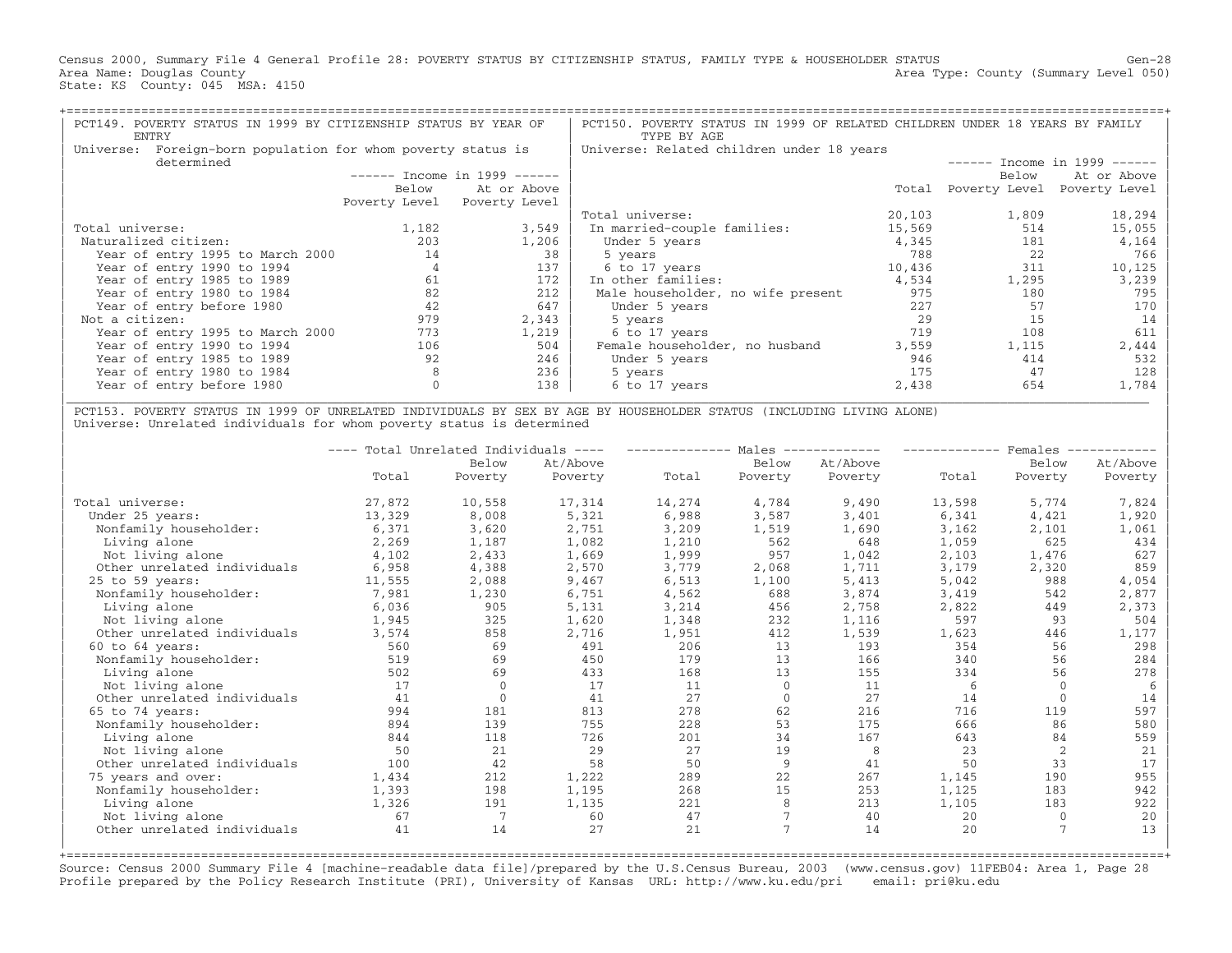Census 2000, Summary File 4 General Profile 28: POVERTY STATUS BY CITIZENSHIP STATUS, FAMILY TYPE & HOUSEHOLDER STATUS
Area Name: Douglas County — Area Type: County (Summary Level 050)
State: KS County: 045 MSA: 4150

## PCT149. POVERTY STATUS IN 1999 BY CITIZENSHIP STATUS BY YEAR OF ENTRY

Universe: Foreign-born population for whom poverty status is determined

| | Income in 1999: Below Poverty Level | Income in 1999: At or Above Poverty Level |
|---|---|---|
| Total universe: | 1,182 | 3,549 |
| Naturalized citizen: | 203 | 1,206 |
| Year of entry 1995 to March 2000 | 14 | 38 |
| Year of entry 1990 to 1994 | 4 | 137 |
| Year of entry 1985 to 1989 | 61 | 172 |
| Year of entry 1980 to 1984 | 82 | 212 |
| Year of entry before 1980 | 42 | 647 |
| Not a citizen: | 979 | 2,343 |
| Year of entry 1995 to March 2000 | 773 | 1,219 |
| Year of entry 1990 to 1994 | 106 | 504 |
| Year of entry 1985 to 1989 | 92 | 246 |
| Year of entry 1980 to 1984 | 8 | 236 |
| Year of entry before 1980 | 0 | 138 |

## PCT150. POVERTY STATUS IN 1999 OF RELATED CHILDREN UNDER 18 YEARS BY FAMILY TYPE BY AGE

Universe: Related children under 18 years

| | Total | Income in 1999: Below Poverty Level | Income in 1999: At or Above Poverty Level |
|---|---|---|---|
| Total universe: | 20,103 | 1,809 | 18,294 |
| In married-couple families: | 15,569 | 514 | 15,055 |
| Under 5 years | 4,345 | 181 | 4,164 |
| 5 years | 788 | 22 | 766 |
| 6 to 17 years | 10,436 | 311 | 10,125 |
| In other families: | 4,534 | 1,295 | 3,239 |
| Male householder, no wife present | 975 | 180 | 795 |
| Under 5 years | 227 | 57 | 170 |
| 5 years | 29 | 15 | 14 |
| 6 to 17 years | 719 | 108 | 611 |
| Female householder, no husband | 3,559 | 1,115 | 2,444 |
| Under 5 years | 946 | 414 | 532 |
| 5 years | 175 | 47 | 128 |
| 6 to 17 years | 2,438 | 654 | 1,784 |

## PCT153. POVERTY STATUS IN 1999 OF UNRELATED INDIVIDUALS BY SEX BY AGE BY HOUSEHOLDER STATUS (INCLUDING LIVING ALONE)

Universe: Unrelated individuals for whom poverty status is determined

| | Total Unrelated Individuals: Total | Total Unrelated Individuals: Below Poverty | Total Unrelated Individuals: At/Above Poverty | Males: Total | Males: Below Poverty | Males: At/Above Poverty | Females: Total | Females: Below Poverty | Females: At/Above Poverty |
|---|---|---|---|---|---|---|---|---|---|
| Total universe: | 27,872 | 10,558 | 17,314 | 14,274 | 4,784 | 9,490 | 13,598 | 5,774 | 7,824 |
| Under 25 years: | 13,329 | 8,008 | 5,321 | 6,988 | 3,587 | 3,401 | 6,341 | 4,421 | 1,920 |
| Nonfamily householder: | 6,371 | 3,620 | 2,751 | 3,209 | 1,519 | 1,690 | 3,162 | 2,101 | 1,061 |
| Living alone | 2,269 | 1,187 | 1,082 | 1,210 | 562 | 648 | 1,059 | 625 | 434 |
| Not living alone | 4,102 | 2,433 | 1,669 | 1,999 | 957 | 1,042 | 2,103 | 1,476 | 627 |
| Other unrelated individuals | 6,958 | 4,388 | 2,570 | 3,779 | 2,068 | 1,711 | 3,179 | 2,320 | 859 |
| 25 to 59 years: | 11,555 | 2,088 | 9,467 | 6,513 | 1,100 | 5,413 | 5,042 | 988 | 4,054 |
| Nonfamily householder: | 7,981 | 1,230 | 6,751 | 4,562 | 688 | 3,874 | 3,419 | 542 | 2,877 |
| Living alone | 6,036 | 905 | 5,131 | 3,214 | 456 | 2,758 | 2,822 | 449 | 2,373 |
| Not living alone | 1,945 | 325 | 1,620 | 1,348 | 232 | 1,116 | 597 | 93 | 504 |
| Other unrelated individuals | 3,574 | 858 | 2,716 | 1,951 | 412 | 1,539 | 1,623 | 446 | 1,177 |
| 60 to 64 years: | 560 | 69 | 491 | 206 | 13 | 193 | 354 | 56 | 298 |
| Nonfamily householder: | 519 | 69 | 450 | 179 | 13 | 166 | 340 | 56 | 284 |
| Living alone | 502 | 69 | 433 | 168 | 13 | 155 | 334 | 56 | 278 |
| Not living alone | 17 | 0 | 17 | 11 | 0 | 11 | 6 | 0 | 6 |
| Other unrelated individuals | 41 | 0 | 41 | 27 | 0 | 27 | 14 | 0 | 14 |
| 65 to 74 years: | 994 | 181 | 813 | 278 | 62 | 216 | 716 | 119 | 597 |
| Nonfamily householder: | 894 | 139 | 755 | 228 | 53 | 175 | 666 | 86 | 580 |
| Living alone | 844 | 118 | 726 | 201 | 34 | 167 | 643 | 84 | 559 |
| Not living alone | 50 | 21 | 29 | 27 | 19 | 8 | 23 | 2 | 21 |
| Other unrelated individuals | 100 | 42 | 58 | 50 | 9 | 41 | 50 | 33 | 17 |
| 75 years and over: | 1,434 | 212 | 1,222 | 289 | 22 | 267 | 1,145 | 190 | 955 |
| Nonfamily householder: | 1,393 | 198 | 1,195 | 268 | 15 | 253 | 1,125 | 183 | 942 |
| Living alone | 1,326 | 191 | 1,135 | 221 | 8 | 213 | 1,105 | 183 | 922 |
| Not living alone | 67 | 7 | 60 | 47 | 7 | 40 | 20 | 0 | 20 |
| Other unrelated individuals | 41 | 14 | 27 | 21 | 7 | 14 | 20 | 7 | 13 |

Source: Census 2000 Summary File 4 [machine-readable data file]/prepared by the U.S.Census Bureau, 2003 (www.census.gov) 11FEB04: Area 1, Page 28
Profile prepared by the Policy Research Institute (PRI), University of Kansas URL: http://www.ku.edu/pri email: pri@ku.edu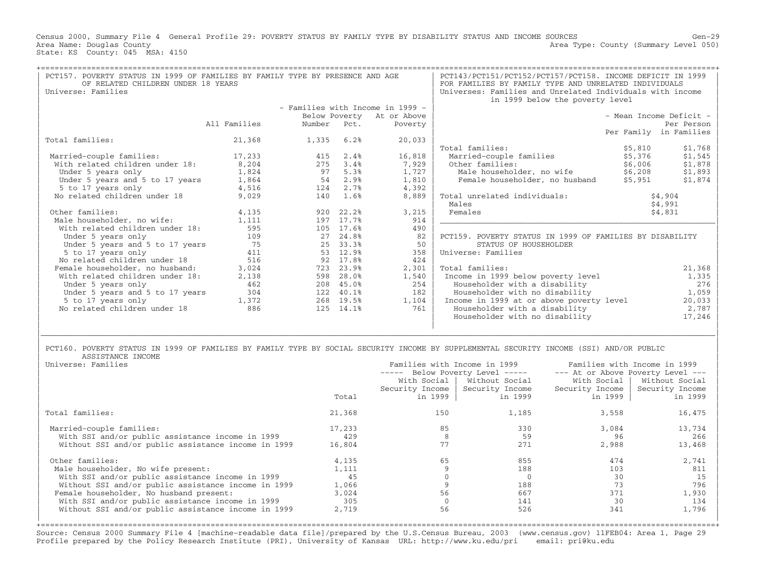Census 2000, Summary File 4 General Profile 29: POVERTY STATUS BY FAMILY TYPE BY DISABILITY STATUS AND INCOME SOURCES

Area Name: Douglas County — Area Type: County (Summary Level 050)

State: KS County: 045 MSA: 4150

## PCT157. POVERTY STATUS IN 1999 OF FAMILIES BY FAMILY TYPE BY PRESENCE AND AGE OF RELATED CHILDREN UNDER 18 YEARS

Universe: Families

| | All Families | Families with Income in 1999: Below Poverty Number | Below Poverty Pct. | At or Above Poverty |
|---|---|---|---|---|
| Total families: | 21,368 | 1,335 | 6.2% | 20,033 |
| Married-couple families: | 17,233 | 415 | 2.4% | 16,818 |
| With related children under 18: | 8,204 | 275 | 3.4% | 7,929 |
| Under 5 years only | 1,824 | 97 | 5.3% | 1,727 |
| Under 5 years and 5 to 17 years | 1,864 | 54 | 2.9% | 1,810 |
| 5 to 17 years only | 4,516 | 124 | 2.7% | 4,392 |
| No related children under 18 | 9,029 | 140 | 1.6% | 8,889 |
| Other families: | 4,135 | 920 | 22.2% | 3,215 |
| Male householder, no wife: | 1,111 | 197 | 17.7% | 914 |
| With related children under 18: | 595 | 105 | 17.6% | 490 |
| Under 5 years only | 109 | 27 | 24.8% | 82 |
| Under 5 years and 5 to 17 years | 75 | 25 | 33.3% | 50 |
| 5 to 17 years only | 411 | 53 | 12.9% | 358 |
| No related children under 18 | 516 | 92 | 17.8% | 424 |
| Female householder, no husband: | 3,024 | 723 | 23.9% | 2,301 |
| With related children under 18: | 2,138 | 598 | 28.0% | 1,540 |
| Under 5 years only | 462 | 208 | 45.0% | 254 |
| Under 5 years and 5 to 17 years | 304 | 122 | 40.1% | 182 |
| 5 to 17 years only | 1,372 | 268 | 19.5% | 1,104 |
| No related children under 18 | 886 | 125 | 14.1% | 761 |

## PCT143/PCT151/PCT152/PCT157/PCT158. INCOME DEFICIT IN 1999 FOR FAMILIES BY FAMILY TYPE AND UNRELATED INDIVIDUALS

Universes: Families and Unrelated Individuals with income in 1999 below the poverty level

| | Mean Income Deficit: Per Family | Per Person in Families |
|---|---|---|
| Total families: | $5,810 | $1,768 |
| Married-couple families | $5,376 | $1,545 |
| Other families: | $6,006 | $1,878 |
| Male householder, no wife | $6,208 | $1,893 |
| Female householder, no husband | $5,951 | $1,874 |
| Total unrelated individuals: | $4,904 | |
| Males | $4,991 | |
| Females | $4,831 | |

## PCT159. POVERTY STATUS IN 1999 OF FAMILIES BY DISABILITY STATUS OF HOUSEHOLDER

Universe: Families

| | |
|---|---|
| Total families: | 21,368 |
| Income in 1999 below poverty level | 1,335 |
| Householder with a disability | 276 |
| Householder with no disability | 1,059 |
| Income in 1999 at or above poverty level | 20,033 |
| Householder with a disability | 2,787 |
| Householder with no disability | 17,246 |

## PCT160. POVERTY STATUS IN 1999 OF FAMILIES BY FAMILY TYPE BY SOCIAL SECURITY INCOME BY SUPPLEMENTAL SECURITY INCOME (SSI) AND/OR PUBLIC ASSISTANCE INCOME

Universe: Families

| | Total | Below Poverty Level: With Social Security Income in 1999 | Below Poverty Level: Without Social Security Income in 1999 | At or Above Poverty Level: With Social Security Income in 1999 | At or Above Poverty Level: Without Social Security Income in 1999 |
|---|---|---|---|---|---|
| Total families: | 21,368 | 150 | 1,185 | 3,558 | 16,475 |
| Married-couple families: | 17,233 | 85 | 330 | 3,084 | 13,734 |
| With SSI and/or public assistance income in 1999 | 429 | 8 | 59 | 96 | 266 |
| Without SSI and/or public assistance income in 1999 | 16,804 | 77 | 271 | 2,988 | 13,468 |
| Other families: | 4,135 | 65 | 855 | 474 | 2,741 |
| Male householder, No wife present: | 1,111 | 9 | 188 | 103 | 811 |
| With SSI and/or public assistance income in 1999 | 45 | 0 | 0 | 30 | 15 |
| Without SSI and/or public assistance income in 1999 | 1,066 | 9 | 188 | 73 | 796 |
| Female householder, No husband present: | 3,024 | 56 | 667 | 371 | 1,930 |
| With SSI and/or public assistance income in 1999 | 305 | 0 | 141 | 30 | 134 |
| Without SSI and/or public assistance income in 1999 | 2,719 | 56 | 526 | 341 | 1,796 |

Source: Census 2000 Summary File 4 [machine-readable data file]/prepared by the U.S.Census Bureau, 2003 (www.census.gov) 11FEB04: Area 1, Page 29
Profile prepared by the Policy Research Institute (PRI), University of Kansas URL: http://www.ku.edu/pri email: pri@ku.edu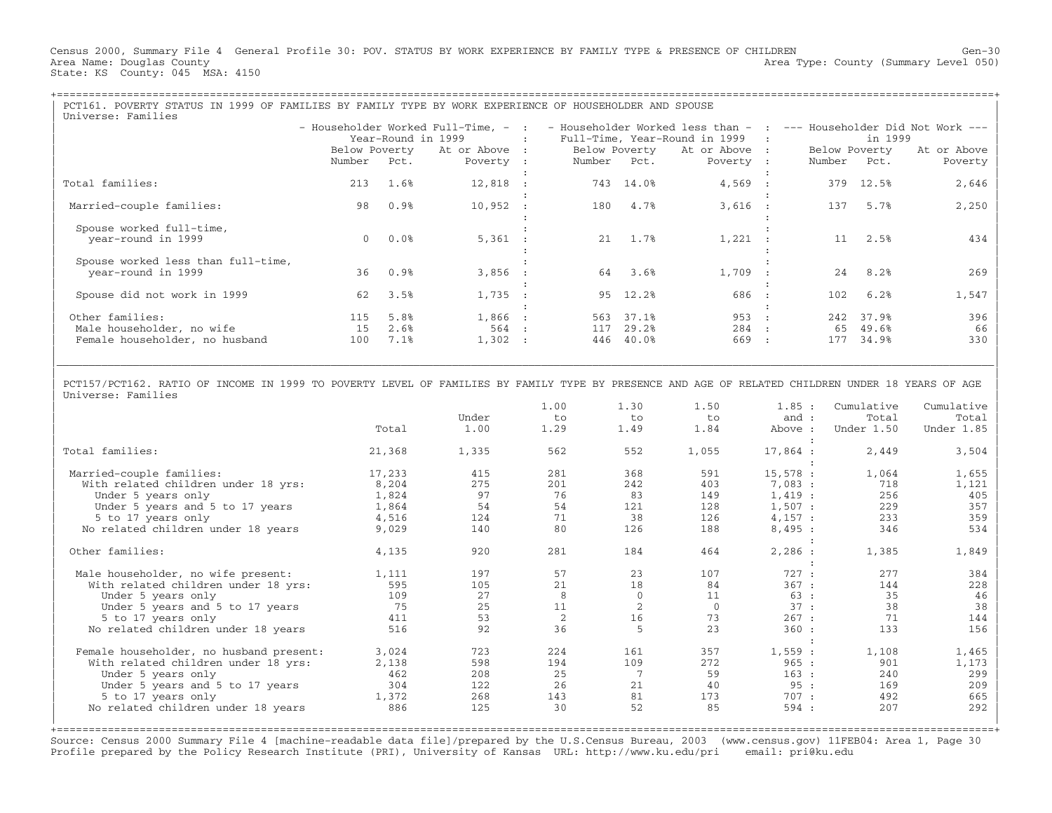Census 2000, Summary File 4 General Profile 30: POV. STATUS BY WORK EXPERIENCE BY FAMILY TYPE & PRESENCE OF CHILDREN Gen-30
Area Name: Douglas County Area Type: County (Summary Level 050)
State: KS County: 045 MSA: 4150

## PCT161. POVERTY STATUS IN 1999 OF FAMILIES BY FAMILY TYPE BY WORK EXPERIENCE OF HOUSEHOLDER AND SPOUSE

Universe: Families

| | Householder Worked Full-Time, Year-Round in 1999 | | | Householder Worked less than Full-Time, Year-Round in 1999 | | | Householder Did Not Work in 1999 | | |
|---|---|---|---|---|---|---|---|---|---|
| | Below Poverty Number | Below Poverty Pct. | At or Above Poverty | Below Poverty Number | Below Poverty Pct. | At or Above Poverty | Below Poverty Number | Below Poverty Pct. | At or Above Poverty |
| Total families: | 213 | 1.6% | 12,818 | 743 | 14.0% | 4,569 | 379 | 12.5% | 2,646 |
| Married-couple families: | 98 | 0.9% | 10,952 | 180 | 4.7% | 3,616 | 137 | 5.7% | 2,250 |
| Spouse worked full-time, year-round in 1999 | 0 | 0.0% | 5,361 | 21 | 1.7% | 1,221 | 11 | 2.5% | 434 |
| Spouse worked less than full-time, year-round in 1999 | 36 | 0.9% | 3,856 | 64 | 3.6% | 1,709 | 24 | 8.2% | 269 |
| Spouse did not work in 1999 | 62 | 3.5% | 1,735 | 95 | 12.2% | 686 | 102 | 6.2% | 1,547 |
| Other families: | 115 | 5.8% | 1,866 | 563 | 37.1% | 953 | 242 | 37.9% | 396 |
| Male householder, no wife | 15 | 2.6% | 564 | 117 | 29.2% | 284 | 65 | 49.6% | 66 |
| Female householder, no husband | 100 | 7.1% | 1,302 | 446 | 40.0% | 669 | 177 | 34.9% | 330 |

## PCT157/PCT162. RATIO OF INCOME IN 1999 TO POVERTY LEVEL OF FAMILIES BY FAMILY TYPE BY PRESENCE AND AGE OF RELATED CHILDREN UNDER 18 YEARS OF AGE

Universe: Families

| | Total | Under 1.00 | 1.00 to 1.29 | 1.30 to 1.49 | 1.50 to 1.84 | 1.85 and Above | Cumulative Total Under 1.50 | Cumulative Total Under 1.85 |
|---|---|---|---|---|---|---|---|---|
| Total families: | 21,368 | 1,335 | 562 | 552 | 1,055 | 17,864 | 2,449 | 3,504 |
| Married-couple families: | 17,233 | 415 | 281 | 368 | 591 | 15,578 | 1,064 | 1,655 |
| With related children under 18 yrs: | 8,204 | 275 | 201 | 242 | 403 | 7,083 | 718 | 1,121 |
| Under 5 years only | 1,824 | 97 | 76 | 83 | 149 | 1,419 | 256 | 405 |
| Under 5 years and 5 to 17 years | 1,864 | 54 | 54 | 121 | 128 | 1,507 | 229 | 357 |
| 5 to 17 years only | 4,516 | 124 | 71 | 38 | 126 | 4,157 | 233 | 359 |
| No related children under 18 years | 9,029 | 140 | 80 | 126 | 188 | 8,495 | 346 | 534 |
| Other families: | 4,135 | 920 | 281 | 184 | 464 | 2,286 | 1,385 | 1,849 |
| Male householder, no wife present: | 1,111 | 197 | 57 | 23 | 107 | 727 | 277 | 384 |
| With related children under 18 yrs: | 595 | 105 | 21 | 18 | 84 | 367 | 144 | 228 |
| Under 5 years only | 109 | 27 | 8 | 0 | 11 | 63 | 35 | 46 |
| Under 5 years and 5 to 17 years | 75 | 25 | 11 | 2 | 0 | 37 | 38 | 38 |
| 5 to 17 years only | 411 | 53 | 2 | 16 | 73 | 267 | 71 | 144 |
| No related children under 18 years | 516 | 92 | 36 | 5 | 23 | 360 | 133 | 156 |
| Female householder, no husband present: | 3,024 | 723 | 224 | 161 | 357 | 1,559 | 1,108 | 1,465 |
| With related children under 18 yrs: | 2,138 | 598 | 194 | 109 | 272 | 965 | 901 | 1,173 |
| Under 5 years only | 462 | 208 | 25 | 7 | 59 | 163 | 240 | 299 |
| Under 5 years and 5 to 17 years | 304 | 122 | 26 | 21 | 40 | 95 | 169 | 209 |
| 5 to 17 years only | 1,372 | 268 | 143 | 81 | 173 | 707 | 492 | 665 |
| No related children under 18 years | 886 | 125 | 30 | 52 | 85 | 594 | 207 | 292 |

Source: Census 2000 Summary File 4 [machine-readable data file]/prepared by the U.S.Census Bureau, 2003 (www.census.gov) 11FEB04: Area 1, Page 30
Profile prepared by the Policy Research Institute (PRI), University of Kansas URL: http://www.ku.edu/pri email: pri@ku.edu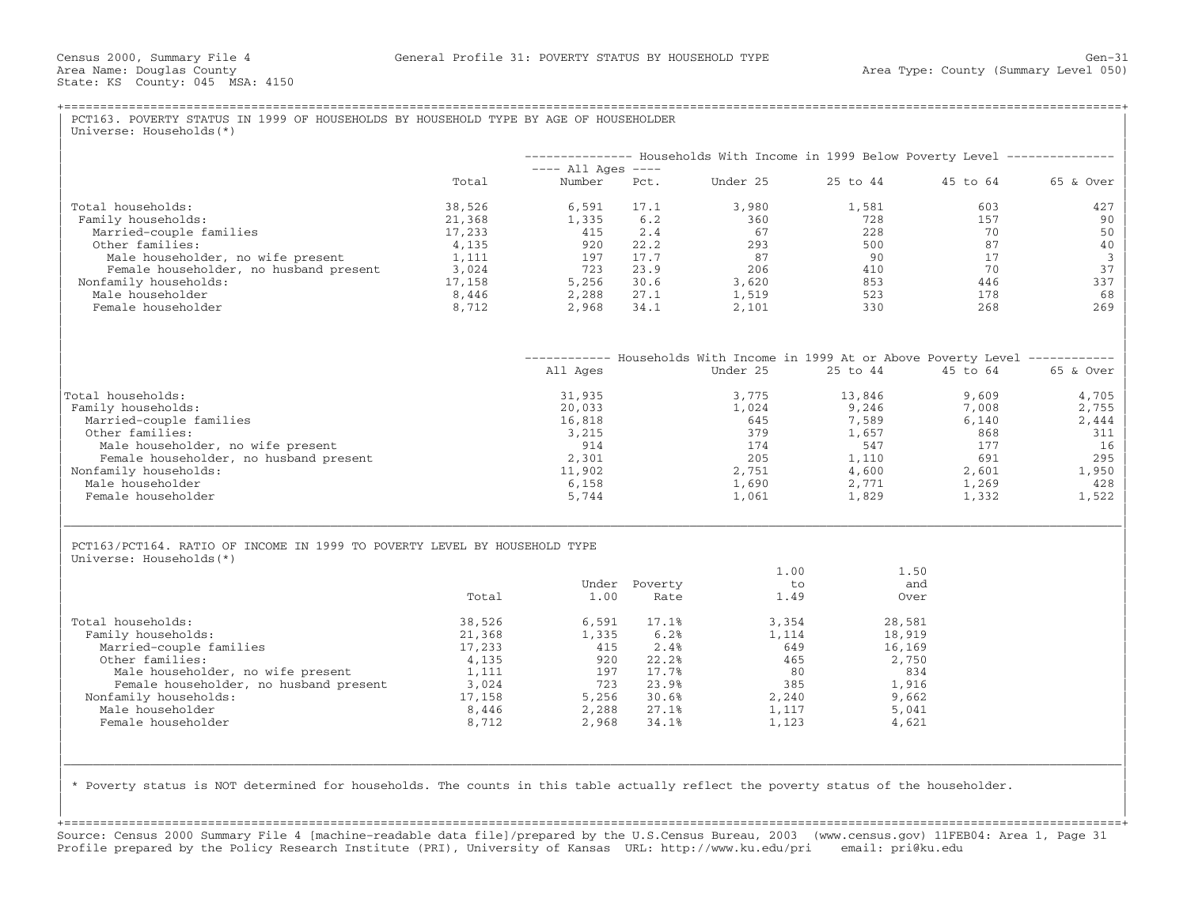Census 2000, Summary File 4 — General Profile 31: POVERTY STATUS BY HOUSEHOLD TYPE — Gen-31
Area Name: Douglas County — Area Type: County (Summary Level 050)
State: KS County: 045 MSA: 4150

## PCT163. POVERTY STATUS IN 1999 OF HOUSEHOLDS BY HOUSEHOLD TYPE BY AGE OF HOUSEHOLDER

Universe: Households(*)

| | Total | Households With Income in 1999 Below Poverty Level: All Ages Number | All Ages Pct. | Under 25 | 25 to 44 | 45 to 64 | 65 & Over |
|---|---|---|---|---|---|---|---|
| Total households: | 38,526 | 6,591 | 17.1 | 3,980 | 1,581 | 603 | 427 |
| Family households: | 21,368 | 1,335 | 6.2 | 360 | 728 | 157 | 90 |
| Married-couple families | 17,233 | 415 | 2.4 | 67 | 228 | 70 | 50 |
| Other families: | 4,135 | 920 | 22.2 | 293 | 500 | 87 | 40 |
| Male householder, no wife present | 1,111 | 197 | 17.7 | 87 | 90 | 17 | 3 |
| Female householder, no husband present | 3,024 | 723 | 23.9 | 206 | 410 | 70 | 37 |
| Nonfamily households: | 17,158 | 5,256 | 30.6 | 3,620 | 853 | 446 | 337 |
| Male householder | 8,446 | 2,288 | 27.1 | 1,519 | 523 | 178 | 68 |
| Female householder | 8,712 | 2,968 | 34.1 | 2,101 | 330 | 268 | 269 |

| | Households With Income in 1999 At or Above Poverty Level: All Ages | Under 25 | 25 to 44 | 45 to 64 | 65 & Over |
|---|---|---|---|---|---|
| Total households: | 31,935 | 3,775 | 13,846 | 9,609 | 4,705 |
| Family households: | 20,033 | 1,024 | 9,246 | 7,008 | 2,755 |
| Married-couple families | 16,818 | 645 | 7,589 | 6,140 | 2,444 |
| Other families: | 3,215 | 379 | 1,657 | 868 | 311 |
| Male householder, no wife present | 914 | 174 | 547 | 177 | 16 |
| Female householder, no husband present | 2,301 | 205 | 1,110 | 691 | 295 |
| Nonfamily households: | 11,902 | 2,751 | 4,600 | 2,601 | 1,950 |
| Male householder | 6,158 | 1,690 | 2,771 | 1,269 | 428 |
| Female householder | 5,744 | 1,061 | 1,829 | 1,332 | 1,522 |

## PCT163/PCT164. RATIO OF INCOME IN 1999 TO POVERTY LEVEL BY HOUSEHOLD TYPE

Universe: Households(*)

| | Total | Under 1.00 | Poverty Rate | 1.00 to 1.49 | 1.50 and Over |
|---|---|---|---|---|---|
| Total households: | 38,526 | 6,591 | 17.1% | 3,354 | 28,581 |
| Family households: | 21,368 | 1,335 | 6.2% | 1,114 | 18,919 |
| Married-couple families | 17,233 | 415 | 2.4% | 649 | 16,169 |
| Other families: | 4,135 | 920 | 22.2% | 465 | 2,750 |
| Male householder, no wife present | 1,111 | 197 | 17.7% | 80 | 834 |
| Female householder, no husband present | 3,024 | 723 | 23.9% | 385 | 1,916 |
| Nonfamily households: | 17,158 | 5,256 | 30.6% | 2,240 | 9,662 |
| Male householder | 8,446 | 2,288 | 27.1% | 1,117 | 5,041 |
| Female householder | 8,712 | 2,968 | 34.1% | 1,123 | 4,621 |

* Poverty status is NOT determined for households. The counts in this table actually reflect the poverty status of the householder.

Source: Census 2000 Summary File 4 [machine-readable data file]/prepared by the U.S.Census Bureau, 2003 (www.census.gov) 11FEB04: Area 1, Page 31
Profile prepared by the Policy Research Institute (PRI), University of Kansas URL: http://www.ku.edu/pri email: pri@ku.edu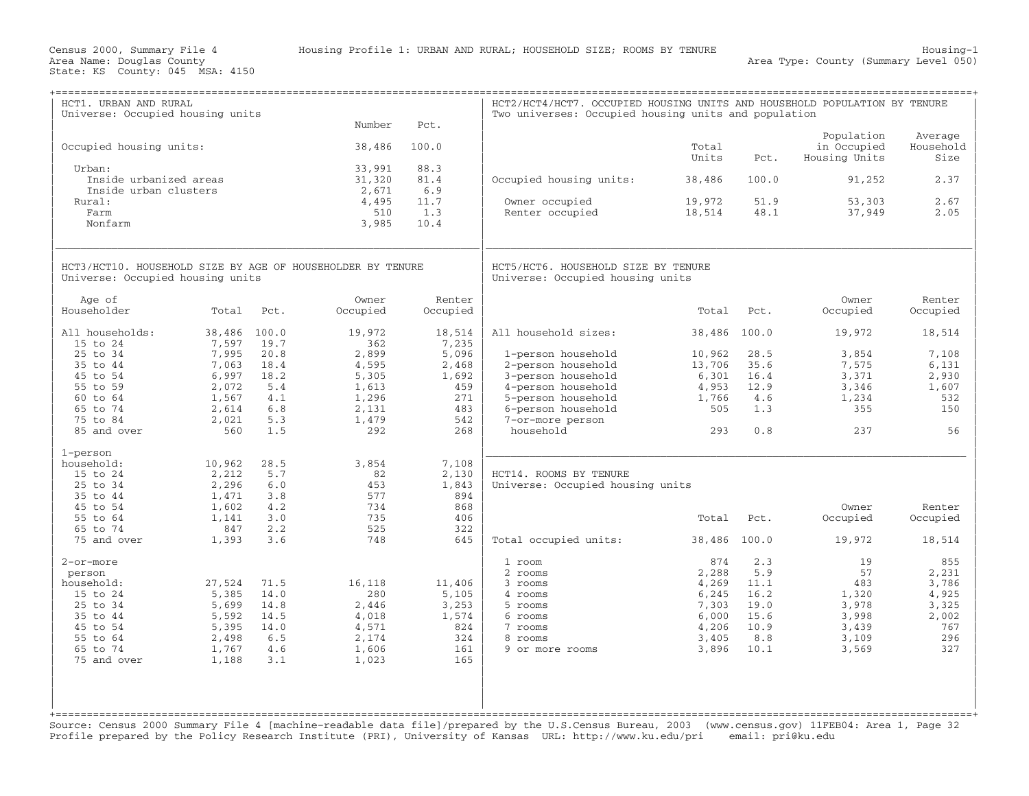Census 2000, Summary File 4 — Housing Profile 1: URBAN AND RURAL; HOUSEHOLD SIZE; ROOMS BY TENURE — Housing-1

Area Name: Douglas County — Area Type: County (Summary Level 050)

State: KS County: 045 MSA: 4150

## HCT1. URBAN AND RURAL

Universe: Occupied housing units

| | Number | Pct. |
|---|---|---|
| Occupied housing units: | 38,486 | 100.0 |
| Urban: | 33,991 | 88.3 |
| Inside urbanized areas | 31,320 | 81.4 |
| Inside urban clusters | 2,671 | 6.9 |
| Rural: | 4,495 | 11.7 |
| Farm | 510 | 1.3 |
| Nonfarm | 3,985 | 10.4 |

## HCT3/HCT10. HOUSEHOLD SIZE BY AGE OF HOUSEHOLDER BY TENURE

Universe: Occupied housing units

| Age of Householder | Total | Pct. | Owner Occupied | Renter Occupied |
|---|---|---|---|---|
| All households: | 38,486 | 100.0 | 19,972 | 18,514 |
| 15 to 24 | 7,597 | 19.7 | 362 | 7,235 |
| 25 to 34 | 7,995 | 20.8 | 2,899 | 5,096 |
| 35 to 44 | 7,063 | 18.4 | 4,595 | 2,468 |
| 45 to 54 | 6,997 | 18.2 | 5,305 | 1,692 |
| 55 to 59 | 2,072 | 5.4 | 1,613 | 459 |
| 60 to 64 | 1,567 | 4.1 | 1,296 | 271 |
| 65 to 74 | 2,614 | 6.8 | 2,131 | 483 |
| 75 to 84 | 2,021 | 5.3 | 1,479 | 542 |
| 85 and over | 560 | 1.5 | 292 | 268 |
| 1-person household: | 10,962 | 28.5 | 3,854 | 7,108 |
| 15 to 24 | 2,212 | 5.7 | 82 | 2,130 |
| 25 to 34 | 2,296 | 6.0 | 453 | 1,843 |
| 35 to 44 | 1,471 | 3.8 | 577 | 894 |
| 45 to 54 | 1,602 | 4.2 | 734 | 868 |
| 55 to 64 | 1,141 | 3.0 | 735 | 406 |
| 65 to 74 | 847 | 2.2 | 525 | 322 |
| 75 and over | 1,393 | 3.6 | 748 | 645 |
| 2-or-more person household: | 27,524 | 71.5 | 16,118 | 11,406 |
| 15 to 24 | 5,385 | 14.0 | 280 | 5,105 |
| 25 to 34 | 5,699 | 14.8 | 2,446 | 3,253 |
| 35 to 44 | 5,592 | 14.5 | 4,018 | 1,574 |
| 45 to 54 | 5,395 | 14.0 | 4,571 | 824 |
| 55 to 64 | 2,498 | 6.5 | 2,174 | 324 |
| 65 to 74 | 1,767 | 4.6 | 1,606 | 161 |
| 75 and over | 1,188 | 3.1 | 1,023 | 165 |

## HCT2/HCT4/HCT7. OCCUPIED HOUSING UNITS AND HOUSEHOLD POPULATION BY TENURE

Two universes: Occupied housing units and population

| | Total Units | Pct. | Population in Occupied Housing Units | Average Household Size |
|---|---|---|---|---|
| Occupied housing units: | 38,486 | 100.0 | 91,252 | 2.37 |
| Owner occupied | 19,972 | 51.9 | 53,303 | 2.67 |
| Renter occupied | 18,514 | 48.1 | 37,949 | 2.05 |

## HCT5/HCT6. HOUSEHOLD SIZE BY TENURE

Universe: Occupied housing units

| | Total | Pct. | Owner Occupied | Renter Occupied |
|---|---|---|---|---|
| All household sizes: | 38,486 | 100.0 | 19,972 | 18,514 |
| 1-person household | 10,962 | 28.5 | 3,854 | 7,108 |
| 2-person household | 13,706 | 35.6 | 7,575 | 6,131 |
| 3-person household | 6,301 | 16.4 | 3,371 | 2,930 |
| 4-person household | 4,953 | 12.9 | 3,346 | 1,607 |
| 5-person household | 1,766 | 4.6 | 1,234 | 532 |
| 6-person household | 505 | 1.3 | 355 | 150 |
| 7-or-more person household | 293 | 0.8 | 237 | 56 |

## HCT14. ROOMS BY TENURE

Universe: Occupied housing units

| | Total | Pct. | Owner Occupied | Renter Occupied |
|---|---|---|---|---|
| Total occupied units: | 38,486 | 100.0 | 19,972 | 18,514 |
| 1 room | 874 | 2.3 | 19 | 855 |
| 2 rooms | 2,288 | 5.9 | 57 | 2,231 |
| 3 rooms | 4,269 | 11.1 | 483 | 3,786 |
| 4 rooms | 6,245 | 16.2 | 1,320 | 4,925 |
| 5 rooms | 7,303 | 19.0 | 3,978 | 3,325 |
| 6 rooms | 6,000 | 15.6 | 3,998 | 2,002 |
| 7 rooms | 4,206 | 10.9 | 3,439 | 767 |
| 8 rooms | 3,405 | 8.8 | 3,109 | 296 |
| 9 or more rooms | 3,896 | 10.1 | 3,569 | 327 |

Source: Census 2000 Summary File 4 [machine-readable data file]/prepared by the U.S.Census Bureau, 2003 (www.census.gov) 11FEB04: Area 1, Page 32
Profile prepared by the Policy Research Institute (PRI), University of Kansas URL: http://www.ku.edu/pri email: pri@ku.edu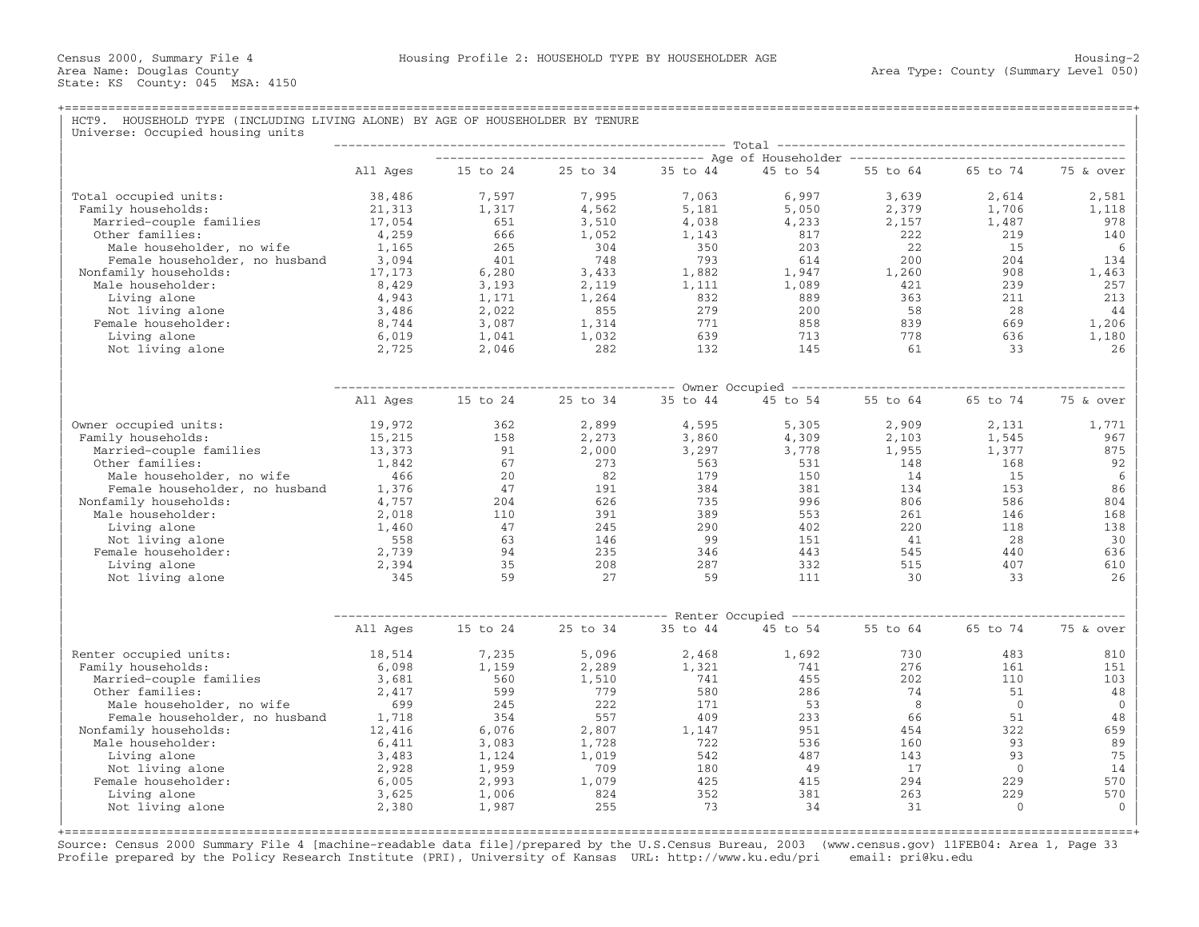Census 2000, Summary File 4 — Housing Profile 2: HOUSEHOLD TYPE BY HOUSEHOLDER AGE — Housing-2

Area Name: Douglas County — Area Type: County (Summary Level 050)

State: KS County: 045 MSA: 4150

## HCT9. HOUSEHOLD TYPE (INCLUDING LIVING ALONE) BY AGE OF HOUSEHOLDER BY TENURE

Universe: Occupied housing units

### Total

| | All Ages | 15 to 24 | 25 to 34 | 35 to 44 | 45 to 54 | 55 to 64 | 65 to 74 | 75 & over |
|---|---|---|---|---|---|---|---|---|
| Total occupied units: | 38,486 | 7,597 | 7,995 | 7,063 | 6,997 | 3,639 | 2,614 | 2,581 |
| Family households: | 21,313 | 1,317 | 4,562 | 5,181 | 5,050 | 2,379 | 1,706 | 1,118 |
| Married-couple families | 17,054 | 651 | 3,510 | 4,038 | 4,233 | 2,157 | 1,487 | 978 |
| Other families: | 4,259 | 666 | 1,052 | 1,143 | 817 | 222 | 219 | 140 |
| Male householder, no wife | 1,165 | 265 | 304 | 350 | 203 | 22 | 15 | 6 |
| Female householder, no husband | 3,094 | 401 | 748 | 793 | 614 | 200 | 204 | 134 |
| Nonfamily households: | 17,173 | 6,280 | 3,433 | 1,882 | 1,947 | 1,260 | 908 | 1,463 |
| Male householder: | 8,429 | 3,193 | 2,119 | 1,111 | 1,089 | 421 | 239 | 257 |
| Living alone | 4,943 | 1,171 | 1,264 | 832 | 889 | 363 | 211 | 213 |
| Not living alone | 3,486 | 2,022 | 855 | 279 | 200 | 58 | 28 | 44 |
| Female householder: | 8,744 | 3,087 | 1,314 | 771 | 858 | 839 | 669 | 1,206 |
| Living alone | 6,019 | 1,041 | 1,032 | 639 | 713 | 778 | 636 | 1,180 |
| Not living alone | 2,725 | 2,046 | 282 | 132 | 145 | 61 | 33 | 26 |

### Owner Occupied

| | All Ages | 15 to 24 | 25 to 34 | 35 to 44 | 45 to 54 | 55 to 64 | 65 to 74 | 75 & over |
|---|---|---|---|---|---|---|---|---|
| Owner occupied units: | 19,972 | 362 | 2,899 | 4,595 | 5,305 | 2,909 | 2,131 | 1,771 |
| Family households: | 15,215 | 158 | 2,273 | 3,860 | 4,309 | 2,103 | 1,545 | 967 |
| Married-couple families | 13,373 | 91 | 2,000 | 3,297 | 3,778 | 1,955 | 1,377 | 875 |
| Other families: | 1,842 | 67 | 273 | 563 | 531 | 148 | 168 | 92 |
| Male householder, no wife | 466 | 20 | 82 | 179 | 150 | 14 | 15 | 6 |
| Female householder, no husband | 1,376 | 47 | 191 | 384 | 381 | 134 | 153 | 86 |
| Nonfamily households: | 4,757 | 204 | 626 | 735 | 996 | 806 | 586 | 804 |
| Male householder: | 2,018 | 110 | 391 | 389 | 553 | 261 | 146 | 168 |
| Living alone | 1,460 | 47 | 245 | 290 | 402 | 220 | 118 | 138 |
| Not living alone | 558 | 63 | 146 | 99 | 151 | 41 | 28 | 30 |
| Female householder: | 2,739 | 94 | 235 | 346 | 443 | 545 | 440 | 636 |
| Living alone | 2,394 | 35 | 208 | 287 | 332 | 515 | 407 | 610 |
| Not living alone | 345 | 59 | 27 | 59 | 111 | 30 | 33 | 26 |

### Renter Occupied

| | All Ages | 15 to 24 | 25 to 34 | 35 to 44 | 45 to 54 | 55 to 64 | 65 to 74 | 75 & over |
|---|---|---|---|---|---|---|---|---|
| Renter occupied units: | 18,514 | 7,235 | 5,096 | 2,468 | 1,692 | 730 | 483 | 810 |
| Family households: | 6,098 | 1,159 | 2,289 | 1,321 | 741 | 276 | 161 | 151 |
| Married-couple families | 3,681 | 560 | 1,510 | 741 | 455 | 202 | 110 | 103 |
| Other families: | 2,417 | 599 | 779 | 580 | 286 | 74 | 51 | 48 |
| Male householder, no wife | 699 | 245 | 222 | 171 | 53 | 8 | 0 | 0 |
| Female householder, no husband | 1,718 | 354 | 557 | 409 | 233 | 66 | 51 | 48 |
| Nonfamily households: | 12,416 | 6,076 | 2,807 | 1,147 | 951 | 454 | 322 | 659 |
| Male householder: | 6,411 | 3,083 | 1,728 | 722 | 536 | 160 | 93 | 89 |
| Living alone | 3,483 | 1,124 | 1,019 | 542 | 487 | 143 | 93 | 75 |
| Not living alone | 2,928 | 1,959 | 709 | 180 | 49 | 17 | 0 | 14 |
| Female householder: | 6,005 | 2,993 | 1,079 | 425 | 415 | 294 | 229 | 570 |
| Living alone | 3,625 | 1,006 | 824 | 352 | 381 | 263 | 229 | 570 |
| Not living alone | 2,380 | 1,987 | 255 | 73 | 34 | 31 | 0 | 0 |

Source: Census 2000 Summary File 4 [machine-readable data file]/prepared by the U.S.Census Bureau, 2003 (www.census.gov) 11FEB04: Area 1, Page 33
Profile prepared by the Policy Research Institute (PRI), University of Kansas URL: http://www.ku.edu/pri email: pri@ku.edu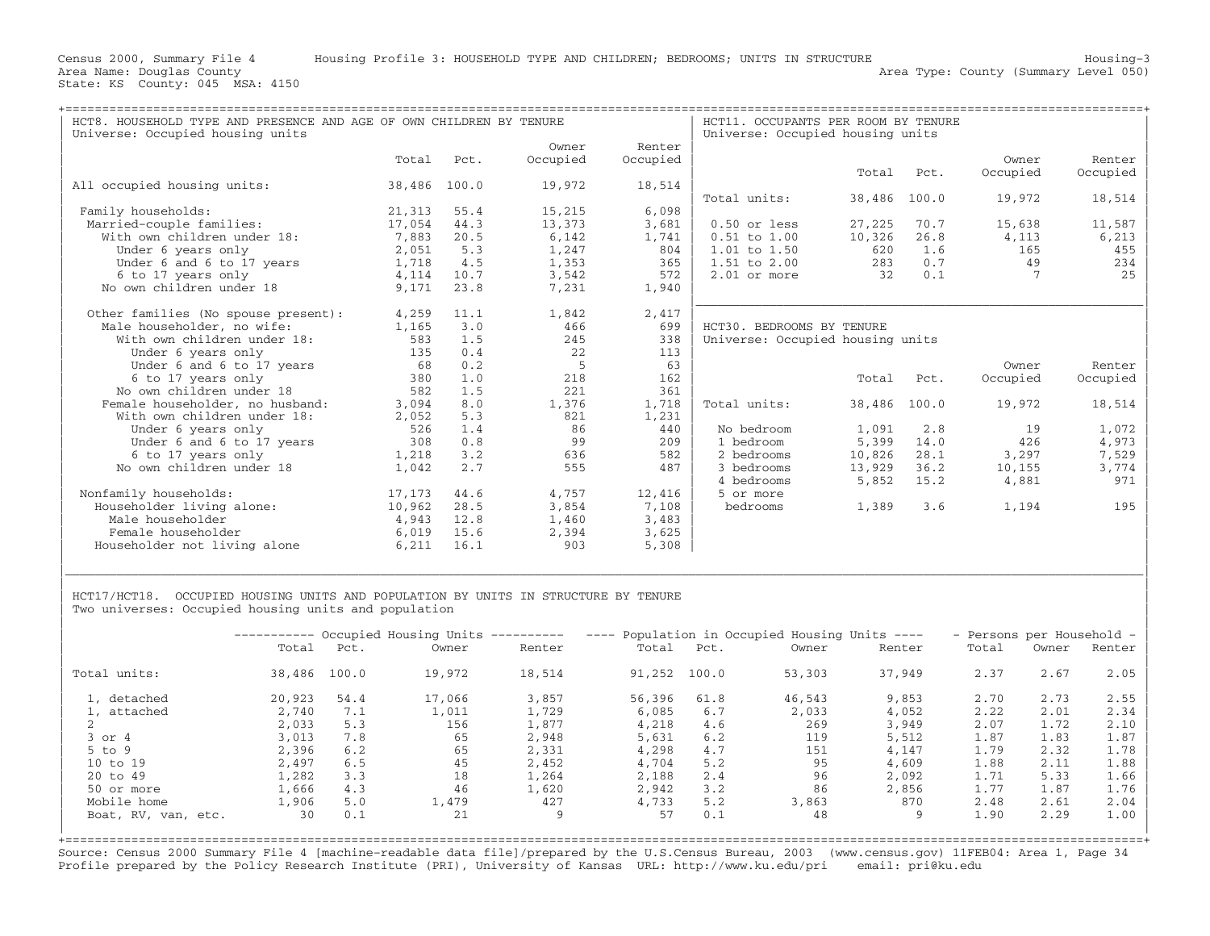Census 2000, Summary File 4 Housing Profile 3: HOUSEHOLD TYPE AND CHILDREN; BEDROOMS; UNITS IN STRUCTURE Housing-3
Area Name: Douglas County Area Type: County (Summary Level 050)
State: KS County: 045 MSA: 4150

## HCT8. HOUSEHOLD TYPE AND PRESENCE AND AGE OF OWN CHILDREN BY TENURE

Universe: Occupied housing units

| | Total | Pct. | Owner Occupied | Renter Occupied |
|---|---|---|---|---|
| All occupied housing units: | 38,486 | 100.0 | 19,972 | 18,514 |
| Family households: | 21,313 | 55.4 | 15,215 | 6,098 |
| Married-couple families: | 17,054 | 44.3 | 13,373 | 3,681 |
| With own children under 18: | 7,883 | 20.5 | 6,142 | 1,741 |
| Under 6 years only | 2,051 | 5.3 | 1,247 | 804 |
| Under 6 and 6 to 17 years | 1,718 | 4.5 | 1,353 | 365 |
| 6 to 17 years only | 4,114 | 10.7 | 3,542 | 572 |
| No own children under 18 | 9,171 | 23.8 | 7,231 | 1,940 |
| Other families (No spouse present): | 4,259 | 11.1 | 1,842 | 2,417 |
| Male householder, no wife: | 1,165 | 3.0 | 466 | 699 |
| With own children under 18: | 583 | 1.5 | 245 | 338 |
| Under 6 years only | 135 | 0.4 | 22 | 113 |
| Under 6 and 6 to 17 years | 68 | 0.2 | 5 | 63 |
| 6 to 17 years only | 380 | 1.0 | 218 | 162 |
| No own children under 18 | 582 | 1.5 | 221 | 361 |
| Female householder, no husband: | 3,094 | 8.0 | 1,376 | 1,718 |
| With own children under 18: | 2,052 | 5.3 | 821 | 1,231 |
| Under 6 years only | 526 | 1.4 | 86 | 440 |
| Under 6 and 6 to 17 years | 308 | 0.8 | 99 | 209 |
| 6 to 17 years only | 1,218 | 3.2 | 636 | 582 |
| No own children under 18 | 1,042 | 2.7 | 555 | 487 |
| Nonfamily households: | 17,173 | 44.6 | 4,757 | 12,416 |
| Householder living alone: | 10,962 | 28.5 | 3,854 | 7,108 |
| Male householder | 4,943 | 12.8 | 1,460 | 3,483 |
| Female householder | 6,019 | 15.6 | 2,394 | 3,625 |
| Householder not living alone | 6,211 | 16.1 | 903 | 5,308 |

## HCT11. OCCUPANTS PER ROOM BY TENURE

Universe: Occupied housing units

| | Total | Pct. | Owner Occupied | Renter Occupied |
|---|---|---|---|---|
| Total units: | 38,486 | 100.0 | 19,972 | 18,514 |
| 0.50 or less | 27,225 | 70.7 | 15,638 | 11,587 |
| 0.51 to 1.00 | 10,326 | 26.8 | 4,113 | 6,213 |
| 1.01 to 1.50 | 620 | 1.6 | 165 | 455 |
| 1.51 to 2.00 | 283 | 0.7 | 49 | 234 |
| 2.01 or more | 32 | 0.1 | 7 | 25 |

## HCT30. BEDROOMS BY TENURE

Universe: Occupied housing units

| | Total | Pct. | Owner Occupied | Renter Occupied |
|---|---|---|---|---|
| Total units: | 38,486 | 100.0 | 19,972 | 18,514 |
| No bedroom | 1,091 | 2.8 | 19 | 1,072 |
| 1 bedroom | 5,399 | 14.0 | 426 | 4,973 |
| 2 bedrooms | 10,826 | 28.1 | 3,297 | 7,529 |
| 3 bedrooms | 13,929 | 36.2 | 10,155 | 3,774 |
| 4 bedrooms | 5,852 | 15.2 | 4,881 | 971 |
| 5 or more bedrooms | 1,389 | 3.6 | 1,194 | 195 |

## HCT17/HCT18. OCCUPIED HOUSING UNITS AND POPULATION BY UNITS IN STRUCTURE BY TENURE

Two universes: Occupied housing units and population

| | Occupied Housing Units | | | | Population in Occupied Housing Units | | | | Persons per Household | | |
|---|---|---|---|---|---|---|---|---|---|---|---|
| | Total | Pct. | Owner | Renter | Total | Pct. | Owner | Renter | Total | Owner | Renter |
| Total units: | 38,486 | 100.0 | 19,972 | 18,514 | 91,252 | 100.0 | 53,303 | 37,949 | 2.37 | 2.67 | 2.05 |
| 1, detached | 20,923 | 54.4 | 17,066 | 3,857 | 56,396 | 61.8 | 46,543 | 9,853 | 2.70 | 2.73 | 2.55 |
| 1, attached | 2,740 | 7.1 | 1,011 | 1,729 | 6,085 | 6.7 | 2,033 | 4,052 | 2.22 | 2.01 | 2.34 |
| 2 | 2,033 | 5.3 | 156 | 1,877 | 4,218 | 4.6 | 269 | 3,949 | 2.07 | 1.72 | 2.10 |
| 3 or 4 | 3,013 | 7.8 | 65 | 2,948 | 5,631 | 6.2 | 119 | 5,512 | 1.87 | 1.83 | 1.87 |
| 5 to 9 | 2,396 | 6.2 | 65 | 2,331 | 4,298 | 4.7 | 151 | 4,147 | 1.79 | 2.32 | 1.78 |
| 10 to 19 | 2,497 | 6.5 | 45 | 2,452 | 4,704 | 5.2 | 95 | 4,609 | 1.88 | 2.11 | 1.88 |
| 20 to 49 | 1,282 | 3.3 | 18 | 1,264 | 2,188 | 2.4 | 96 | 2,092 | 1.71 | 5.33 | 1.66 |
| 50 or more | 1,666 | 4.3 | 46 | 1,620 | 2,942 | 3.2 | 86 | 2,856 | 1.77 | 1.87 | 1.76 |
| Mobile home | 1,906 | 5.0 | 1,479 | 427 | 4,733 | 5.2 | 3,863 | 870 | 2.48 | 2.61 | 2.04 |
| Boat, RV, van, etc. | 30 | 0.1 | 21 | 9 | 57 | 0.1 | 48 | 9 | 1.90 | 2.29 | 1.00 |

Source: Census 2000 Summary File 4 [machine-readable data file]/prepared by the U.S.Census Bureau, 2003 (www.census.gov) 11FEB04: Area 1, Page 34
Profile prepared by the Policy Research Institute (PRI), University of Kansas URL: http://www.ku.edu/pri email: pri@ku.edu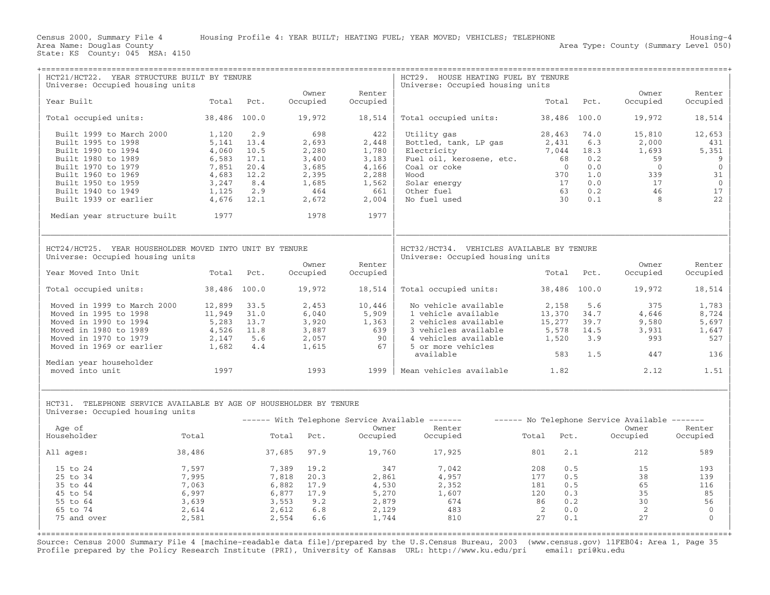Census 2000, Summary File 4 Housing Profile 4: YEAR BUILT; HEATING FUEL; YEAR MOVED; VEHICLES; TELEPHONE Housing-4
Area Name: Douglas County Area Type: County (Summary Level 050)
State: KS County: 045 MSA: 4150

## HCT21/HCT22. YEAR STRUCTURE BUILT BY TENURE
Universe: Occupied housing units

| Year Built | Total | Pct. | Owner Occupied | Renter Occupied |
|---|---|---|---|---|
| Total occupied units: | 38,486 | 100.0 | 19,972 | 18,514 |
| Built 1999 to March 2000 | 1,120 | 2.9 | 698 | 422 |
| Built 1995 to 1998 | 5,141 | 13.4 | 2,693 | 2,448 |
| Built 1990 to 1994 | 4,060 | 10.5 | 2,280 | 1,780 |
| Built 1980 to 1989 | 6,583 | 17.1 | 3,400 | 3,183 |
| Built 1970 to 1979 | 7,851 | 20.4 | 3,685 | 4,166 |
| Built 1960 to 1969 | 4,683 | 12.2 | 2,395 | 2,288 |
| Built 1950 to 1959 | 3,247 | 8.4 | 1,685 | 1,562 |
| Built 1940 to 1949 | 1,125 | 2.9 | 464 | 661 |
| Built 1939 or earlier | 4,676 | 12.1 | 2,672 | 2,004 |
| Median year structure built | 1977 | | 1978 | 1977 |

## HCT29. HOUSE HEATING FUEL BY TENURE
Universe: Occupied housing units

| | Total | Pct. | Owner Occupied | Renter Occupied |
|---|---|---|---|---|
| Total occupied units: | 38,486 | 100.0 | 19,972 | 18,514 |
| Utility gas | 28,463 | 74.0 | 15,810 | 12,653 |
| Bottled, tank, LP gas | 2,431 | 6.3 | 2,000 | 431 |
| Electricity | 7,044 | 18.3 | 1,693 | 5,351 |
| Fuel oil, kerosene, etc. | 68 | 0.2 | 59 | 9 |
| Coal or coke | 0 | 0.0 | 0 | 0 |
| Wood | 370 | 1.0 | 339 | 31 |
| Solar energy | 17 | 0.0 | 17 | 0 |
| Other fuel | 63 | 0.2 | 46 | 17 |
| No fuel used | 30 | 0.1 | 8 | 22 |

## HCT24/HCT25. YEAR HOUSEHOLDER MOVED INTO UNIT BY TENURE
Universe: Occupied housing units

| Year Moved Into Unit | Total | Pct. | Owner Occupied | Renter Occupied |
|---|---|---|---|---|
| Total occupied units: | 38,486 | 100.0 | 19,972 | 18,514 |
| Moved in 1999 to March 2000 | 12,899 | 33.5 | 2,453 | 10,446 |
| Moved in 1995 to 1998 | 11,949 | 31.0 | 6,040 | 5,909 |
| Moved in 1990 to 1994 | 5,283 | 13.7 | 3,920 | 1,363 |
| Moved in 1980 to 1989 | 4,526 | 11.8 | 3,887 | 639 |
| Moved in 1970 to 1979 | 2,147 | 5.6 | 2,057 | 90 |
| Moved in 1969 or earlier | 1,682 | 4.4 | 1,615 | 67 |
| Median year householder moved into unit | 1997 | | 1993 | 1999 |

## HCT32/HCT34. VEHICLES AVAILABLE BY TENURE
Universe: Occupied housing units

| | Total | Pct. | Owner Occupied | Renter Occupied |
|---|---|---|---|---|
| Total occupied units: | 38,486 | 100.0 | 19,972 | 18,514 |
| No vehicle available | 2,158 | 5.6 | 375 | 1,783 |
| 1 vehicle available | 13,370 | 34.7 | 4,646 | 8,724 |
| 2 vehicles available | 15,277 | 39.7 | 9,580 | 5,697 |
| 3 vehicles available | 5,578 | 14.5 | 3,931 | 1,647 |
| 4 vehicles available | 1,520 | 3.9 | 993 | 527 |
| 5 or more vehicles available | 583 | 1.5 | 447 | 136 |
| Mean vehicles available | 1.82 | | 2.12 | 1.51 |

## HCT31. TELEPHONE SERVICE AVAILABLE BY AGE OF HOUSEHOLDER BY TENURE
Universe: Occupied housing units

| | | With Telephone Service Available | | | | No Telephone Service Available | | | |
|---|---|---|---|---|---|---|---|---|---|
| Age of Householder | Total | Total | Pct. | Owner Occupied | Renter Occupied | Total | Pct. | Owner Occupied | Renter Occupied |
| All ages: | 38,486 | 37,685 | 97.9 | 19,760 | 17,925 | 801 | 2.1 | 212 | 589 |
| 15 to 24 | 7,597 | 7,389 | 19.2 | 347 | 7,042 | 208 | 0.5 | 15 | 193 |
| 25 to 34 | 7,995 | 7,818 | 20.3 | 2,861 | 4,957 | 177 | 0.5 | 38 | 139 |
| 35 to 44 | 7,063 | 6,882 | 17.9 | 4,530 | 2,352 | 181 | 0.5 | 65 | 116 |
| 45 to 54 | 6,997 | 6,877 | 17.9 | 5,270 | 1,607 | 120 | 0.3 | 35 | 85 |
| 55 to 64 | 3,639 | 3,553 | 9.2 | 2,879 | 674 | 86 | 0.2 | 30 | 56 |
| 65 to 74 | 2,614 | 2,612 | 6.8 | 2,129 | 483 | 2 | 0.0 | 2 | 0 |
| 75 and over | 2,581 | 2,554 | 6.6 | 1,744 | 810 | 27 | 0.1 | 27 | 0 |

Source: Census 2000 Summary File 4 [machine-readable data file]/prepared by the U.S.Census Bureau, 2003 (www.census.gov) 11FEB04: Area 1, Page 35
Profile prepared by the Policy Research Institute (PRI), University of Kansas URL: http://www.ku.edu/pri email: pri@ku.edu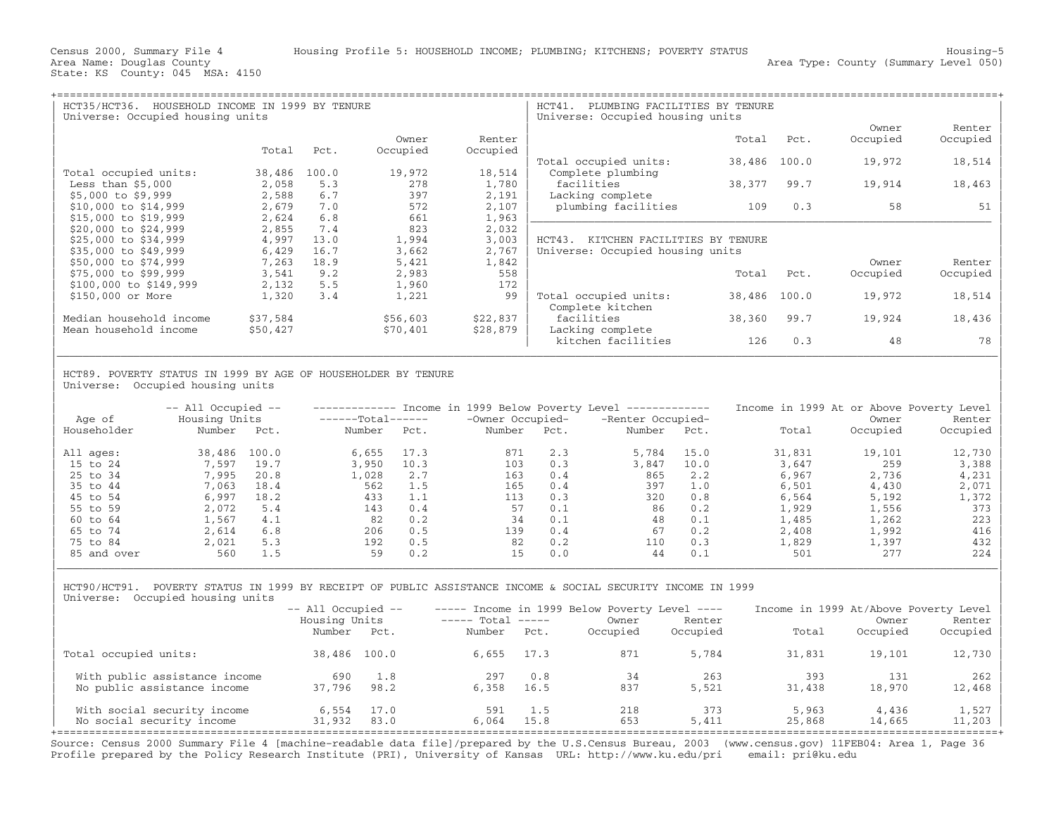Census 2000, Summary File 4 — Housing Profile 5: HOUSEHOLD INCOME; PLUMBING; KITCHENS; POVERTY STATUS — Housing-5

Area Name: Douglas County — Area Type: County (Summary Level 050)

State: KS County: 045 MSA: 4150

## HCT35/HCT36. HOUSEHOLD INCOME IN 1999 BY TENURE

Universe: Occupied housing units

| | Total | Pct. | Owner Occupied | Renter Occupied |
|---|---|---|---|---|
| Total occupied units: | 38,486 | 100.0 | 19,972 | 18,514 |
| Less than $5,000 | 2,058 | 5.3 | 278 | 1,780 |
| $5,000 to $9,999 | 2,588 | 6.7 | 397 | 2,191 |
| $10,000 to $14,999 | 2,679 | 7.0 | 572 | 2,107 |
| $15,000 to $19,999 | 2,624 | 6.8 | 661 | 1,963 |
| $20,000 to $24,999 | 2,855 | 7.4 | 823 | 2,032 |
| $25,000 to $34,999 | 4,997 | 13.0 | 1,994 | 3,003 |
| $35,000 to $49,999 | 6,429 | 16.7 | 3,662 | 2,767 |
| $50,000 to $74,999 | 7,263 | 18.9 | 5,421 | 1,842 |
| $75,000 to $99,999 | 3,541 | 9.2 | 2,983 | 558 |
| $100,000 to $149,999 | 2,132 | 5.5 | 1,960 | 172 |
| $150,000 or More | 1,320 | 3.4 | 1,221 | 99 |
| Median household income | $37,584 | | $56,603 | $22,837 |
| Mean household income | $50,427 | | $70,401 | $28,879 |

## HCT41. PLUMBING FACILITIES BY TENURE

Universe: Occupied housing units

| | Total | Pct. | Owner Occupied | Renter Occupied |
|---|---|---|---|---|
| Total occupied units: | 38,486 | 100.0 | 19,972 | 18,514 |
| Complete plumbing facilities | 38,377 | 99.7 | 19,914 | 18,463 |
| Lacking complete plumbing facilities | 109 | 0.3 | 58 | 51 |

## HCT43. KITCHEN FACILITIES BY TENURE

Universe: Occupied housing units

| | Total | Pct. | Owner Occupied | Renter Occupied |
|---|---|---|---|---|
| Total occupied units: | 38,486 | 100.0 | 19,972 | 18,514 |
| Complete kitchen facilities | 38,360 | 99.7 | 19,924 | 18,436 |
| Lacking complete kitchen facilities | 126 | 0.3 | 48 | 78 |

## HCT89. POVERTY STATUS IN 1999 BY AGE OF HOUSEHOLDER BY TENURE

Universe: Occupied housing units

| Age of Householder | All Occupied Housing Units Number | Pct. | Below Poverty Total Number | Pct. | Below Poverty Owner Occupied Number | Pct. | Below Poverty Renter Occupied Number | Pct. | At or Above Poverty Total | Owner Occupied | Renter Occupied |
|---|---|---|---|---|---|---|---|---|---|---|---|
| All ages: | 38,486 | 100.0 | 6,655 | 17.3 | 871 | 2.3 | 5,784 | 15.0 | 31,831 | 19,101 | 12,730 |
| 15 to 24 | 7,597 | 19.7 | 3,950 | 10.3 | 103 | 0.3 | 3,847 | 10.0 | 3,647 | 259 | 3,388 |
| 25 to 34 | 7,995 | 20.8 | 1,028 | 2.7 | 163 | 0.4 | 865 | 2.2 | 6,967 | 2,736 | 4,231 |
| 35 to 44 | 7,063 | 18.4 | 562 | 1.5 | 165 | 0.4 | 397 | 1.0 | 6,501 | 4,430 | 2,071 |
| 45 to 54 | 6,997 | 18.2 | 433 | 1.1 | 113 | 0.3 | 320 | 0.8 | 6,564 | 5,192 | 1,372 |
| 55 to 59 | 2,072 | 5.4 | 143 | 0.4 | 57 | 0.1 | 86 | 0.2 | 1,929 | 1,556 | 373 |
| 60 to 64 | 1,567 | 4.1 | 82 | 0.2 | 34 | 0.1 | 48 | 0.1 | 1,485 | 1,262 | 223 |
| 65 to 74 | 2,614 | 6.8 | 206 | 0.5 | 139 | 0.4 | 67 | 0.2 | 2,408 | 1,992 | 416 |
| 75 to 84 | 2,021 | 5.3 | 192 | 0.5 | 82 | 0.2 | 110 | 0.3 | 1,829 | 1,397 | 432 |
| 85 and over | 560 | 1.5 | 59 | 0.2 | 15 | 0.0 | 44 | 0.1 | 501 | 277 | 224 |

## HCT90/HCT91. POVERTY STATUS IN 1999 BY RECEIPT OF PUBLIC ASSISTANCE INCOME & SOCIAL SECURITY INCOME IN 1999

Universe: Occupied housing units

| | All Occupied Housing Units Number | Pct. | Below Poverty Total Number | Pct. | Below Poverty Owner Occupied | Below Poverty Renter Occupied | At/Above Poverty Total | Owner Occupied | Renter Occupied |
|---|---|---|---|---|---|---|---|---|---|
| Total occupied units: | 38,486 | 100.0 | 6,655 | 17.3 | 871 | 5,784 | 31,831 | 19,101 | 12,730 |
| With public assistance income | 690 | 1.8 | 297 | 0.8 | 34 | 263 | 393 | 131 | 262 |
| No public assistance income | 37,796 | 98.2 | 6,358 | 16.5 | 837 | 5,521 | 31,438 | 18,970 | 12,468 |
| With social security income | 6,554 | 17.0 | 591 | 1.5 | 218 | 373 | 5,963 | 4,436 | 1,527 |
| No social security income | 31,932 | 83.0 | 6,064 | 15.8 | 653 | 5,411 | 25,868 | 14,665 | 11,203 |

Source: Census 2000 Summary File 4 [machine-readable data file]/prepared by the U.S.Census Bureau, 2003 (www.census.gov) 11FEB04: Area 1, Page 36
Profile prepared by the Policy Research Institute (PRI), University of Kansas URL: http://www.ku.edu/pri email: pri@ku.edu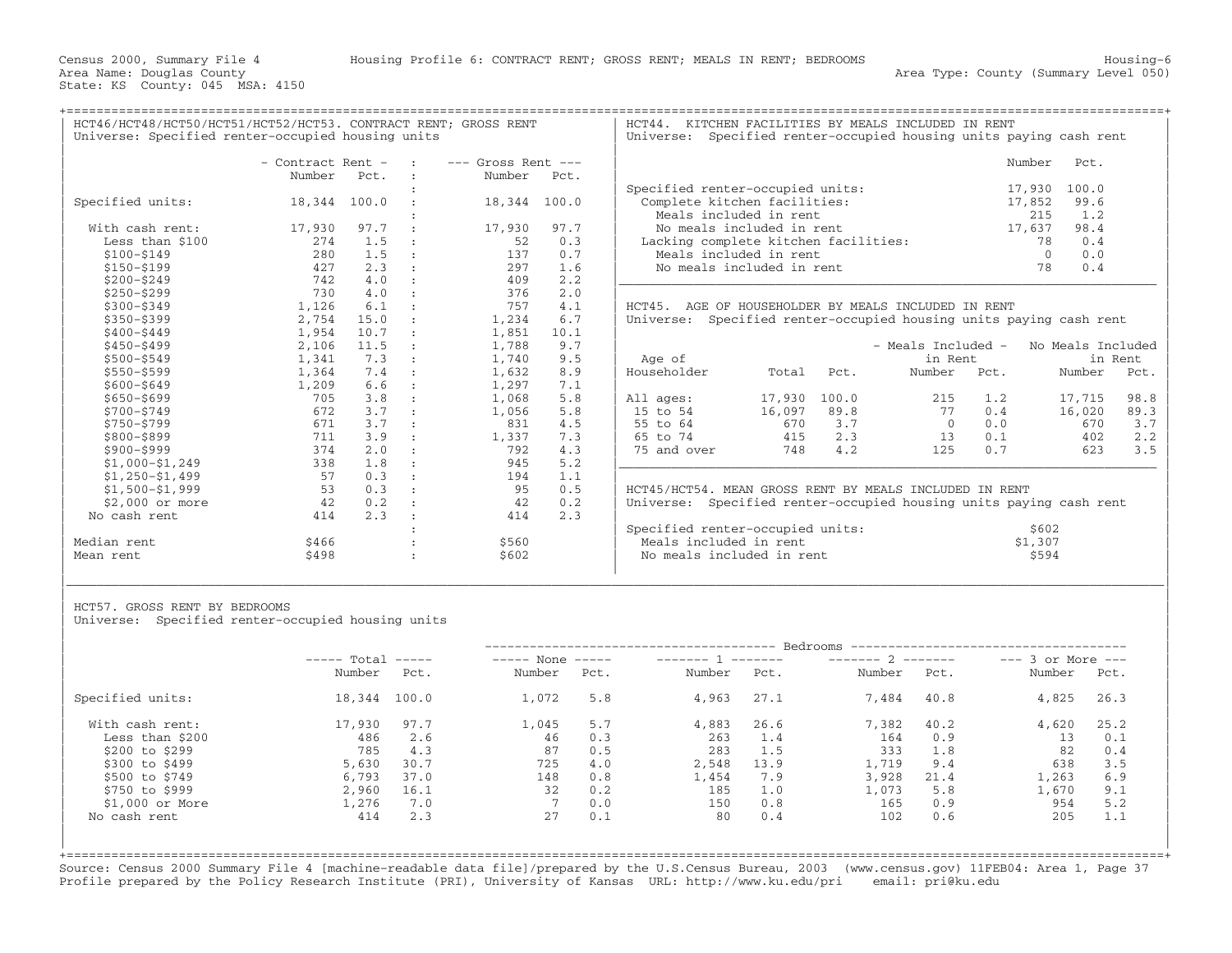Census 2000, Summary File 4 Housing Profile 6: CONTRACT RENT; GROSS RENT; MEALS IN RENT; BEDROOMS Housing-6
Area Name: Douglas County Area Type: County (Summary Level 050)
State: KS County: 045 MSA: 4150

## HCT46/HCT48/HCT50/HCT51/HCT52/HCT53. CONTRACT RENT; GROSS RENT

Universe: Specified renter-occupied housing units

| | Contract Rent Number | Contract Rent Pct. | Gross Rent Number | Gross Rent Pct. |
|---|---|---|---|---|
| Specified units: | 18,344 | 100.0 | 18,344 | 100.0 |
| With cash rent: | 17,930 | 97.7 | 17,930 | 97.7 |
| Less than $100 | 274 | 1.5 | 52 | 0.3 |
| $100-$149 | 280 | 1.5 | 137 | 0.7 |
| $150-$199 | 427 | 2.3 | 297 | 1.6 |
| $200-$249 | 742 | 4.0 | 409 | 2.2 |
| $250-$299 | 730 | 4.0 | 376 | 2.0 |
| $300-$349 | 1,126 | 6.1 | 757 | 4.1 |
| $350-$399 | 2,754 | 15.0 | 1,234 | 6.7 |
| $400-$449 | 1,954 | 10.7 | 1,851 | 10.1 |
| $450-$499 | 2,106 | 11.5 | 1,788 | 9.7 |
| $500-$549 | 1,341 | 7.3 | 1,740 | 9.5 |
| $550-$599 | 1,364 | 7.4 | 1,632 | 8.9 |
| $600-$649 | 1,209 | 6.6 | 1,297 | 7.1 |
| $650-$699 | 705 | 3.8 | 1,068 | 5.8 |
| $700-$749 | 672 | 3.7 | 1,056 | 5.8 |
| $750-$799 | 671 | 3.7 | 831 | 4.5 |
| $800-$899 | 711 | 3.9 | 1,337 | 7.3 |
| $900-$999 | 374 | 2.0 | 792 | 4.3 |
| $1,000-$1,249 | 338 | 1.8 | 945 | 5.2 |
| $1,250-$1,499 | 57 | 0.3 | 194 | 1.1 |
| $1,500-$1,999 | 53 | 0.3 | 95 | 0.5 |
| $2,000 or more | 42 | 0.2 | 42 | 0.2 |
| No cash rent | 414 | 2.3 | 414 | 2.3 |
| Median rent | $466 | | $560 | |
| Mean rent | $498 | | $602 | |

## HCT44. KITCHEN FACILITIES BY MEALS INCLUDED IN RENT

Universe: Specified renter-occupied housing units paying cash rent

| | Number | Pct. |
|---|---|---|
| Specified renter-occupied units: | 17,930 | 100.0 |
| Complete kitchen facilities: | 17,852 | 99.6 |
| Meals included in rent | 215 | 1.2 |
| No meals included in rent | 17,637 | 98.4 |
| Lacking complete kitchen facilities: | 78 | 0.4 |
| Meals included in rent | 0 | 0.0 |
| No meals included in rent | 78 | 0.4 |

## HCT45. AGE OF HOUSEHOLDER BY MEALS INCLUDED IN RENT

Universe: Specified renter-occupied housing units paying cash rent

| Age of Householder | Total | Pct. | Meals Included in Rent Number | Meals Included in Rent Pct. | No Meals Included in Rent Number | No Meals Included in Rent Pct. |
|---|---|---|---|---|---|---|
| All ages: | 17,930 | 100.0 | 215 | 1.2 | 17,715 | 98.8 |
| 15 to 54 | 16,097 | 89.8 | 77 | 0.4 | 16,020 | 89.3 |
| 55 to 64 | 670 | 3.7 | 0 | 0.0 | 670 | 3.7 |
| 65 to 74 | 415 | 2.3 | 13 | 0.1 | 402 | 2.2 |
| 75 and over | 748 | 4.2 | 125 | 0.7 | 623 | 3.5 |

## HCT45/HCT54. MEAN GROSS RENT BY MEALS INCLUDED IN RENT

Universe: Specified renter-occupied housing units paying cash rent

| | |
|---|---|
| Specified renter-occupied units: | $602 |
| Meals included in rent | $1,307 |
| No meals included in rent | $594 |

## HCT57. GROSS RENT BY BEDROOMS

Universe: Specified renter-occupied housing units

| | Total Number | Total Pct. | None Number | None Pct. | 1 Number | 1 Pct. | 2 Number | 2 Pct. | 3 or More Number | 3 or More Pct. |
|---|---|---|---|---|---|---|---|---|---|---|
| Specified units: | 18,344 | 100.0 | 1,072 | 5.8 | 4,963 | 27.1 | 7,484 | 40.8 | 4,825 | 26.3 |
| With cash rent: | 17,930 | 97.7 | 1,045 | 5.7 | 4,883 | 26.6 | 7,382 | 40.2 | 4,620 | 25.2 |
| Less than $200 | 486 | 2.6 | 46 | 0.3 | 263 | 1.4 | 164 | 0.9 | 13 | 0.1 |
| $200 to $299 | 785 | 4.3 | 87 | 0.5 | 283 | 1.5 | 333 | 1.8 | 82 | 0.4 |
| $300 to $499 | 5,630 | 30.7 | 725 | 4.0 | 2,548 | 13.9 | 1,719 | 9.4 | 638 | 3.5 |
| $500 to $749 | 6,793 | 37.0 | 148 | 0.8 | 1,454 | 7.9 | 3,928 | 21.4 | 1,263 | 6.9 |
| $750 to $999 | 2,960 | 16.1 | 32 | 0.2 | 185 | 1.0 | 1,073 | 5.8 | 1,670 | 9.1 |
| $1,000 or More | 1,276 | 7.0 | 7 | 0.0 | 150 | 0.8 | 165 | 0.9 | 954 | 5.2 |
| No cash rent | 414 | 2.3 | 27 | 0.1 | 80 | 0.4 | 102 | 0.6 | 205 | 1.1 |

Source: Census 2000 Summary File 4 [machine-readable data file]/prepared by the U.S.Census Bureau, 2003 (www.census.gov) 11FEB04: Area 1, Page 37
Profile prepared by the Policy Research Institute (PRI), University of Kansas URL: http://www.ku.edu/pri email: pri@ku.edu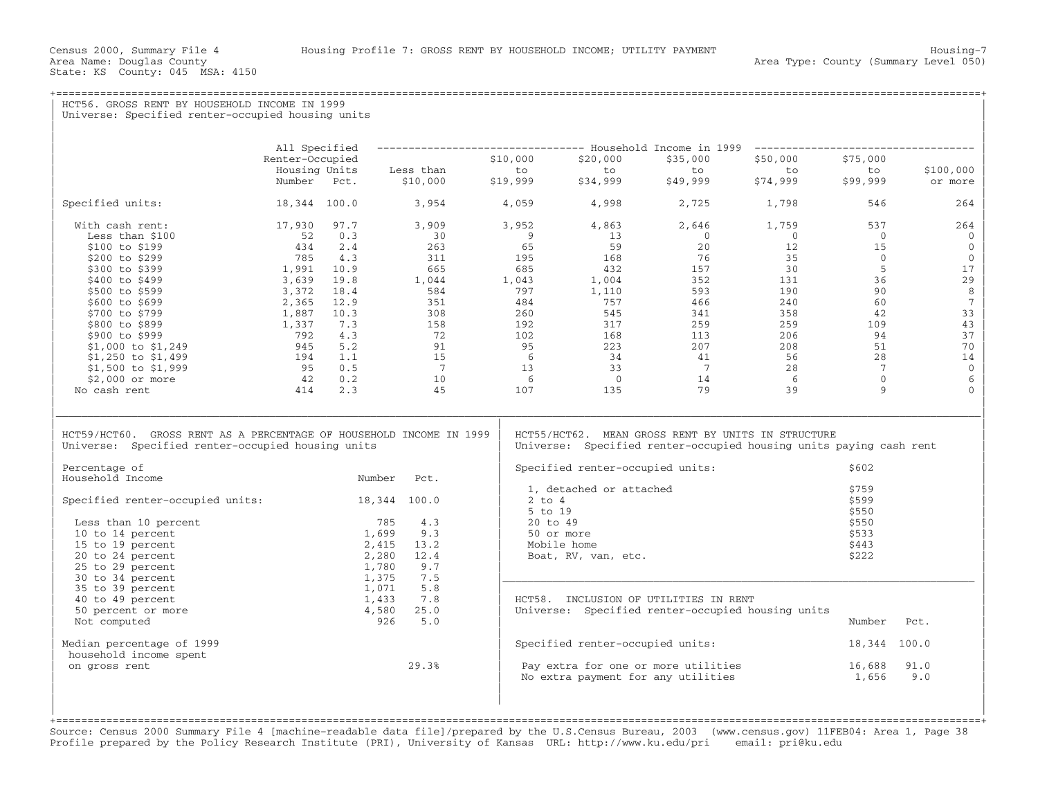Census 2000, Summary File 4 — Housing Profile 7: GROSS RENT BY HOUSEHOLD INCOME; UTILITY PAYMENT — Housing-7

Area Name: Douglas County — Area Type: County (Summary Level 050)

State: KS County: 045 MSA: 4150

## HCT56. GROSS RENT BY HOUSEHOLD INCOME IN 1999

Universe: Specified renter-occupied housing units

| | All Specified Renter-Occupied Housing Units Number | Pct. | Household Income in 1999: Less than $10,000 | $10,000 to $19,999 | $20,000 to $34,999 | $35,000 to $49,999 | $50,000 to $74,999 | $75,000 to $99,999 | $100,000 or more |
|---|---|---|---|---|---|---|---|---|---|
| Specified units: | 18,344 | 100.0 | 3,954 | 4,059 | 4,998 | 2,725 | 1,798 | 546 | 264 |
| With cash rent: | 17,930 | 97.7 | 3,909 | 3,952 | 4,863 | 2,646 | 1,759 | 537 | 264 |
| Less than $100 | 52 | 0.3 | 30 | 9 | 13 | 0 | 0 | 0 | 0 |
| $100 to $199 | 434 | 2.4 | 263 | 65 | 59 | 20 | 12 | 15 | 0 |
| $200 to $299 | 785 | 4.3 | 311 | 195 | 168 | 76 | 35 | 0 | 0 |
| $300 to $399 | 1,991 | 10.9 | 665 | 685 | 432 | 157 | 30 | 5 | 17 |
| $400 to $499 | 3,639 | 19.8 | 1,044 | 1,043 | 1,004 | 352 | 131 | 36 | 29 |
| $500 to $599 | 3,372 | 18.4 | 584 | 797 | 1,110 | 593 | 190 | 90 | 8 |
| $600 to $699 | 2,365 | 12.9 | 351 | 484 | 757 | 466 | 240 | 60 | 7 |
| $700 to $799 | 1,887 | 10.3 | 308 | 260 | 545 | 341 | 358 | 42 | 33 |
| $800 to $899 | 1,337 | 7.3 | 158 | 192 | 317 | 259 | 259 | 109 | 43 |
| $900 to $999 | 792 | 4.3 | 72 | 102 | 168 | 113 | 206 | 94 | 37 |
| $1,000 to $1,249 | 945 | 5.2 | 91 | 95 | 223 | 207 | 208 | 51 | 70 |
| $1,250 to $1,499 | 194 | 1.1 | 15 | 6 | 34 | 41 | 56 | 28 | 14 |
| $1,500 to $1,999 | 95 | 0.5 | 7 | 13 | 33 | 7 | 28 | 7 | 0 |
| $2,000 or more | 42 | 0.2 | 10 | 6 | 0 | 14 | 6 | 0 | 6 |
| No cash rent | 414 | 2.3 | 45 | 107 | 135 | 79 | 39 | 9 | 0 |

## HCT59/HCT60. GROSS RENT AS A PERCENTAGE OF HOUSEHOLD INCOME IN 1999

Universe: Specified renter-occupied housing units

| Percentage of Household Income | Number | Pct. |
|---|---|---|
| Specified renter-occupied units: | 18,344 | 100.0 |
| Less than 10 percent | 785 | 4.3 |
| 10 to 14 percent | 1,699 | 9.3 |
| 15 to 19 percent | 2,415 | 13.2 |
| 20 to 24 percent | 2,280 | 12.4 |
| 25 to 29 percent | 1,780 | 9.7 |
| 30 to 34 percent | 1,375 | 7.5 |
| 35 to 39 percent | 1,071 | 5.8 |
| 40 to 49 percent | 1,433 | 7.8 |
| 50 percent or more | 4,580 | 25.0 |
| Not computed | 926 | 5.0 |
| Median percentage of 1999 household income spent on gross rent | | 29.3% |

## HCT55/HCT62. MEAN GROSS RENT BY UNITS IN STRUCTURE

Universe: Specified renter-occupied housing units paying cash rent

| | |
|---|---|
| Specified renter-occupied units: | $602 |
| 1, detached or attached | $759 |
| 2 to 4 | $599 |
| 5 to 19 | $550 |
| 20 to 49 | $550 |
| 50 or more | $533 |
| Mobile home | $443 |
| Boat, RV, van, etc. | $222 |

## HCT58. INCLUSION OF UTILITIES IN RENT

Universe: Specified renter-occupied housing units

| | Number | Pct. |
|---|---|---|
| Specified renter-occupied units: | 18,344 | 100.0 |
| Pay extra for one or more utilities | 16,688 | 91.0 |
| No extra payment for any utilities | 1,656 | 9.0 |

Source: Census 2000 Summary File 4 [machine-readable data file]/prepared by the U.S.Census Bureau, 2003 (www.census.gov) 11FEB04: Area 1, Page 38
Profile prepared by the Policy Research Institute (PRI), University of Kansas URL: http://www.ku.edu/pri email: pri@ku.edu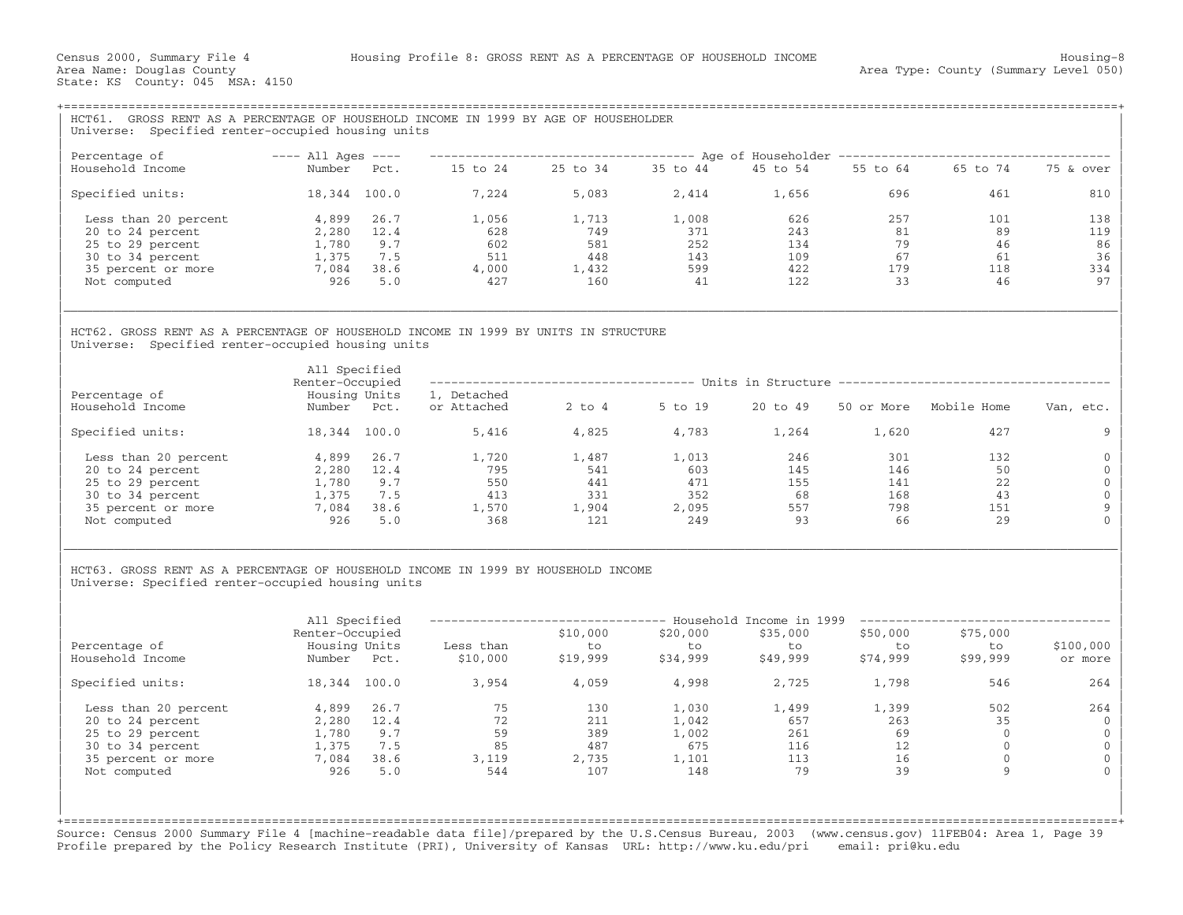Census 2000, Summary File 4 — Housing Profile 8: GROSS RENT AS A PERCENTAGE OF HOUSEHOLD INCOME — Housing-8

Area Name: Douglas County — Area Type: County (Summary Level 050)

State: KS County: 045 MSA: 4150

## HCT61. GROSS RENT AS A PERCENTAGE OF HOUSEHOLD INCOME IN 1999 BY AGE OF HOUSEHOLDER

Universe: Specified renter-occupied housing units

| Percentage of Household Income | All Ages Number | All Ages Pct. | 15 to 24 | 25 to 34 | 35 to 44 | 45 to 54 | 55 to 64 | 65 to 74 | 75 & over |
|---|---|---|---|---|---|---|---|---|---|
| Specified units: | 18,344 | 100.0 | 7,224 | 5,083 | 2,414 | 1,656 | 696 | 461 | 810 |
| Less than 20 percent | 4,899 | 26.7 | 1,056 | 1,713 | 1,008 | 626 | 257 | 101 | 138 |
| 20 to 24 percent | 2,280 | 12.4 | 628 | 749 | 371 | 243 | 81 | 89 | 119 |
| 25 to 29 percent | 1,780 | 9.7 | 602 | 581 | 252 | 134 | 79 | 46 | 86 |
| 30 to 34 percent | 1,375 | 7.5 | 511 | 448 | 143 | 109 | 67 | 61 | 36 |
| 35 percent or more | 7,084 | 38.6 | 4,000 | 1,432 | 599 | 422 | 179 | 118 | 334 |
| Not computed | 926 | 5.0 | 427 | 160 | 41 | 122 | 33 | 46 | 97 |

## HCT62. GROSS RENT AS A PERCENTAGE OF HOUSEHOLD INCOME IN 1999 BY UNITS IN STRUCTURE

Universe: Specified renter-occupied housing units

| Percentage of Household Income | All Specified Renter-Occupied Housing Units Number | Pct. | 1, Detached or Attached | 2 to 4 | 5 to 19 | 20 to 49 | 50 or More | Mobile Home | Van, etc. |
|---|---|---|---|---|---|---|---|---|---|
| Specified units: | 18,344 | 100.0 | 5,416 | 4,825 | 4,783 | 1,264 | 1,620 | 427 | 9 |
| Less than 20 percent | 4,899 | 26.7 | 1,720 | 1,487 | 1,013 | 246 | 301 | 132 | 0 |
| 20 to 24 percent | 2,280 | 12.4 | 795 | 541 | 603 | 145 | 146 | 50 | 0 |
| 25 to 29 percent | 1,780 | 9.7 | 550 | 441 | 471 | 155 | 141 | 22 | 0 |
| 30 to 34 percent | 1,375 | 7.5 | 413 | 331 | 352 | 68 | 168 | 43 | 0 |
| 35 percent or more | 7,084 | 38.6 | 1,570 | 1,904 | 2,095 | 557 | 798 | 151 | 9 |
| Not computed | 926 | 5.0 | 368 | 121 | 249 | 93 | 66 | 29 | 0 |

## HCT63. GROSS RENT AS A PERCENTAGE OF HOUSEHOLD INCOME IN 1999 BY HOUSEHOLD INCOME

Universe: Specified renter-occupied housing units

| Percentage of Household Income | All Specified Renter-Occupied Housing Units Number | Pct. | Less than $10,000 | $10,000 to $19,999 | $20,000 to $34,999 | $35,000 to $49,999 | $50,000 to $74,999 | $75,000 to $99,999 | $100,000 or more |
|---|---|---|---|---|---|---|---|---|---|
| Specified units: | 18,344 | 100.0 | 3,954 | 4,059 | 4,998 | 2,725 | 1,798 | 546 | 264 |
| Less than 20 percent | 4,899 | 26.7 | 75 | 130 | 1,030 | 1,499 | 1,399 | 502 | 264 |
| 20 to 24 percent | 2,280 | 12.4 | 72 | 211 | 1,042 | 657 | 263 | 35 | 0 |
| 25 to 29 percent | 1,780 | 9.7 | 59 | 389 | 1,002 | 261 | 69 | 0 | 0 |
| 30 to 34 percent | 1,375 | 7.5 | 85 | 487 | 675 | 116 | 12 | 0 | 0 |
| 35 percent or more | 7,084 | 38.6 | 3,119 | 2,735 | 1,101 | 113 | 16 | 0 | 0 |
| Not computed | 926 | 5.0 | 544 | 107 | 148 | 79 | 39 | 9 | 0 |

Source: Census 2000 Summary File 4 [machine-readable data file]/prepared by the U.S.Census Bureau, 2003 (www.census.gov) 11FEB04: Area 1, Page 39
Profile prepared by the Policy Research Institute (PRI), University of Kansas URL: http://www.ku.edu/pri email: pri@ku.edu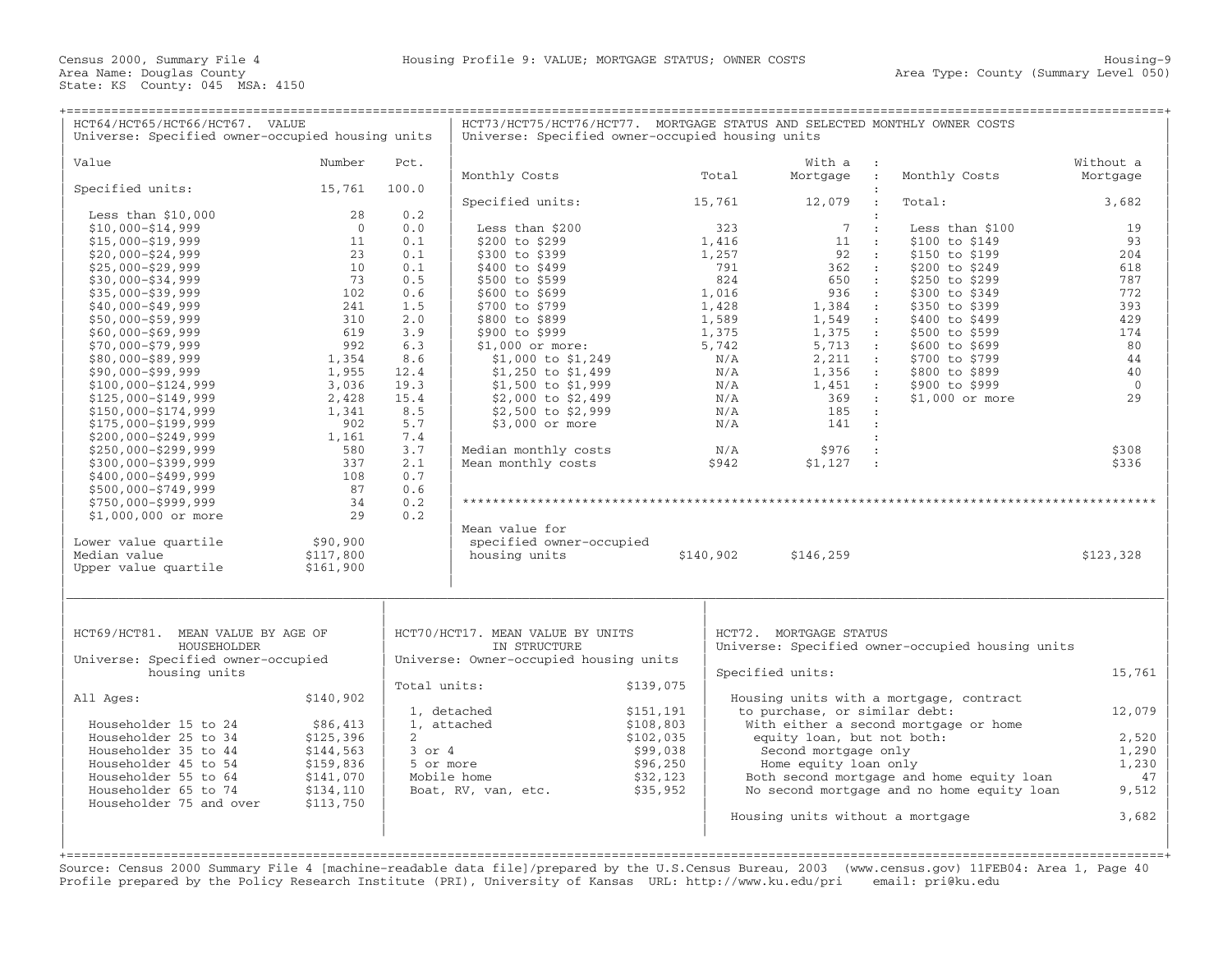Census 2000, Summary File 4 — Housing Profile 9: VALUE; MORTGAGE STATUS; OWNER COSTS — Housing-9

Area Name: Douglas County — Area Type: County (Summary Level 050)

State: KS County: 045 MSA: 4150

## HCT64/HCT65/HCT66/HCT67. VALUE

Universe: Specified owner-occupied housing units

| Value | Number | Pct. |
|---|---|---|
| Specified units: | 15,761 | 100.0 |
| Less than $10,000 | 28 | 0.2 |
| $10,000-$14,999 | 0 | 0.0 |
| $15,000-$19,999 | 11 | 0.1 |
| $20,000-$24,999 | 23 | 0.1 |
| $25,000-$29,999 | 10 | 0.1 |
| $30,000-$34,999 | 73 | 0.5 |
| $35,000-$39,999 | 102 | 0.6 |
| $40,000-$49,999 | 241 | 1.5 |
| $50,000-$59,999 | 310 | 2.0 |
| $60,000-$69,999 | 619 | 3.9 |
| $70,000-$79,999 | 992 | 6.3 |
| $80,000-$89,999 | 1,354 | 8.6 |
| $90,000-$99,999 | 1,955 | 12.4 |
| $100,000-$124,999 | 3,036 | 19.3 |
| $125,000-$149,999 | 2,428 | 15.4 |
| $150,000-$174,999 | 1,341 | 8.5 |
| $175,000-$199,999 | 902 | 5.7 |
| $200,000-$249,999 | 1,161 | 7.4 |
| $250,000-$299,999 | 580 | 3.7 |
| $300,000-$399,999 | 337 | 2.1 |
| $400,000-$499,999 | 108 | 0.7 |
| $500,000-$749,999 | 87 | 0.6 |
| $750,000-$999,999 | 34 | 0.2 |
| $1,000,000 or more | 29 | 0.2 |
| Lower value quartile | $90,900 | |
| Median value | $117,800 | |
| Upper value quartile | $161,900 | |

## HCT73/HCT75/HCT76/HCT77. MORTGAGE STATUS AND SELECTED MONTHLY OWNER COSTS

Universe: Specified owner-occupied housing units

| Monthly Costs | Total | With a Mortgage |
|---|---|---|
| Specified units: | 15,761 | 12,079 |
| Less than $200 | 323 | 7 |
| $200 to $299 | 1,416 | 11 |
| $300 to $399 | 1,257 | 92 |
| $400 to $499 | 791 | 362 |
| $500 to $599 | 824 | 650 |
| $600 to $699 | 1,016 | 936 |
| $700 to $799 | 1,428 | 1,384 |
| $800 to $899 | 1,589 | 1,549 |
| $900 to $999 | 1,375 | 1,375 |
| $1,000 or more: | 5,742 | 5,713 |
| $1,000 to $1,249 | N/A | 2,211 |
| $1,250 to $1,499 | N/A | 1,356 |
| $1,500 to $1,999 | N/A | 1,451 |
| $2,000 to $2,499 | N/A | 369 |
| $2,500 to $2,999 | N/A | 185 |
| $3,000 or more | N/A | 141 |
| Median monthly costs | N/A | $976 |
| Mean monthly costs | $942 | $1,127 |

| Monthly Costs | Without a Mortgage |
|---|---|
| Total: | 3,682 |
| Less than $100 | 19 |
| $100 to $149 | 93 |
| $150 to $199 | 204 |
| $200 to $249 | 618 |
| $250 to $299 | 787 |
| $300 to $349 | 772 |
| $350 to $399 | 393 |
| $400 to $499 | 429 |
| $500 to $599 | 174 |
| $600 to $699 | 80 |
| $700 to $799 | 44 |
| $800 to $899 | 40 |
| $900 to $999 | 0 |
| $1,000 or more | 29 |
| Median monthly costs | $308 |
| Mean monthly costs | $336 |

| | Total | With a Mortgage | Without a Mortgage |
|---|---|---|---|
| Mean value for specified owner-occupied housing units | $140,902 | $146,259 | $123,328 |

## HCT69/HCT81. MEAN VALUE BY AGE OF HOUSEHOLDER

Universe: Specified owner-occupied housing units

| | |
|---|---|
| All Ages: | $140,902 |
| Householder 15 to 24 | $86,413 |
| Householder 25 to 34 | $125,396 |
| Householder 35 to 44 | $144,563 |
| Householder 45 to 54 | $159,836 |
| Householder 55 to 64 | $141,070 |
| Householder 65 to 74 | $134,110 |
| Householder 75 and over | $113,750 |

## HCT70/HCT17. MEAN VALUE BY UNITS IN STRUCTURE

Universe: Owner-occupied housing units

| | |
|---|---|
| Total units: | $139,075 |
| 1, detached | $151,191 |
| 1, attached | $108,803 |
| 2 | $102,035 |
| 3 or 4 | $99,038 |
| 5 or more | $96,250 |
| Mobile home | $32,123 |
| Boat, RV, van, etc. | $35,952 |

## HCT72. MORTGAGE STATUS

Universe: Specified owner-occupied housing units

| | |
|---|---|
| Specified units: | 15,761 |
| Housing units with a mortgage, contract to purchase, or similar debt: | 12,079 |
| With either a second mortgage or home equity loan, but not both: | 2,520 |
| Second mortgage only | 1,290 |
| Home equity loan only | 1,230 |
| Both second mortgage and home equity loan | 47 |
| No second mortgage and no home equity loan | 9,512 |
| Housing units without a mortgage | 3,682 |

Source: Census 2000 Summary File 4 [machine-readable data file]/prepared by the U.S.Census Bureau, 2003 (www.census.gov) 11FEB04: Area 1, Page 40

Profile prepared by the Policy Research Institute (PRI), University of Kansas URL: http://www.ku.edu/pri email: pri@ku.edu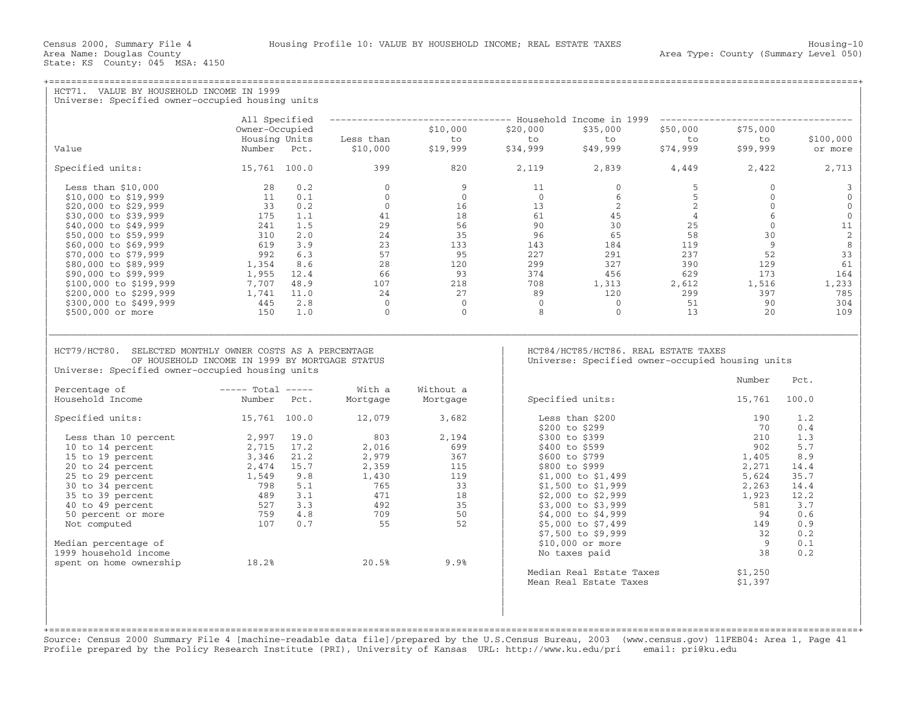Census 2000, Summary File 4 — Housing Profile 10: VALUE BY HOUSEHOLD INCOME; REAL ESTATE TAXES — Housing-10

Area Name: Douglas County — Area Type: County (Summary Level 050)

State: KS County: 045 MSA: 4150

## HCT71. VALUE BY HOUSEHOLD INCOME IN 1999

Universe: Specified owner-occupied housing units

| Value | All Specified Owner-Occupied Housing Units Number | Pct. | Household Income in 1999: Less than $10,000 | $10,000 to $19,999 | $20,000 to $34,999 | $35,000 to $49,999 | $50,000 to $74,999 | $75,000 to $99,999 | $100,000 or more |
|---|---|---|---|---|---|---|---|---|---|
| Specified units: | 15,761 | 100.0 | 399 | 820 | 2,119 | 2,839 | 4,449 | 2,422 | 2,713 |
| Less than $10,000 | 28 | 0.2 | 0 | 9 | 11 | 0 | 5 | 0 | 3 |
| $10,000 to $19,999 | 11 | 0.1 | 0 | 0 | 0 | 6 | 5 | 0 | 0 |
| $20,000 to $29,999 | 33 | 0.2 | 0 | 16 | 13 | 2 | 2 | 0 | 0 |
| $30,000 to $39,999 | 175 | 1.1 | 41 | 18 | 61 | 45 | 4 | 6 | 0 |
| $40,000 to $49,999 | 241 | 1.5 | 29 | 56 | 90 | 30 | 25 | 0 | 11 |
| $50,000 to $59,999 | 310 | 2.0 | 24 | 35 | 96 | 65 | 58 | 30 | 2 |
| $60,000 to $69,999 | 619 | 3.9 | 23 | 133 | 143 | 184 | 119 | 9 | 8 |
| $70,000 to $79,999 | 992 | 6.3 | 57 | 95 | 227 | 291 | 237 | 52 | 33 |
| $80,000 to $89,999 | 1,354 | 8.6 | 28 | 120 | 299 | 327 | 390 | 129 | 61 |
| $90,000 to $99,999 | 1,955 | 12.4 | 66 | 93 | 374 | 456 | 629 | 173 | 164 |
| $100,000 to $199,999 | 7,707 | 48.9 | 107 | 218 | 708 | 1,313 | 2,612 | 1,516 | 1,233 |
| $200,000 to $299,999 | 1,741 | 11.0 | 24 | 27 | 89 | 120 | 299 | 397 | 785 |
| $300,000 to $499,999 | 445 | 2.8 | 0 | 0 | 0 | 0 | 51 | 90 | 304 |
| $500,000 or more | 150 | 1.0 | 0 | 0 | 8 | 0 | 13 | 20 | 109 |

## HCT79/HCT80. SELECTED MONTHLY OWNER COSTS AS A PERCENTAGE OF HOUSEHOLD INCOME IN 1999 BY MORTGAGE STATUS

Universe: Specified owner-occupied housing units

| Percentage of Household Income | Total Number | Total Pct. | With a Mortgage | Without a Mortgage |
|---|---|---|---|---|
| Specified units: | 15,761 | 100.0 | 12,079 | 3,682 |
| Less than 10 percent | 2,997 | 19.0 | 803 | 2,194 |
| 10 to 14 percent | 2,715 | 17.2 | 2,016 | 699 |
| 15 to 19 percent | 3,346 | 21.2 | 2,979 | 367 |
| 20 to 24 percent | 2,474 | 15.7 | 2,359 | 115 |
| 25 to 29 percent | 1,549 | 9.8 | 1,430 | 119 |
| 30 to 34 percent | 798 | 5.1 | 765 | 33 |
| 35 to 39 percent | 489 | 3.1 | 471 | 18 |
| 40 to 49 percent | 527 | 3.3 | 492 | 35 |
| 50 percent or more | 759 | 4.8 | 709 | 50 |
| Not computed | 107 | 0.7 | 55 | 52 |
| Median percentage of 1999 household income spent on home ownership | 18.2% | | 20.5% | 9.9% |

## HCT84/HCT85/HCT86. REAL ESTATE TAXES

Universe: Specified owner-occupied housing units

| | Number | Pct. |
|---|---|---|
| Specified units: | 15,761 | 100.0 |
| Less than $200 | 190 | 1.2 |
| $200 to $299 | 70 | 0.4 |
| $300 to $399 | 210 | 1.3 |
| $400 to $599 | 902 | 5.7 |
| $600 to $799 | 1,405 | 8.9 |
| $800 to $999 | 2,271 | 14.4 |
| $1,000 to $1,499 | 5,624 | 35.7 |
| $1,500 to $1,999 | 2,263 | 14.4 |
| $2,000 to $2,999 | 1,923 | 12.2 |
| $3,000 to $3,999 | 581 | 3.7 |
| $4,000 to $4,999 | 94 | 0.6 |
| $5,000 to $7,499 | 149 | 0.9 |
| $7,500 to $9,999 | 32 | 0.2 |
| $10,000 or more | 9 | 0.1 |
| No taxes paid | 38 | 0.2 |
| Median Real Estate Taxes | $1,250 | |
| Mean Real Estate Taxes | $1,397 | |

Source: Census 2000 Summary File 4 [machine-readable data file]/prepared by the U.S.Census Bureau, 2003 (www.census.gov) 11FEB04: Area 1, Page 41
Profile prepared by the Policy Research Institute (PRI), University of Kansas URL: http://www.ku.edu/pri email: pri@ku.edu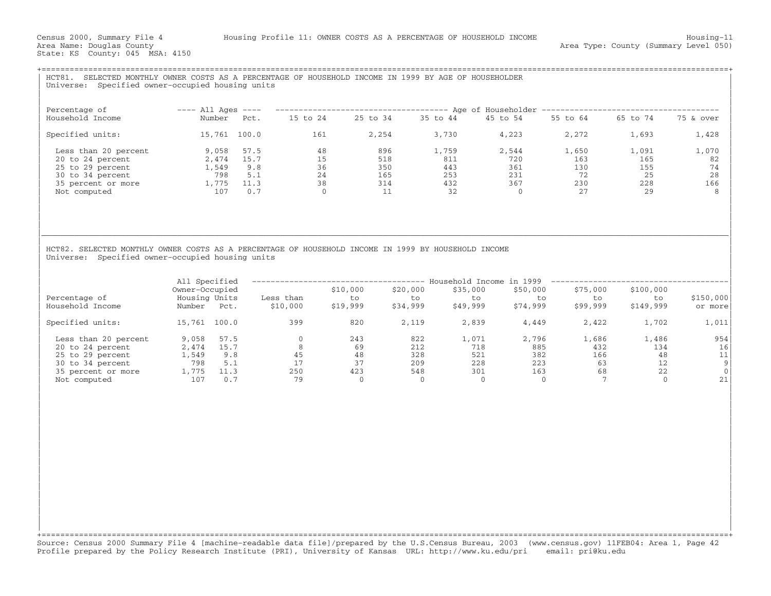Census 2000, Summary File 4 Housing Profile 11: OWNER COSTS AS A PERCENTAGE OF HOUSEHOLD INCOME Housing-11
Area Name: Douglas County Area Type: County (Summary Level 050)
State: KS County: 045 MSA: 4150

## HCT81. SELECTED MONTHLY OWNER COSTS AS A PERCENTAGE OF HOUSEHOLD INCOME IN 1999 BY AGE OF HOUSEHOLDER

Universe: Specified owner-occupied housing units

| Percentage of Household Income | All Ages Number | All Ages Pct. | 15 to 24 | 25 to 34 | 35 to 44 | 45 to 54 | 55 to 64 | 65 to 74 | 75 & over |
|---|---|---|---|---|---|---|---|---|---|
| Specified units: | 15,761 | 100.0 | 161 | 2,254 | 3,730 | 4,223 | 2,272 | 1,693 | 1,428 |
| Less than 20 percent | 9,058 | 57.5 | 48 | 896 | 1,759 | 2,544 | 1,650 | 1,091 | 1,070 |
| 20 to 24 percent | 2,474 | 15.7 | 15 | 518 | 811 | 720 | 163 | 165 | 82 |
| 25 to 29 percent | 1,549 | 9.8 | 36 | 350 | 443 | 361 | 130 | 155 | 74 |
| 30 to 34 percent | 798 | 5.1 | 24 | 165 | 253 | 231 | 72 | 25 | 28 |
| 35 percent or more | 1,775 | 11.3 | 38 | 314 | 432 | 367 | 230 | 228 | 166 |
| Not computed | 107 | 0.7 | 0 | 11 | 32 | 0 | 27 | 29 | 8 |

## HCT82. SELECTED MONTHLY OWNER COSTS AS A PERCENTAGE OF HOUSEHOLD INCOME IN 1999 BY HOUSEHOLD INCOME

Universe: Specified owner-occupied housing units

| Percentage of Household Income | All Specified Owner-Occupied Housing Units Number | Pct. | Less than $10,000 | $10,000 to $19,999 | $20,000 to $34,999 | $35,000 to $49,999 | $50,000 to $74,999 | $75,000 to $99,999 | $100,000 to $149,999 | $150,000 or more |
|---|---|---|---|---|---|---|---|---|---|---|
| Specified units: | 15,761 | 100.0 | 399 | 820 | 2,119 | 2,839 | 4,449 | 2,422 | 1,702 | 1,011 |
| Less than 20 percent | 9,058 | 57.5 | 0 | 243 | 822 | 1,071 | 2,796 | 1,686 | 1,486 | 954 |
| 20 to 24 percent | 2,474 | 15.7 | 8 | 69 | 212 | 718 | 885 | 432 | 134 | 16 |
| 25 to 29 percent | 1,549 | 9.8 | 45 | 48 | 328 | 521 | 382 | 166 | 48 | 11 |
| 30 to 34 percent | 798 | 5.1 | 17 | 37 | 209 | 228 | 223 | 63 | 12 | 9 |
| 35 percent or more | 1,775 | 11.3 | 250 | 423 | 548 | 301 | 163 | 68 | 22 | 0 |
| Not computed | 107 | 0.7 | 79 | 0 | 0 | 0 | 0 | 7 | 0 | 21 |

Source: Census 2000 Summary File 4 [machine-readable data file]/prepared by the U.S.Census Bureau, 2003 (www.census.gov) 11FEB04: Area 1, Page 42
Profile prepared by the Policy Research Institute (PRI), University of Kansas URL: http://www.ku.edu/pri email: pri@ku.edu